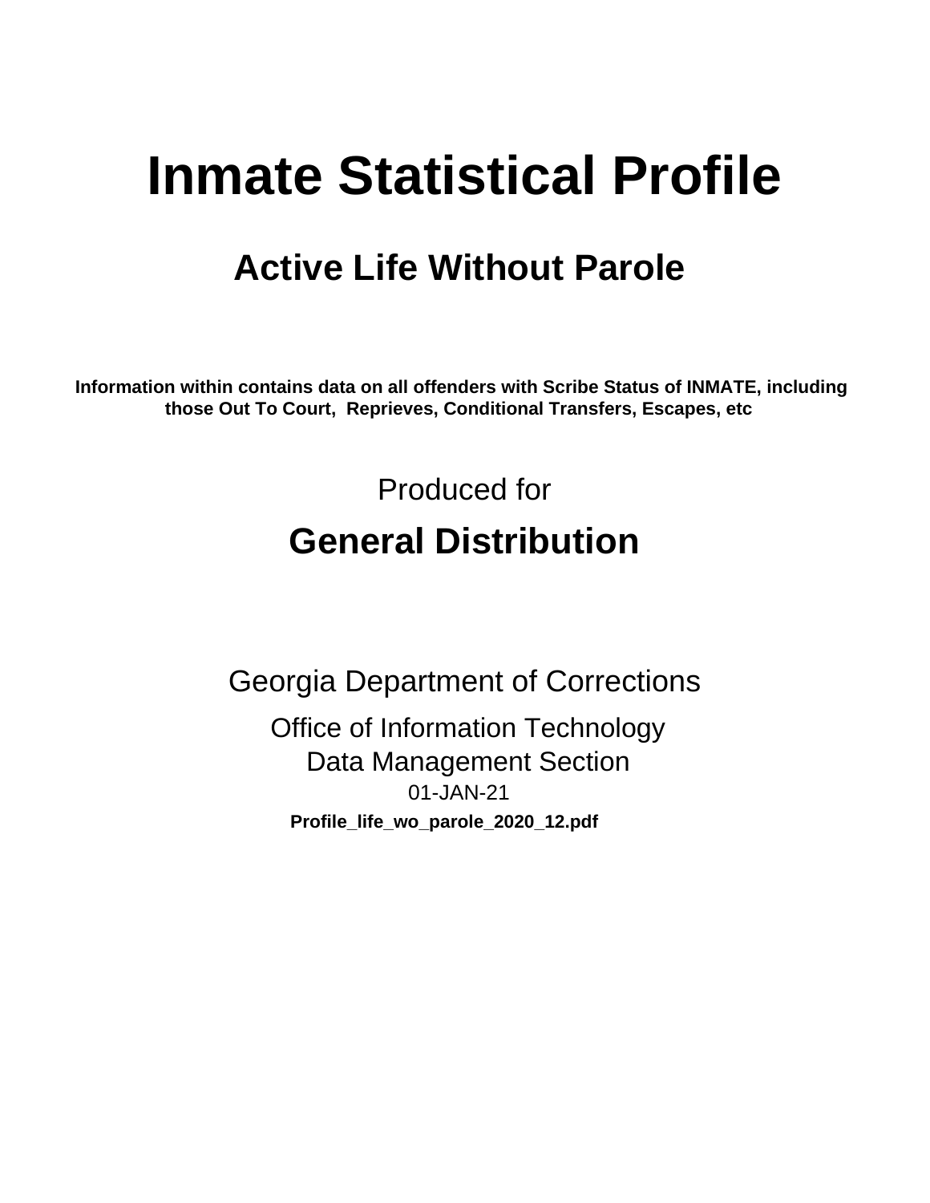# Inmate Statistical Profile

## Active Life Without Parole

**Information within contains data on all offenders with Scribe Status of INMATE, including those Out To Court, Reprieves, Conditional Transfers, Escapes, etc**

Produced for

## General Distribution

Georgia Department of Corrections

Office of Information Technology

Data Management Section

01-JAN-21

**Profile_life_wo_parole_2020_12.pdf**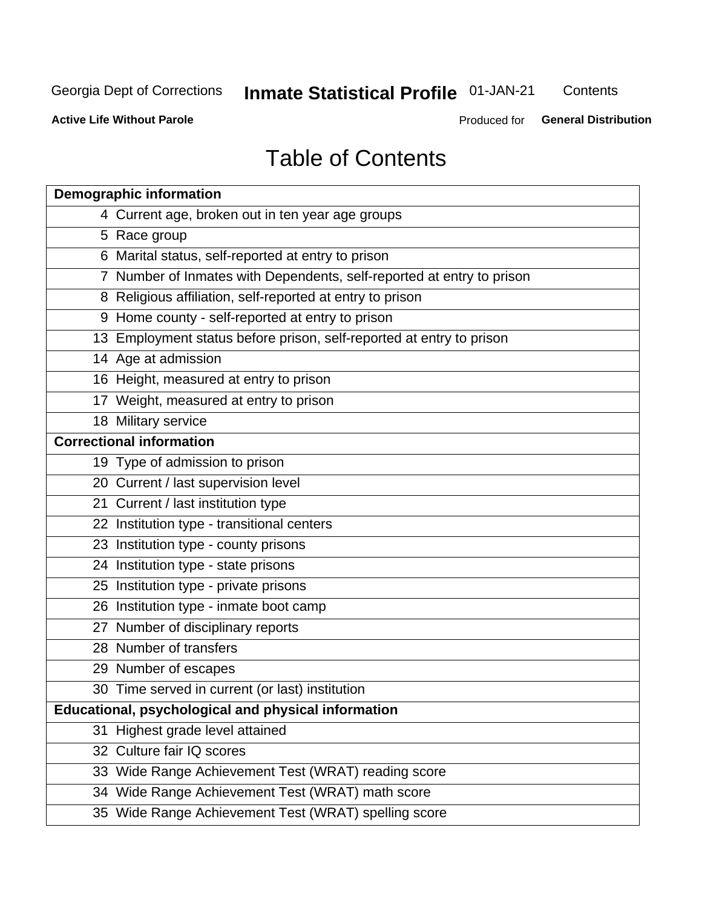# Table of Contents

| Demographic information | |
|---|---|
| 4 | Current age, broken out in ten year age groups |
| 5 | Race group |
| 6 | Marital status, self-reported at entry to prison |
| 7 | Number of Inmates with Dependents, self-reported at entry to prison |
| 8 | Religious affiliation, self-reported at entry to prison |
| 9 | Home county - self-reported at entry to prison |
| 13 | Employment status before prison, self-reported at entry to prison |
| 14 | Age at admission |
| 16 | Height, measured at entry to prison |
| 17 | Weight, measured at entry to prison |
| 18 | Military service |
| **Correctional information** | |
| 19 | Type of admission to prison |
| 20 | Current / last supervision level |
| 21 | Current / last institution type |
| 22 | Institution type - transitional centers |
| 23 | Institution type - county prisons |
| 24 | Institution type - state prisons |
| 25 | Institution type - private prisons |
| 26 | Institution type - inmate boot camp |
| 27 | Number of disciplinary reports |
| 28 | Number of transfers |
| 29 | Number of escapes |
| 30 | Time served in current (or last) institution |
| **Educational, psychological and physical information** | |
| 31 | Highest grade level attained |
| 32 | Culture fair IQ scores |
| 33 | Wide Range Achievement Test (WRAT) reading score |
| 34 | Wide Range Achievement Test (WRAT) math score |
| 35 | Wide Range Achievement Test (WRAT) spelling score |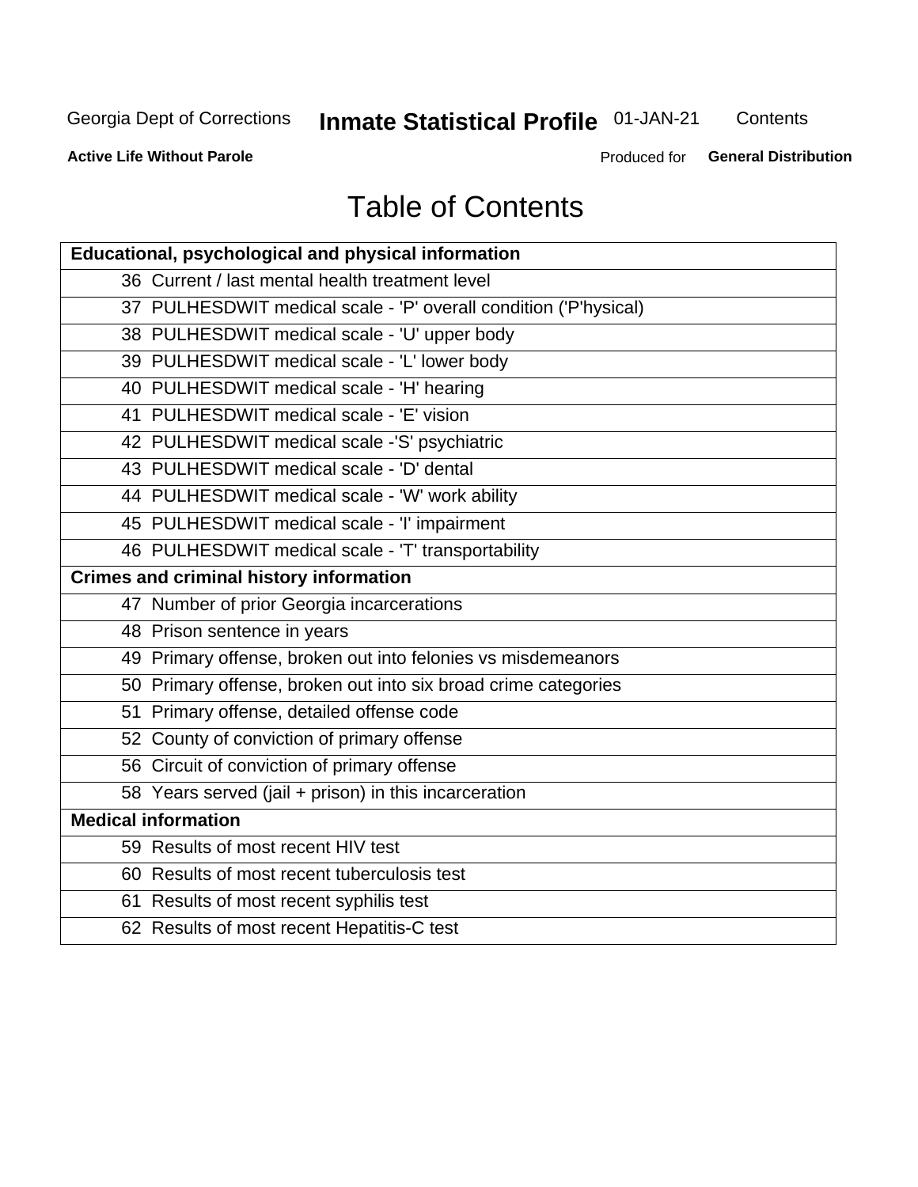# Table of Contents

| Educational, psychological and physical information |
|---|
| 36 Current / last mental health treatment level |
| 37 PULHESDWIT medical scale - 'P' overall condition ('P'hysical) |
| 38 PULHESDWIT medical scale - 'U' upper body |
| 39 PULHESDWIT medical scale - 'L' lower body |
| 40 PULHESDWIT medical scale - 'H' hearing |
| 41 PULHESDWIT medical scale - 'E' vision |
| 42 PULHESDWIT medical scale -'S' psychiatric |
| 43 PULHESDWIT medical scale - 'D' dental |
| 44 PULHESDWIT medical scale - 'W' work ability |
| 45 PULHESDWIT medical scale - 'I' impairment |
| 46 PULHESDWIT medical scale - 'T' transportability |
| **Crimes and criminal history information** |
| 47 Number of prior Georgia incarcerations |
| 48 Prison sentence in years |
| 49 Primary offense, broken out into felonies vs misdemeanors |
| 50 Primary offense, broken out into six broad crime categories |
| 51 Primary offense, detailed offense code |
| 52 County of conviction of primary offense |
| 56 Circuit of conviction of primary offense |
| 58 Years served (jail + prison) in this incarceration |
| **Medical information** |
| 59 Results of most recent HIV test |
| 60 Results of most recent tuberculosis test |
| 61 Results of most recent syphilis test |
| 62 Results of most recent Hepatitis-C test |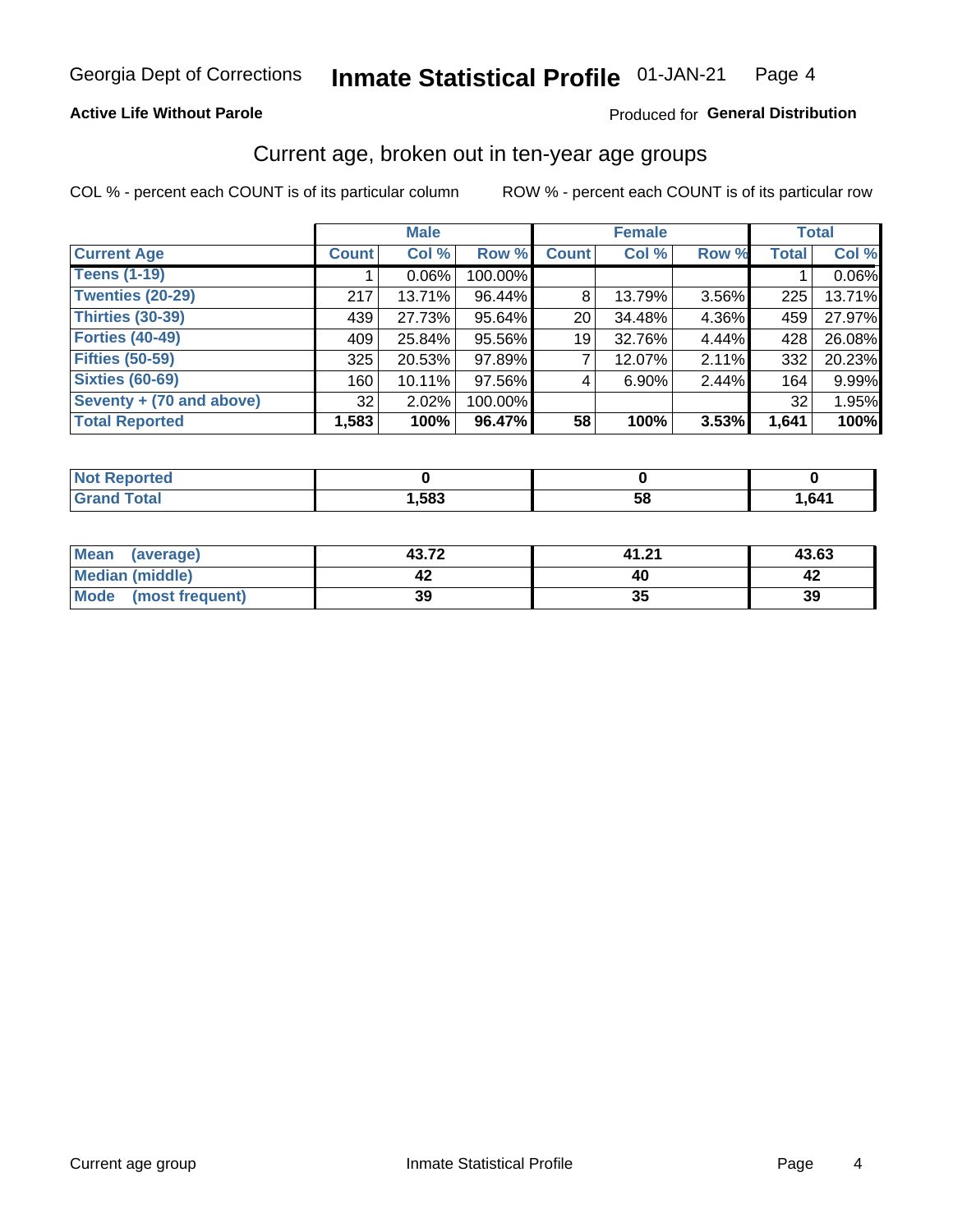**Active Life Without Parole**

Produced for **General Distribution**

## Current age, broken out in ten-year age groups

COL % - percent each COUNT is of its particular column

ROW % - percent each COUNT is of its particular row

| | Male | | | Female | | | Total | |
|---|---|---|---|---|---|---|---|---|
| **Current Age** | **Count** | **Col %** | **Row %** | **Count** | **Col %** | **Row %** | **Total** | **Col %** |
| **Teens (1-19)** | 1 | 0.06% | 100.00% | | | | 1 | 0.06% |
| **Twenties (20-29)** | 217 | 13.71% | 96.44% | 8 | 13.79% | 3.56% | 225 | 13.71% |
| **Thirties (30-39)** | 439 | 27.73% | 95.64% | 20 | 34.48% | 4.36% | 459 | 27.97% |
| **Forties (40-49)** | 409 | 25.84% | 95.56% | 19 | 32.76% | 4.44% | 428 | 26.08% |
| **Fifties (50-59)** | 325 | 20.53% | 97.89% | 7 | 12.07% | 2.11% | 332 | 20.23% |
| **Sixties (60-69)** | 160 | 10.11% | 97.56% | 4 | 6.90% | 2.44% | 164 | 9.99% |
| **Seventy + (70 and above)** | 32 | 2.02% | 100.00% | | | | 32 | 1.95% |
| **Total Reported** | **1,583** | **100%** | **96.47%** | **58** | **100%** | **3.53%** | **1,641** | **100%** |

| | Male | Female | Total |
|---|---|---|---|
| **Not Reported** | **0** | **0** | **0** |
| **Grand Total** | **1,583** | **58** | **1,641** |

| | Male | Female | Total |
|---|---|---|---|
| **Mean (average)** | **43.72** | **41.21** | **43.63** |
| **Median (middle)** | **42** | **40** | **42** |
| **Mode (most frequent)** | **39** | **35** | **39** |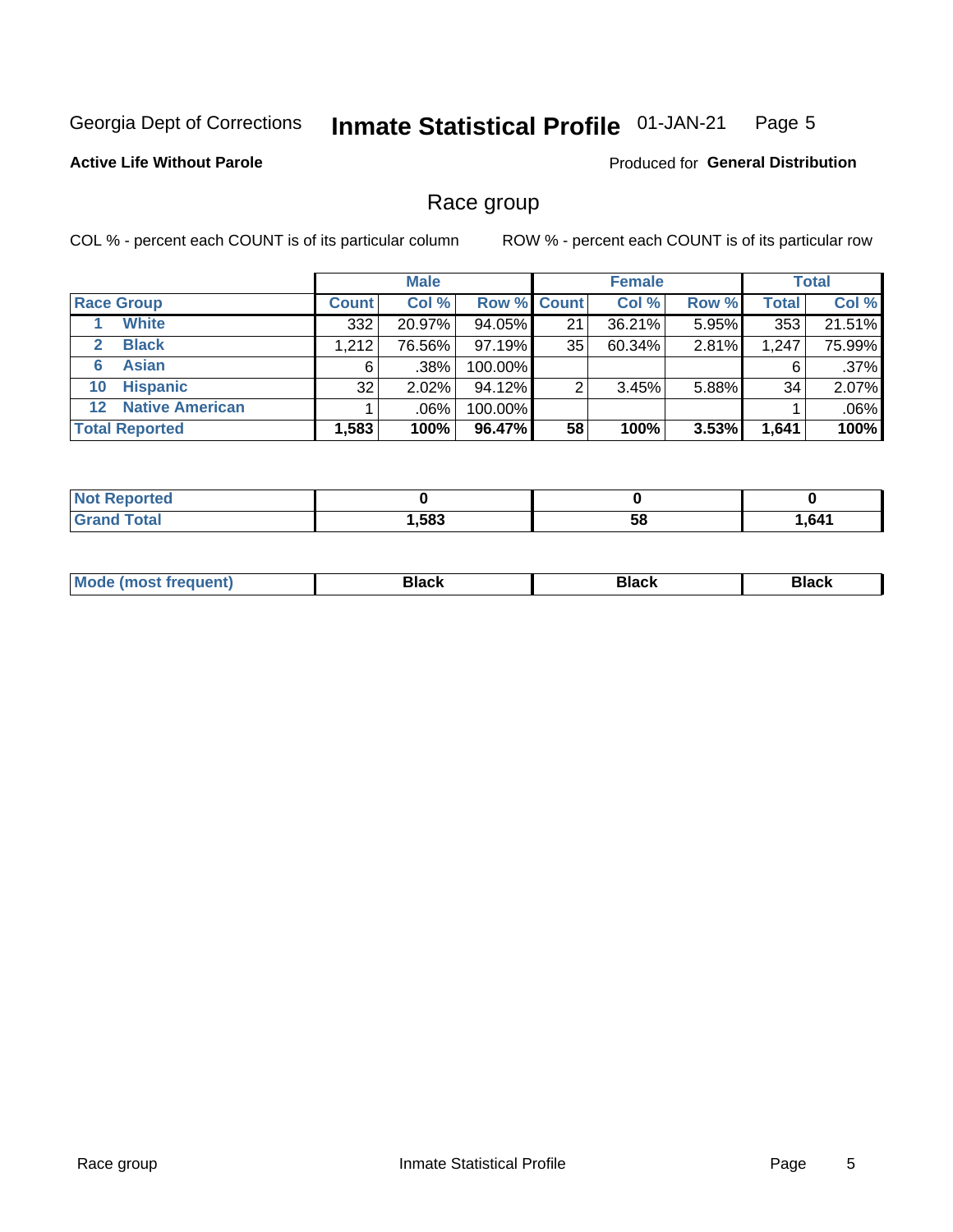Georgia Dept of Corrections **Inmate Statistical Profile** 01-JAN-21

**Active Life Without Parole**

Produced for **General Distribution**

## Race group

COL % - percent each COUNT is of its particular column

ROW % - percent each COUNT is of its particular row

| | Male | | | Female | | | Total | |
|---|---|---|---|---|---|---|---|---|
| **Race Group** | **Count** | **Col %** | **Row %** | **Count** | **Col %** | **Row %** | **Total** | **Col %** |
| 1 **White** | 332 | 20.97% | 94.05% | 21 | 36.21% | 5.95% | 353 | 21.51% |
| 2 **Black** | 1,212 | 76.56% | 97.19% | 35 | 60.34% | 2.81% | 1,247 | 75.99% |
| 6 **Asian** | 6 | .38% | 100.00% | | | | 6 | .37% |
| 10 **Hispanic** | 32 | 2.02% | 94.12% | 2 | 3.45% | 5.88% | 34 | 2.07% |
| 12 **Native American** | 1 | .06% | 100.00% | | | | 1 | .06% |
| **Total Reported** | **1,583** | **100%** | **96.47%** | **58** | **100%** | **3.53%** | **1,641** | **100%** |

| | Male | Female | Total |
|---|---|---|---|
| **Not Reported** | **0** | **0** | **0** |
| **Grand Total** | **1,583** | **58** | **1,641** |

| | Male | Female | Total |
|---|---|---|---|
| **Mode (most frequent)** | **Black** | **Black** | **Black** |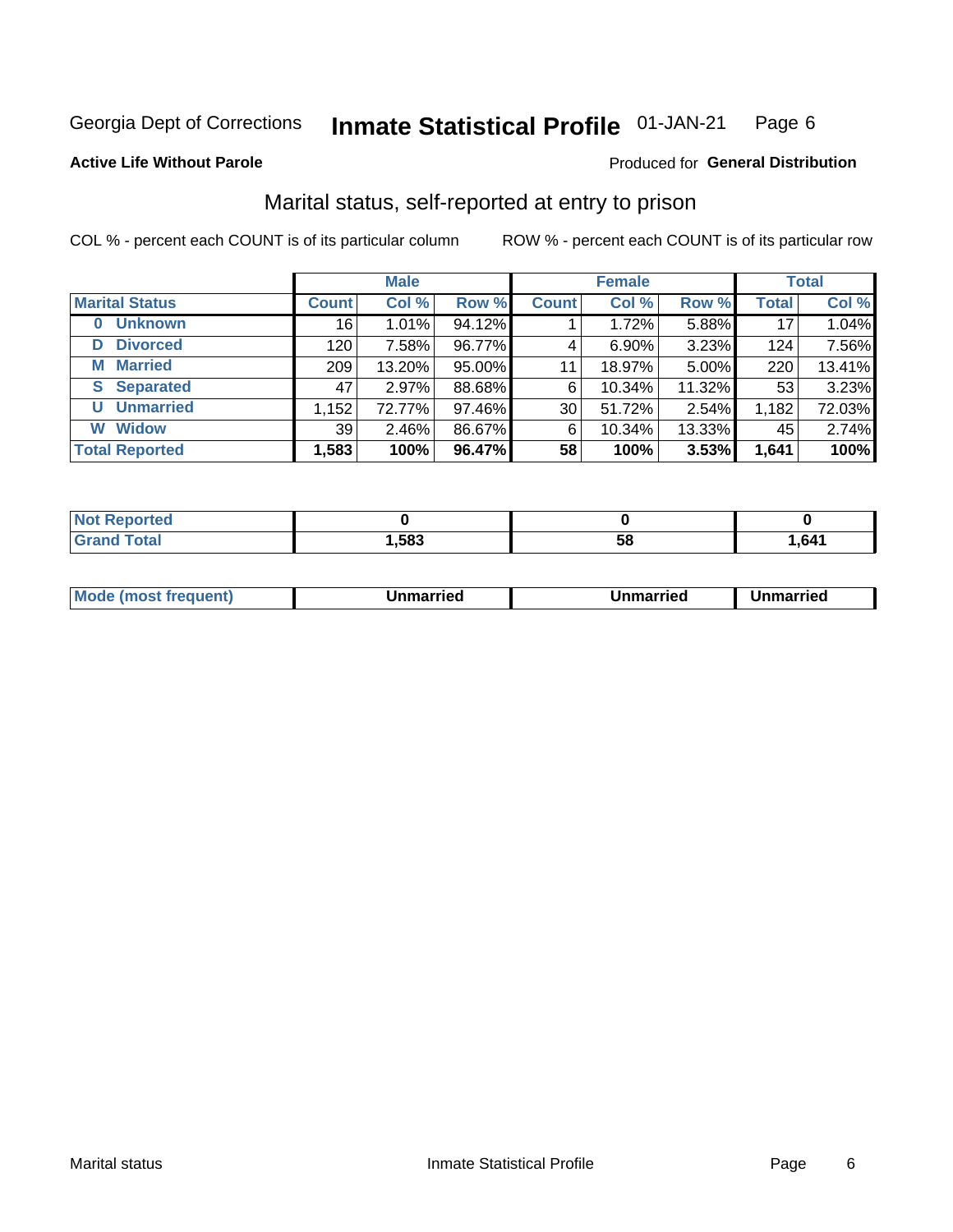Georgia Dept of Corrections **Inmate Statistical Profile** 01-JAN-21 Page 6

**Active Life Without Parole**

Produced for **General Distribution**

## Marital status, self-reported at entry to prison

COL % - percent each COUNT is of its particular column

ROW % - percent each COUNT is of its particular row

| | Male | | | Female | | | Total | |
|---|---|---|---|---|---|---|---|---|
| **Marital Status** | **Count** | **Col %** | **Row %** | **Count** | **Col %** | **Row %** | **Total** | **Col %** |
| **0 Unknown** | 16 | 1.01% | 94.12% | 1 | 1.72% | 5.88% | 17 | 1.04% |
| **D Divorced** | 120 | 7.58% | 96.77% | 4 | 6.90% | 3.23% | 124 | 7.56% |
| **M Married** | 209 | 13.20% | 95.00% | 11 | 18.97% | 5.00% | 220 | 13.41% |
| **S Separated** | 47 | 2.97% | 88.68% | 6 | 10.34% | 11.32% | 53 | 3.23% |
| **U Unmarried** | 1,152 | 72.77% | 97.46% | 30 | 51.72% | 2.54% | 1,182 | 72.03% |
| **W Widow** | 39 | 2.46% | 86.67% | 6 | 10.34% | 13.33% | 45 | 2.74% |
| **Total Reported** | **1,583** | **100%** | **96.47%** | **58** | **100%** | **3.53%** | **1,641** | **100%** |

| | Male | Female | Total |
|---|---|---|---|
| **Not Reported** | **0** | **0** | **0** |
| **Grand Total** | **1,583** | **58** | **1,641** |

| | Male | Female | Total |
|---|---|---|---|
| **Mode (most frequent)** | **Unmarried** | **Unmarried** | **Unmarried** |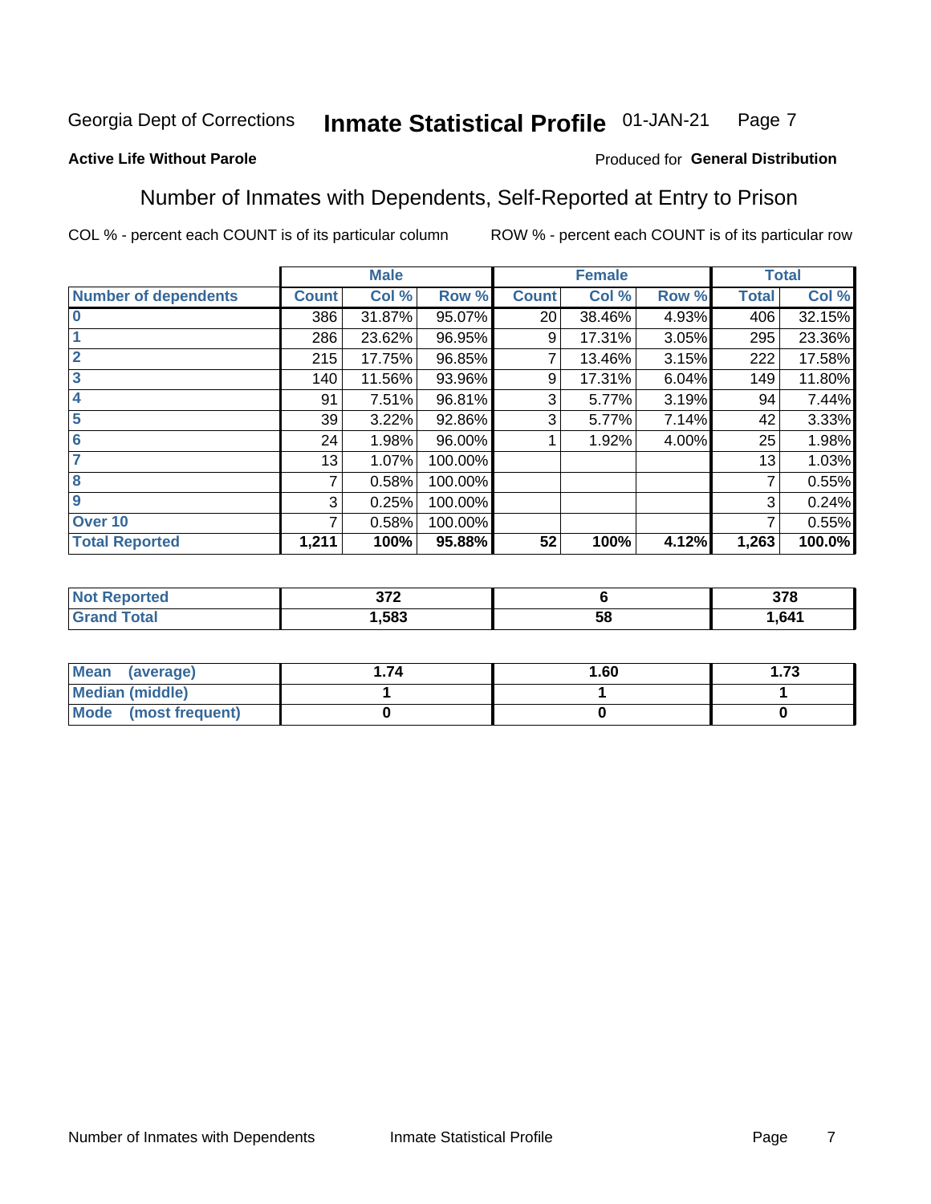Georgia Dept of Corrections **Inmate Statistical Profile** 01-JAN-21

**Active Life Without Parole**

Produced for **General Distribution**

## Number of Inmates with Dependents, Self-Reported at Entry to Prison

COL % - percent each COUNT is of its particular column    ROW % - percent each COUNT is of its particular row

| | Male | | | Female | | | Total | |
|---|---|---|---|---|---|---|---|---|
| **Number of dependents** | **Count** | **Col %** | **Row %** | **Count** | **Col %** | **Row %** | **Total** | **Col %** |
| **0** | 386 | 31.87% | 95.07% | 20 | 38.46% | 4.93% | 406 | 32.15% |
| **1** | 286 | 23.62% | 96.95% | 9 | 17.31% | 3.05% | 295 | 23.36% |
| **2** | 215 | 17.75% | 96.85% | 7 | 13.46% | 3.15% | 222 | 17.58% |
| **3** | 140 | 11.56% | 93.96% | 9 | 17.31% | 6.04% | 149 | 11.80% |
| **4** | 91 | 7.51% | 96.81% | 3 | 5.77% | 3.19% | 94 | 7.44% |
| **5** | 39 | 3.22% | 92.86% | 3 | 5.77% | 7.14% | 42 | 3.33% |
| **6** | 24 | 1.98% | 96.00% | 1 | 1.92% | 4.00% | 25 | 1.98% |
| **7** | 13 | 1.07% | 100.00% | | | | 13 | 1.03% |
| **8** | 7 | 0.58% | 100.00% | | | | 7 | 0.55% |
| **9** | 3 | 0.25% | 100.00% | | | | 3 | 0.24% |
| **Over 10** | 7 | 0.58% | 100.00% | | | | 7 | 0.55% |
| **Total Reported** | **1,211** | **100%** | **95.88%** | **52** | **100%** | **4.12%** | **1,263** | **100.0%** |

| | Male | Female | Total |
|---|---|---|---|
| **Not Reported** | **372** | **6** | **378** |
| **Grand Total** | **1,583** | **58** | **1,641** |

| | Male | Female | Total |
|---|---|---|---|
| **Mean (average)** | **1.74** | **1.60** | **1.73** |
| **Median (middle)** | **1** | **1** | **1** |
| **Mode (most frequent)** | **0** | **0** | **0** |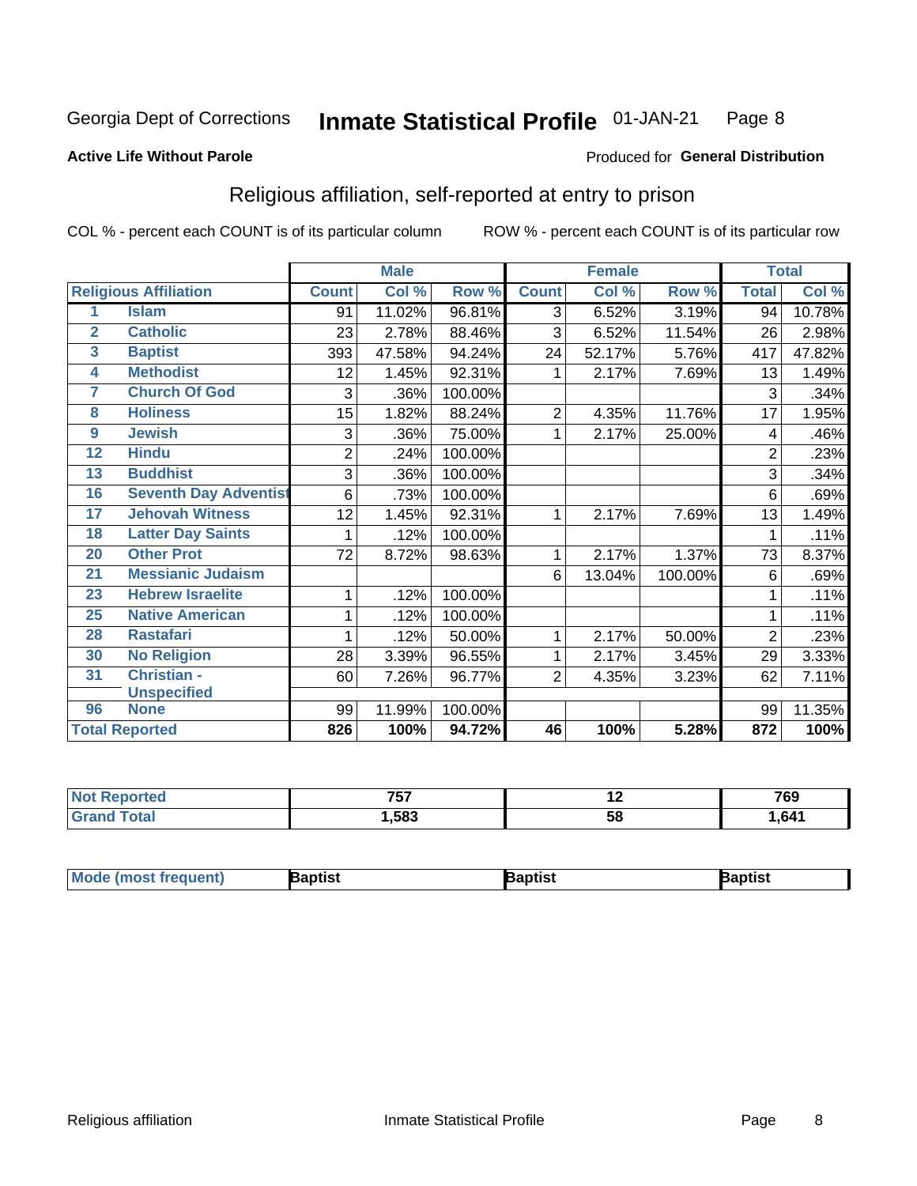Georgia Dept of Corrections **Inmate Statistical Profile** 01-JAN-21

**Active Life Without Parole**

Produced for **General Distribution**

## Religious affiliation, self-reported at entry to prison

COL % - percent each COUNT is of its particular column ROW % - percent each COUNT is of its particular row

| Religious Affiliation | | Male | | | Female | | | Total | |
|---|---|---|---|---|---|---|---|---|---|
| | | Count | Col % | Row % | Count | Col % | Row % | Total | Col % |
| 1 | Islam | 91 | 11.02% | 96.81% | 3 | 6.52% | 3.19% | 94 | 10.78% |
| 2 | Catholic | 23 | 2.78% | 88.46% | 3 | 6.52% | 11.54% | 26 | 2.98% |
| 3 | Baptist | 393 | 47.58% | 94.24% | 24 | 52.17% | 5.76% | 417 | 47.82% |
| 4 | Methodist | 12 | 1.45% | 92.31% | 1 | 2.17% | 7.69% | 13 | 1.49% |
| 7 | Church Of God | 3 | .36% | 100.00% | | | | 3 | .34% |
| 8 | Holiness | 15 | 1.82% | 88.24% | 2 | 4.35% | 11.76% | 17 | 1.95% |
| 9 | Jewish | 3 | .36% | 75.00% | 1 | 2.17% | 25.00% | 4 | .46% |
| 12 | Hindu | 2 | .24% | 100.00% | | | | 2 | .23% |
| 13 | Buddhist | 3 | .36% | 100.00% | | | | 3 | .34% |
| 16 | Seventh Day Adventist | 6 | .73% | 100.00% | | | | 6 | .69% |
| 17 | Jehovah Witness | 12 | 1.45% | 92.31% | 1 | 2.17% | 7.69% | 13 | 1.49% |
| 18 | Latter Day Saints | 1 | .12% | 100.00% | | | | 1 | .11% |
| 20 | Other Prot | 72 | 8.72% | 98.63% | 1 | 2.17% | 1.37% | 73 | 8.37% |
| 21 | Messianic Judaism | | | | 6 | 13.04% | 100.00% | 6 | .69% |
| 23 | Hebrew Israelite | 1 | .12% | 100.00% | | | | 1 | .11% |
| 25 | Native American | 1 | .12% | 100.00% | | | | 1 | .11% |
| 28 | Rastafari | 1 | .12% | 50.00% | 1 | 2.17% | 50.00% | 2 | .23% |
| 30 | No Religion | 28 | 3.39% | 96.55% | 1 | 2.17% | 3.45% | 29 | 3.33% |
| 31 | Christian - Unspecified | 60 | 7.26% | 96.77% | 2 | 4.35% | 3.23% | 62 | 7.11% |
| 96 | None | 99 | 11.99% | 100.00% | | | | 99 | 11.35% |
| **Total Reported** | | **826** | **100%** | **94.72%** | **46** | **100%** | **5.28%** | **872** | **100%** |

| | Male | Female | Total |
|---|---|---|---|
| Not Reported | 757 | 12 | 769 |
| Grand Total | 1,583 | 58 | 1,641 |

| | Male | Female | Total |
|---|---|---|---|
| Mode (most frequent) | Baptist | Baptist | Baptist |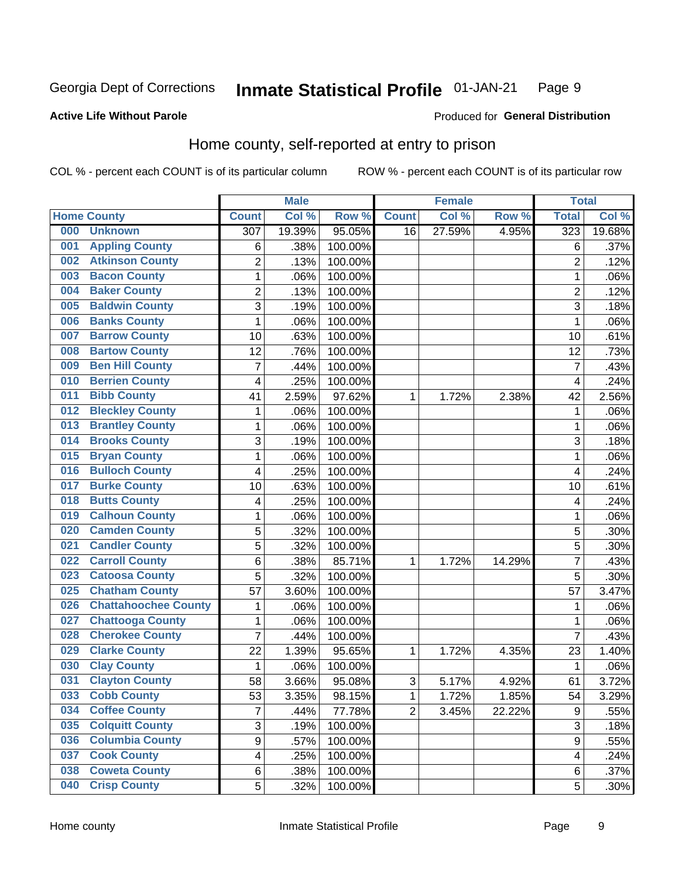Georgia Dept of Corrections **Inmate Statistical Profile** 01-JAN-21

**Active Life Without Parole**

Produced for **General Distribution**

## Home county, self-reported at entry to prison

COL % - percent each COUNT is of its particular column ROW % - percent each COUNT is of its particular row

| Home County | | Male | | | Female | | | Total | |
|---|---|---|---|---|---|---|---|---|---|
| | | Count | Col % | Row % | Count | Col % | Row % | Total | Col % |
| 000 | Unknown | 307 | 19.39% | 95.05% | 16 | 27.59% | 4.95% | 323 | 19.68% |
| 001 | Appling County | 6 | .38% | 100.00% | | | | 6 | .37% |
| 002 | Atkinson County | 2 | .13% | 100.00% | | | | 2 | .12% |
| 003 | Bacon County | 1 | .06% | 100.00% | | | | 1 | .06% |
| 004 | Baker County | 2 | .13% | 100.00% | | | | 2 | .12% |
| 005 | Baldwin County | 3 | .19% | 100.00% | | | | 3 | .18% |
| 006 | Banks County | 1 | .06% | 100.00% | | | | 1 | .06% |
| 007 | Barrow County | 10 | .63% | 100.00% | | | | 10 | .61% |
| 008 | Bartow County | 12 | .76% | 100.00% | | | | 12 | .73% |
| 009 | Ben Hill County | 7 | .44% | 100.00% | | | | 7 | .43% |
| 010 | Berrien County | 4 | .25% | 100.00% | | | | 4 | .24% |
| 011 | Bibb County | 41 | 2.59% | 97.62% | 1 | 1.72% | 2.38% | 42 | 2.56% |
| 012 | Bleckley County | 1 | .06% | 100.00% | | | | 1 | .06% |
| 013 | Brantley County | 1 | .06% | 100.00% | | | | 1 | .06% |
| 014 | Brooks County | 3 | .19% | 100.00% | | | | 3 | .18% |
| 015 | Bryan County | 1 | .06% | 100.00% | | | | 1 | .06% |
| 016 | Bulloch County | 4 | .25% | 100.00% | | | | 4 | .24% |
| 017 | Burke County | 10 | .63% | 100.00% | | | | 10 | .61% |
| 018 | Butts County | 4 | .25% | 100.00% | | | | 4 | .24% |
| 019 | Calhoun County | 1 | .06% | 100.00% | | | | 1 | .06% |
| 020 | Camden County | 5 | .32% | 100.00% | | | | 5 | .30% |
| 021 | Candler County | 5 | .32% | 100.00% | | | | 5 | .30% |
| 022 | Carroll County | 6 | .38% | 85.71% | 1 | 1.72% | 14.29% | 7 | .43% |
| 023 | Catoosa County | 5 | .32% | 100.00% | | | | 5 | .30% |
| 025 | Chatham County | 57 | 3.60% | 100.00% | | | | 57 | 3.47% |
| 026 | Chattahoochee County | 1 | .06% | 100.00% | | | | 1 | .06% |
| 027 | Chattooga County | 1 | .06% | 100.00% | | | | 1 | .06% |
| 028 | Cherokee County | 7 | .44% | 100.00% | | | | 7 | .43% |
| 029 | Clarke County | 22 | 1.39% | 95.65% | 1 | 1.72% | 4.35% | 23 | 1.40% |
| 030 | Clay County | 1 | .06% | 100.00% | | | | 1 | .06% |
| 031 | Clayton County | 58 | 3.66% | 95.08% | 3 | 5.17% | 4.92% | 61 | 3.72% |
| 033 | Cobb County | 53 | 3.35% | 98.15% | 1 | 1.72% | 1.85% | 54 | 3.29% |
| 034 | Coffee County | 7 | .44% | 77.78% | 2 | 3.45% | 22.22% | 9 | .55% |
| 035 | Colquitt County | 3 | .19% | 100.00% | | | | 3 | .18% |
| 036 | Columbia County | 9 | .57% | 100.00% | | | | 9 | .55% |
| 037 | Cook County | 4 | .25% | 100.00% | | | | 4 | .24% |
| 038 | Coweta County | 6 | .38% | 100.00% | | | | 6 | .37% |
| 040 | Crisp County | 5 | .32% | 100.00% | | | | 5 | .30% |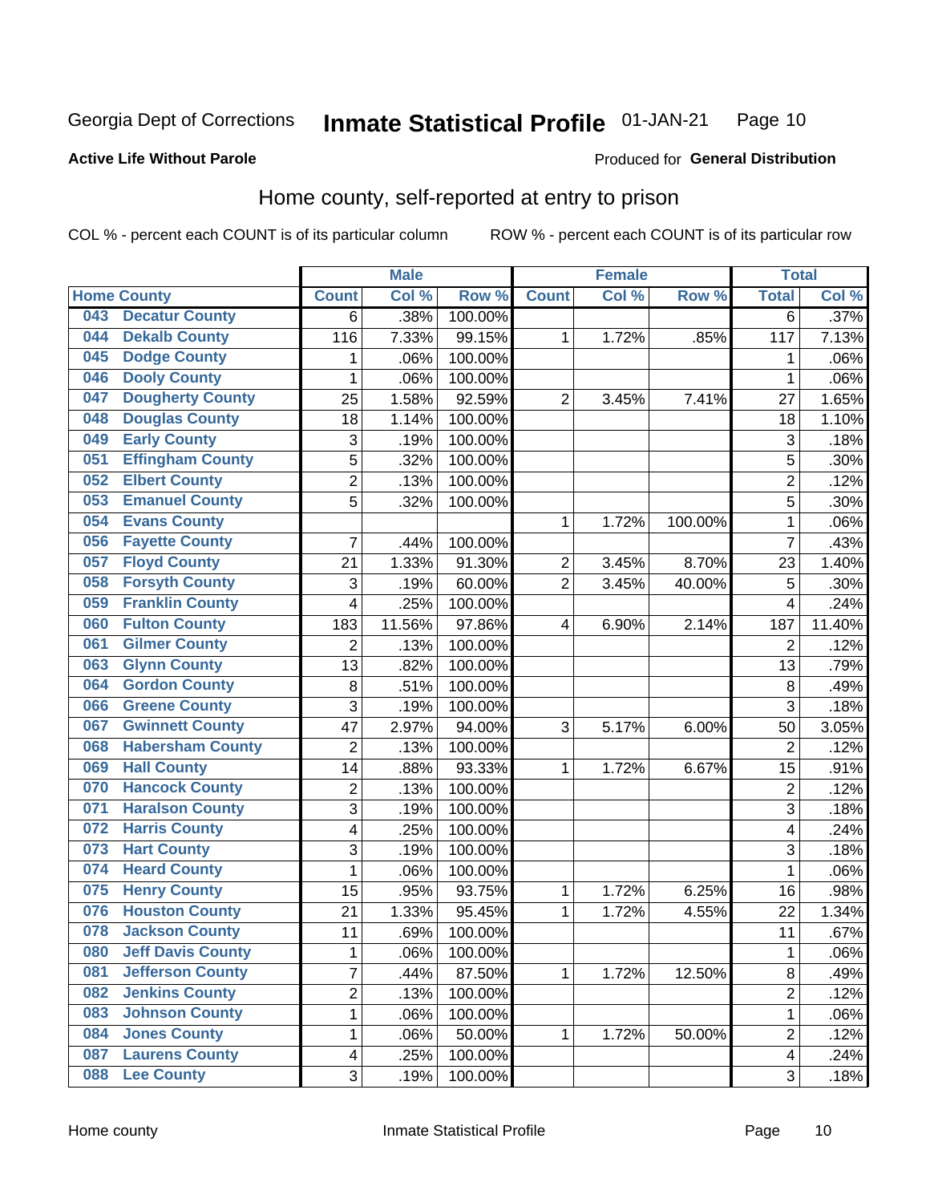Georgia Dept of Corrections **Inmate Statistical Profile** 01-JAN-21

**Active Life Without Parole**

Produced for **General Distribution**

## Home county, self-reported at entry to prison

COL % - percent each COUNT is of its particular column ROW % - percent each COUNT is of its particular row

| Home County | | Male | | | Female | | | Total | |
|---|---|---|---|---|---|---|---|---|---|
| | | Count | Col % | Row % | Count | Col % | Row % | Total | Col % |
| 043 | Decatur County | 6 | .38% | 100.00% | | | | 6 | .37% |
| 044 | Dekalb County | 116 | 7.33% | 99.15% | 1 | 1.72% | .85% | 117 | 7.13% |
| 045 | Dodge County | 1 | .06% | 100.00% | | | | 1 | .06% |
| 046 | Dooly County | 1 | .06% | 100.00% | | | | 1 | .06% |
| 047 | Dougherty County | 25 | 1.58% | 92.59% | 2 | 3.45% | 7.41% | 27 | 1.65% |
| 048 | Douglas County | 18 | 1.14% | 100.00% | | | | 18 | 1.10% |
| 049 | Early County | 3 | .19% | 100.00% | | | | 3 | .18% |
| 051 | Effingham County | 5 | .32% | 100.00% | | | | 5 | .30% |
| 052 | Elbert County | 2 | .13% | 100.00% | | | | 2 | .12% |
| 053 | Emanuel County | 5 | .32% | 100.00% | | | | 5 | .30% |
| 054 | Evans County | | | | 1 | 1.72% | 100.00% | 1 | .06% |
| 056 | Fayette County | 7 | .44% | 100.00% | | | | 7 | .43% |
| 057 | Floyd County | 21 | 1.33% | 91.30% | 2 | 3.45% | 8.70% | 23 | 1.40% |
| 058 | Forsyth County | 3 | .19% | 60.00% | 2 | 3.45% | 40.00% | 5 | .30% |
| 059 | Franklin County | 4 | .25% | 100.00% | | | | 4 | .24% |
| 060 | Fulton County | 183 | 11.56% | 97.86% | 4 | 6.90% | 2.14% | 187 | 11.40% |
| 061 | Gilmer County | 2 | .13% | 100.00% | | | | 2 | .12% |
| 063 | Glynn County | 13 | .82% | 100.00% | | | | 13 | .79% |
| 064 | Gordon County | 8 | .51% | 100.00% | | | | 8 | .49% |
| 066 | Greene County | 3 | .19% | 100.00% | | | | 3 | .18% |
| 067 | Gwinnett County | 47 | 2.97% | 94.00% | 3 | 5.17% | 6.00% | 50 | 3.05% |
| 068 | Habersham County | 2 | .13% | 100.00% | | | | 2 | .12% |
| 069 | Hall County | 14 | .88% | 93.33% | 1 | 1.72% | 6.67% | 15 | .91% |
| 070 | Hancock County | 2 | .13% | 100.00% | | | | 2 | .12% |
| 071 | Haralson County | 3 | .19% | 100.00% | | | | 3 | .18% |
| 072 | Harris County | 4 | .25% | 100.00% | | | | 4 | .24% |
| 073 | Hart County | 3 | .19% | 100.00% | | | | 3 | .18% |
| 074 | Heard County | 1 | .06% | 100.00% | | | | 1 | .06% |
| 075 | Henry County | 15 | .95% | 93.75% | 1 | 1.72% | 6.25% | 16 | .98% |
| 076 | Houston County | 21 | 1.33% | 95.45% | 1 | 1.72% | 4.55% | 22 | 1.34% |
| 078 | Jackson County | 11 | .69% | 100.00% | | | | 11 | .67% |
| 080 | Jeff Davis County | 1 | .06% | 100.00% | | | | 1 | .06% |
| 081 | Jefferson County | 7 | .44% | 87.50% | 1 | 1.72% | 12.50% | 8 | .49% |
| 082 | Jenkins County | 2 | .13% | 100.00% | | | | 2 | .12% |
| 083 | Johnson County | 1 | .06% | 100.00% | | | | 1 | .06% |
| 084 | Jones County | 1 | .06% | 50.00% | 1 | 1.72% | 50.00% | 2 | .12% |
| 087 | Laurens County | 4 | .25% | 100.00% | | | | 4 | .24% |
| 088 | Lee County | 3 | .19% | 100.00% | | | | 3 | .18% |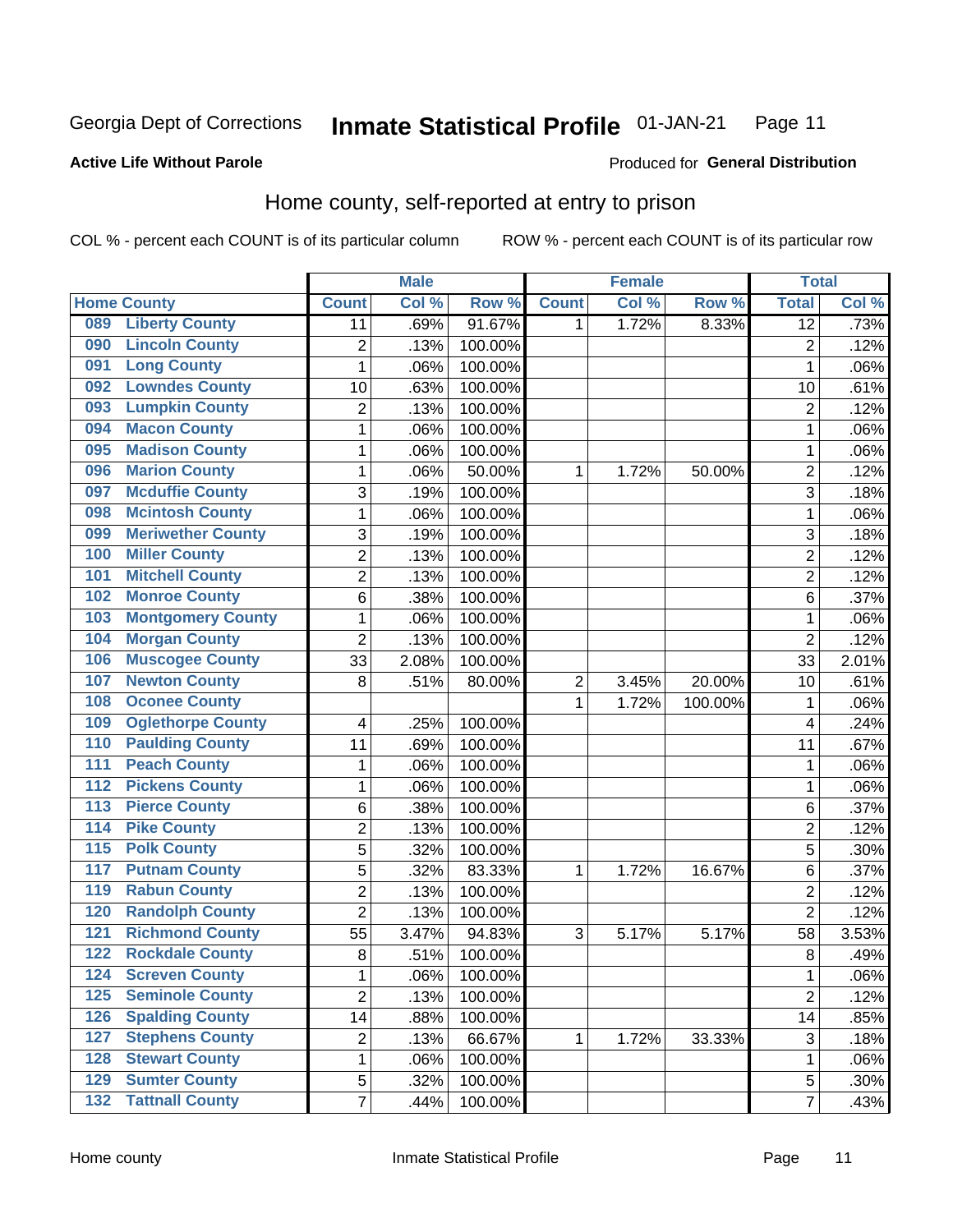Georgia Dept of Corrections **Inmate Statistical Profile** 01-JAN-21

**Active Life Without Parole**

Produced for **General Distribution**

## Home county, self-reported at entry to prison

COL % - percent each COUNT is of its particular column ROW % - percent each COUNT is of its particular row

| Home County | | Male | | | Female | | | Total | |
|---|---|---|---|---|---|---|---|---|---|
| | | Count | Col % | Row % | Count | Col % | Row % | Total | Col % |
| 089 | Liberty County | 11 | .69% | 91.67% | 1 | 1.72% | 8.33% | 12 | .73% |
| 090 | Lincoln County | 2 | .13% | 100.00% | | | | 2 | .12% |
| 091 | Long County | 1 | .06% | 100.00% | | | | 1 | .06% |
| 092 | Lowndes County | 10 | .63% | 100.00% | | | | 10 | .61% |
| 093 | Lumpkin County | 2 | .13% | 100.00% | | | | 2 | .12% |
| 094 | Macon County | 1 | .06% | 100.00% | | | | 1 | .06% |
| 095 | Madison County | 1 | .06% | 100.00% | | | | 1 | .06% |
| 096 | Marion County | 1 | .06% | 50.00% | 1 | 1.72% | 50.00% | 2 | .12% |
| 097 | Mcduffie County | 3 | .19% | 100.00% | | | | 3 | .18% |
| 098 | Mcintosh County | 1 | .06% | 100.00% | | | | 1 | .06% |
| 099 | Meriwether County | 3 | .19% | 100.00% | | | | 3 | .18% |
| 100 | Miller County | 2 | .13% | 100.00% | | | | 2 | .12% |
| 101 | Mitchell County | 2 | .13% | 100.00% | | | | 2 | .12% |
| 102 | Monroe County | 6 | .38% | 100.00% | | | | 6 | .37% |
| 103 | Montgomery County | 1 | .06% | 100.00% | | | | 1 | .06% |
| 104 | Morgan County | 2 | .13% | 100.00% | | | | 2 | .12% |
| 106 | Muscogee County | 33 | 2.08% | 100.00% | | | | 33 | 2.01% |
| 107 | Newton County | 8 | .51% | 80.00% | 2 | 3.45% | 20.00% | 10 | .61% |
| 108 | Oconee County | | | | 1 | 1.72% | 100.00% | 1 | .06% |
| 109 | Oglethorpe County | 4 | .25% | 100.00% | | | | 4 | .24% |
| 110 | Paulding County | 11 | .69% | 100.00% | | | | 11 | .67% |
| 111 | Peach County | 1 | .06% | 100.00% | | | | 1 | .06% |
| 112 | Pickens County | 1 | .06% | 100.00% | | | | 1 | .06% |
| 113 | Pierce County | 6 | .38% | 100.00% | | | | 6 | .37% |
| 114 | Pike County | 2 | .13% | 100.00% | | | | 2 | .12% |
| 115 | Polk County | 5 | .32% | 100.00% | | | | 5 | .30% |
| 117 | Putnam County | 5 | .32% | 83.33% | 1 | 1.72% | 16.67% | 6 | .37% |
| 119 | Rabun County | 2 | .13% | 100.00% | | | | 2 | .12% |
| 120 | Randolph County | 2 | .13% | 100.00% | | | | 2 | .12% |
| 121 | Richmond County | 55 | 3.47% | 94.83% | 3 | 5.17% | 5.17% | 58 | 3.53% |
| 122 | Rockdale County | 8 | .51% | 100.00% | | | | 8 | .49% |
| 124 | Screven County | 1 | .06% | 100.00% | | | | 1 | .06% |
| 125 | Seminole County | 2 | .13% | 100.00% | | | | 2 | .12% |
| 126 | Spalding County | 14 | .88% | 100.00% | | | | 14 | .85% |
| 127 | Stephens County | 2 | .13% | 66.67% | 1 | 1.72% | 33.33% | 3 | .18% |
| 128 | Stewart County | 1 | .06% | 100.00% | | | | 1 | .06% |
| 129 | Sumter County | 5 | .32% | 100.00% | | | | 5 | .30% |
| 132 | Tattnall County | 7 | .44% | 100.00% | | | | 7 | .43% |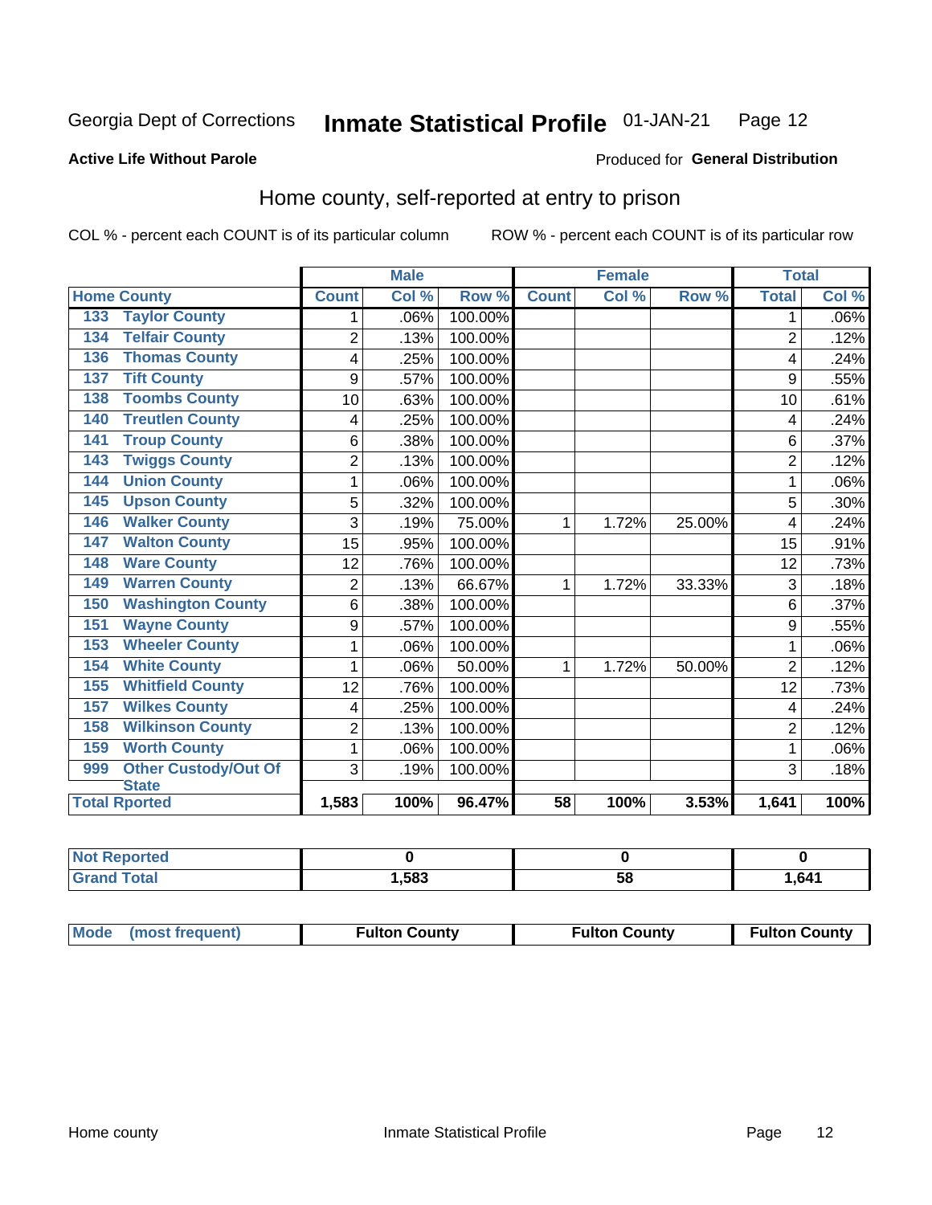Georgia Dept of Corrections **Inmate Statistical Profile** 01-JAN-21

**Active Life Without Parole**

Produced for **General Distribution**

## Home county, self-reported at entry to prison

COL % - percent each COUNT is of its particular column

ROW % - percent each COUNT is of its particular row

| Home County | | Male | | | Female | | | Total | |
|---|---|---|---|---|---|---|---|---|---|
| | | Count | Col % | Row % | Count | Col % | Row % | Total | Col % |
| 133 | Taylor County | 1 | .06% | 100.00% | | | | 1 | .06% |
| 134 | Telfair County | 2 | .13% | 100.00% | | | | 2 | .12% |
| 136 | Thomas County | 4 | .25% | 100.00% | | | | 4 | .24% |
| 137 | Tift County | 9 | .57% | 100.00% | | | | 9 | .55% |
| 138 | Toombs County | 10 | .63% | 100.00% | | | | 10 | .61% |
| 140 | Treutlen County | 4 | .25% | 100.00% | | | | 4 | .24% |
| 141 | Troup County | 6 | .38% | 100.00% | | | | 6 | .37% |
| 143 | Twiggs County | 2 | .13% | 100.00% | | | | 2 | .12% |
| 144 | Union County | 1 | .06% | 100.00% | | | | 1 | .06% |
| 145 | Upson County | 5 | .32% | 100.00% | | | | 5 | .30% |
| 146 | Walker County | 3 | .19% | 75.00% | 1 | 1.72% | 25.00% | 4 | .24% |
| 147 | Walton County | 15 | .95% | 100.00% | | | | 15 | .91% |
| 148 | Ware County | 12 | .76% | 100.00% | | | | 12 | .73% |
| 149 | Warren County | 2 | .13% | 66.67% | 1 | 1.72% | 33.33% | 3 | .18% |
| 150 | Washington County | 6 | .38% | 100.00% | | | | 6 | .37% |
| 151 | Wayne County | 9 | .57% | 100.00% | | | | 9 | .55% |
| 153 | Wheeler County | 1 | .06% | 100.00% | | | | 1 | .06% |
| 154 | White County | 1 | .06% | 50.00% | 1 | 1.72% | 50.00% | 2 | .12% |
| 155 | Whitfield County | 12 | .76% | 100.00% | | | | 12 | .73% |
| 157 | Wilkes County | 4 | .25% | 100.00% | | | | 4 | .24% |
| 158 | Wilkinson County | 2 | .13% | 100.00% | | | | 2 | .12% |
| 159 | Worth County | 1 | .06% | 100.00% | | | | 1 | .06% |
| 999 | Other Custody/Out Of State | 3 | .19% | 100.00% | | | | 3 | .18% |
| Total Rported | | 1,583 | 100% | 96.47% | 58 | 100% | 3.53% | 1,641 | 100% |

| | Male | Female | Total |
|---|---|---|---|
| Not Reported | 0 | 0 | 0 |
| Grand Total | 1,583 | 58 | 1,641 |

| Mode (most frequent) | Fulton County | Fulton County | Fulton County |
|---|---|---|---|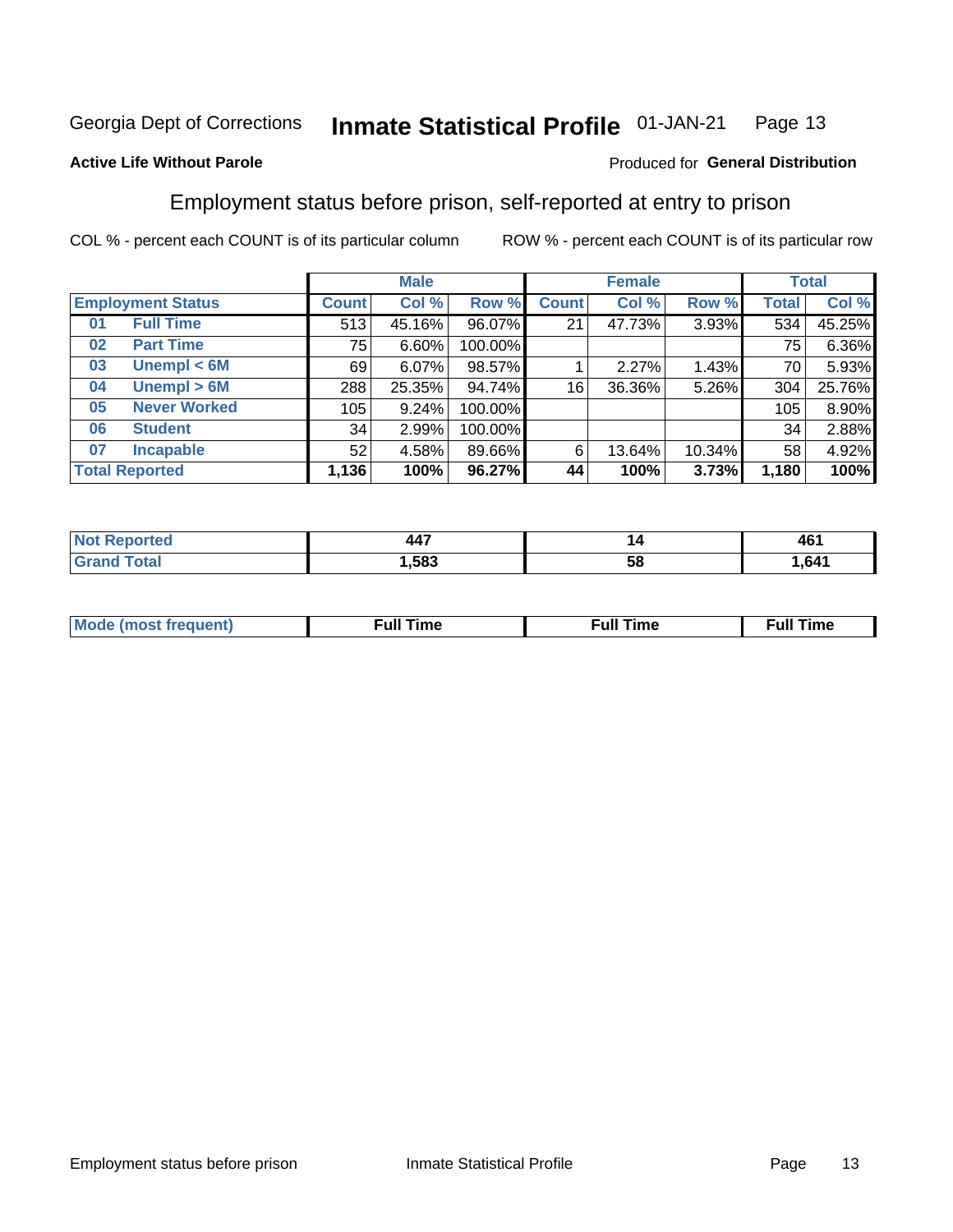Georgia Dept of Corrections **Inmate Statistical Profile** 01-JAN-21

**Active Life Without Parole**

Produced for **General Distribution**

## Employment status before prison, self-reported at entry to prison

COL % - percent each COUNT is of its particular column    ROW % - percent each COUNT is of its particular row

| | | Male | | | Female | | | Total | |
|---|---|---|---|---|---|---|---|---|---|
| **Employment Status** | | **Count** | **Col %** | **Row %** | **Count** | **Col %** | **Row %** | **Total** | **Col %** |
| 01 | Full Time | 513 | 45.16% | 96.07% | 21 | 47.73% | 3.93% | 534 | 45.25% |
| 02 | Part Time | 75 | 6.60% | 100.00% | | | | 75 | 6.36% |
| 03 | Unempl < 6M | 69 | 6.07% | 98.57% | 1 | 2.27% | 1.43% | 70 | 5.93% |
| 04 | Unempl > 6M | 288 | 25.35% | 94.74% | 16 | 36.36% | 5.26% | 304 | 25.76% |
| 05 | Never Worked | 105 | 9.24% | 100.00% | | | | 105 | 8.90% |
| 06 | Student | 34 | 2.99% | 100.00% | | | | 34 | 2.88% |
| 07 | Incapable | 52 | 4.58% | 89.66% | 6 | 13.64% | 10.34% | 58 | 4.92% |
| **Total Reported** | | **1,136** | **100%** | **96.27%** | **44** | **100%** | **3.73%** | **1,180** | **100%** |

| | Male | Female | Total |
|---|---|---|---|
| Not Reported | 447 | 14 | 461 |
| Grand Total | 1,583 | 58 | 1,641 |

| | Male | Female | Total |
|---|---|---|---|
| Mode (most frequent) | Full Time | Full Time | Full Time |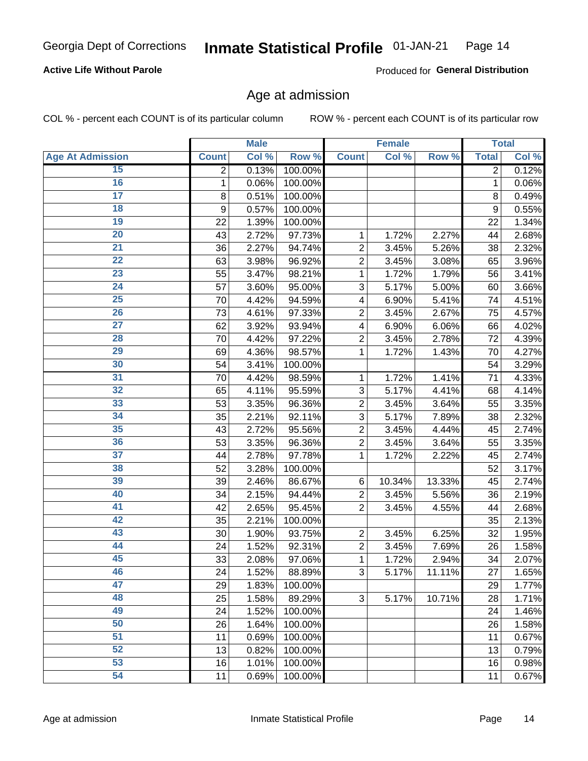Georgia Dept of Corrections **Inmate Statistical Profile** 01-JAN-21

**Active Life Without Parole**

Produced for **General Distribution**

## Age at admission

COL % - percent each COUNT is of its particular column ROW % - percent each COUNT is of its particular row

| | Male | | | Female | | | Total | |
|---|---|---|---|---|---|---|---|---|
| Age At Admission | Count | Col % | Row % | Count | Col % | Row % | Total | Col % |
| 15 | 2 | 0.13% | 100.00% | | | | 2 | 0.12% |
| 16 | 1 | 0.06% | 100.00% | | | | 1 | 0.06% |
| 17 | 8 | 0.51% | 100.00% | | | | 8 | 0.49% |
| 18 | 9 | 0.57% | 100.00% | | | | 9 | 0.55% |
| 19 | 22 | 1.39% | 100.00% | | | | 22 | 1.34% |
| 20 | 43 | 2.72% | 97.73% | 1 | 1.72% | 2.27% | 44 | 2.68% |
| 21 | 36 | 2.27% | 94.74% | 2 | 3.45% | 5.26% | 38 | 2.32% |
| 22 | 63 | 3.98% | 96.92% | 2 | 3.45% | 3.08% | 65 | 3.96% |
| 23 | 55 | 3.47% | 98.21% | 1 | 1.72% | 1.79% | 56 | 3.41% |
| 24 | 57 | 3.60% | 95.00% | 3 | 5.17% | 5.00% | 60 | 3.66% |
| 25 | 70 | 4.42% | 94.59% | 4 | 6.90% | 5.41% | 74 | 4.51% |
| 26 | 73 | 4.61% | 97.33% | 2 | 3.45% | 2.67% | 75 | 4.57% |
| 27 | 62 | 3.92% | 93.94% | 4 | 6.90% | 6.06% | 66 | 4.02% |
| 28 | 70 | 4.42% | 97.22% | 2 | 3.45% | 2.78% | 72 | 4.39% |
| 29 | 69 | 4.36% | 98.57% | 1 | 1.72% | 1.43% | 70 | 4.27% |
| 30 | 54 | 3.41% | 100.00% | | | | 54 | 3.29% |
| 31 | 70 | 4.42% | 98.59% | 1 | 1.72% | 1.41% | 71 | 4.33% |
| 32 | 65 | 4.11% | 95.59% | 3 | 5.17% | 4.41% | 68 | 4.14% |
| 33 | 53 | 3.35% | 96.36% | 2 | 3.45% | 3.64% | 55 | 3.35% |
| 34 | 35 | 2.21% | 92.11% | 3 | 5.17% | 7.89% | 38 | 2.32% |
| 35 | 43 | 2.72% | 95.56% | 2 | 3.45% | 4.44% | 45 | 2.74% |
| 36 | 53 | 3.35% | 96.36% | 2 | 3.45% | 3.64% | 55 | 3.35% |
| 37 | 44 | 2.78% | 97.78% | 1 | 1.72% | 2.22% | 45 | 2.74% |
| 38 | 52 | 3.28% | 100.00% | | | | 52 | 3.17% |
| 39 | 39 | 2.46% | 86.67% | 6 | 10.34% | 13.33% | 45 | 2.74% |
| 40 | 34 | 2.15% | 94.44% | 2 | 3.45% | 5.56% | 36 | 2.19% |
| 41 | 42 | 2.65% | 95.45% | 2 | 3.45% | 4.55% | 44 | 2.68% |
| 42 | 35 | 2.21% | 100.00% | | | | 35 | 2.13% |
| 43 | 30 | 1.90% | 93.75% | 2 | 3.45% | 6.25% | 32 | 1.95% |
| 44 | 24 | 1.52% | 92.31% | 2 | 3.45% | 7.69% | 26 | 1.58% |
| 45 | 33 | 2.08% | 97.06% | 1 | 1.72% | 2.94% | 34 | 2.07% |
| 46 | 24 | 1.52% | 88.89% | 3 | 5.17% | 11.11% | 27 | 1.65% |
| 47 | 29 | 1.83% | 100.00% | | | | 29 | 1.77% |
| 48 | 25 | 1.58% | 89.29% | 3 | 5.17% | 10.71% | 28 | 1.71% |
| 49 | 24 | 1.52% | 100.00% | | | | 24 | 1.46% |
| 50 | 26 | 1.64% | 100.00% | | | | 26 | 1.58% |
| 51 | 11 | 0.69% | 100.00% | | | | 11 | 0.67% |
| 52 | 13 | 0.82% | 100.00% | | | | 13 | 0.79% |
| 53 | 16 | 1.01% | 100.00% | | | | 16 | 0.98% |
| 54 | 11 | 0.69% | 100.00% | | | | 11 | 0.67% |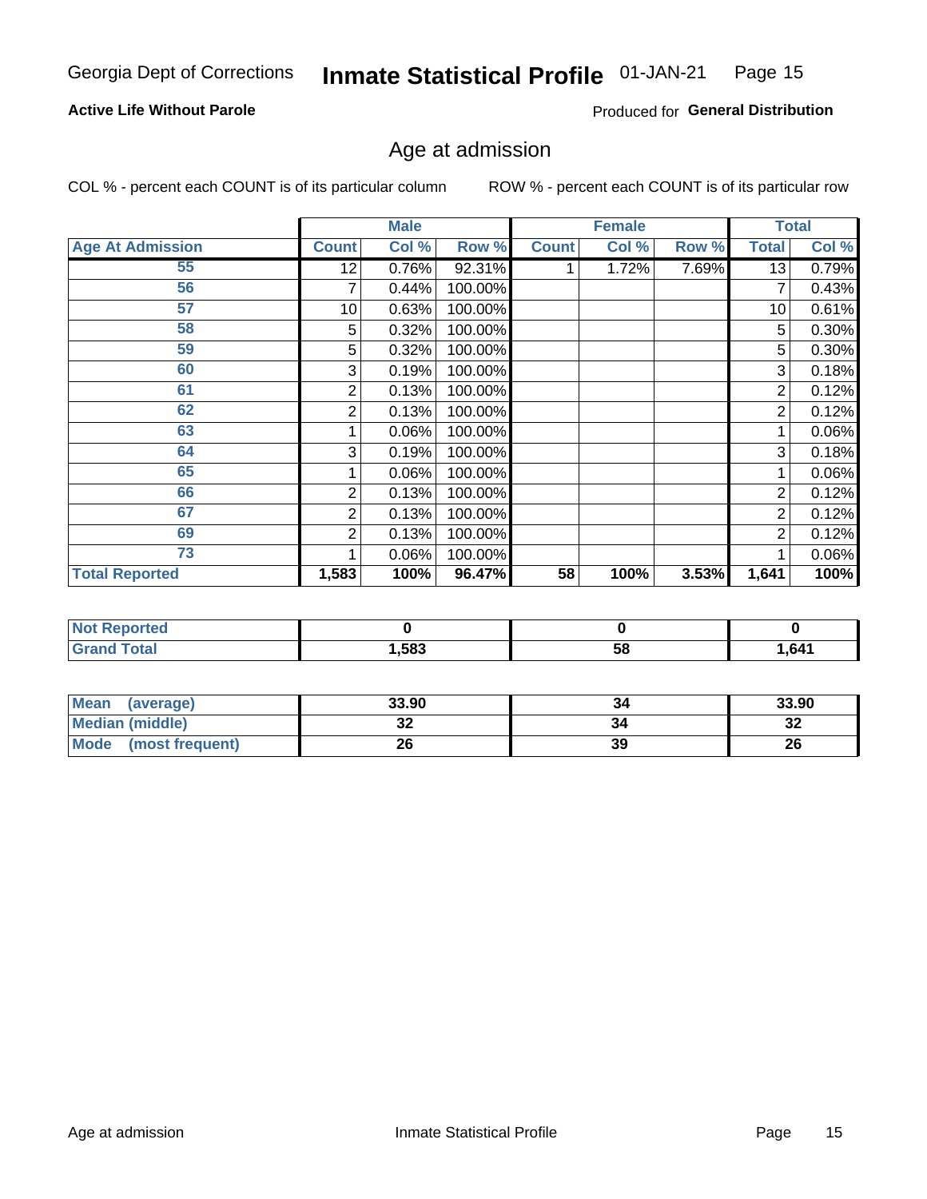Georgia Dept of Corrections **Inmate Statistical Profile** 01-JAN-21

**Active Life Without Parole**

Produced for **General Distribution**

## Age at admission

COL % - percent each COUNT is of its particular column ROW % - percent each COUNT is of its particular row

| | Male | | | Female | | | Total | |
|---|---|---|---|---|---|---|---|---|
| **Age At Admission** | **Count** | **Col %** | **Row %** | **Count** | **Col %** | **Row %** | **Total** | **Col %** |
| 55 | 12 | 0.76% | 92.31% | 1 | 1.72% | 7.69% | 13 | 0.79% |
| 56 | 7 | 0.44% | 100.00% | | | | 7 | 0.43% |
| 57 | 10 | 0.63% | 100.00% | | | | 10 | 0.61% |
| 58 | 5 | 0.32% | 100.00% | | | | 5 | 0.30% |
| 59 | 5 | 0.32% | 100.00% | | | | 5 | 0.30% |
| 60 | 3 | 0.19% | 100.00% | | | | 3 | 0.18% |
| 61 | 2 | 0.13% | 100.00% | | | | 2 | 0.12% |
| 62 | 2 | 0.13% | 100.00% | | | | 2 | 0.12% |
| 63 | 1 | 0.06% | 100.00% | | | | 1 | 0.06% |
| 64 | 3 | 0.19% | 100.00% | | | | 3 | 0.18% |
| 65 | 1 | 0.06% | 100.00% | | | | 1 | 0.06% |
| 66 | 2 | 0.13% | 100.00% | | | | 2 | 0.12% |
| 67 | 2 | 0.13% | 100.00% | | | | 2 | 0.12% |
| 69 | 2 | 0.13% | 100.00% | | | | 2 | 0.12% |
| 73 | 1 | 0.06% | 100.00% | | | | 1 | 0.06% |
| **Total Reported** | **1,583** | **100%** | **96.47%** | **58** | **100%** | **3.53%** | **1,641** | **100%** |

| | Male | Female | Total |
|---|---|---|---|
| **Not Reported** | **0** | **0** | **0** |
| **Grand Total** | **1,583** | **58** | **1,641** |

| | Male | Female | Total |
|---|---|---|---|
| **Mean (average)** | **33.90** | **34** | **33.90** |
| **Median (middle)** | **32** | **34** | **32** |
| **Mode (most frequent)** | **26** | **39** | **26** |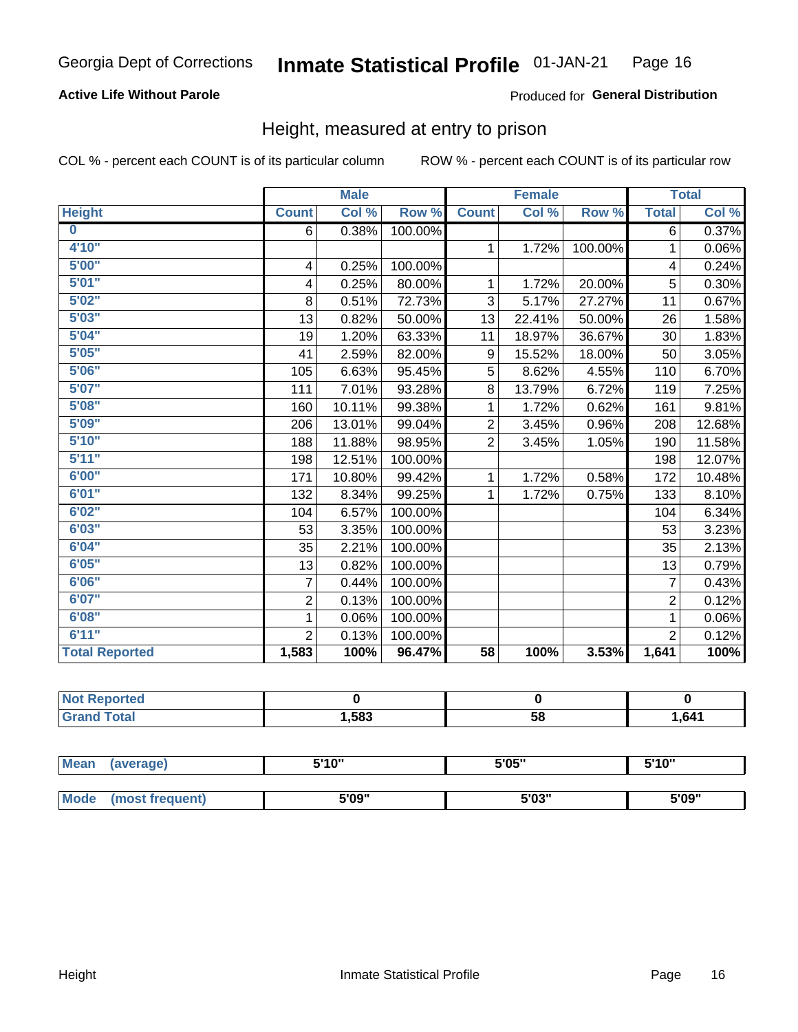Georgia Dept of Corrections **Inmate Statistical Profile** 01-JAN-21

**Active Life Without Parole**

Produced for **General Distribution**

## Height, measured at entry to prison

COL % - percent each COUNT is of its particular column    ROW % - percent each COUNT is of its particular row

| | Male | | | Female | | | Total | |
|---|---|---|---|---|---|---|---|---|
| **Height** | **Count** | **Col %** | **Row %** | **Count** | **Col %** | **Row %** | **Total** | **Col %** |
| **0** | 6 | 0.38% | 100.00% | | | | 6 | 0.37% |
| **4'10"** | | | | 1 | 1.72% | 100.00% | 1 | 0.06% |
| **5'00"** | 4 | 0.25% | 100.00% | | | | 4 | 0.24% |
| **5'01"** | 4 | 0.25% | 80.00% | 1 | 1.72% | 20.00% | 5 | 0.30% |
| **5'02"** | 8 | 0.51% | 72.73% | 3 | 5.17% | 27.27% | 11 | 0.67% |
| **5'03"** | 13 | 0.82% | 50.00% | 13 | 22.41% | 50.00% | 26 | 1.58% |
| **5'04"** | 19 | 1.20% | 63.33% | 11 | 18.97% | 36.67% | 30 | 1.83% |
| **5'05"** | 41 | 2.59% | 82.00% | 9 | 15.52% | 18.00% | 50 | 3.05% |
| **5'06"** | 105 | 6.63% | 95.45% | 5 | 8.62% | 4.55% | 110 | 6.70% |
| **5'07"** | 111 | 7.01% | 93.28% | 8 | 13.79% | 6.72% | 119 | 7.25% |
| **5'08"** | 160 | 10.11% | 99.38% | 1 | 1.72% | 0.62% | 161 | 9.81% |
| **5'09"** | 206 | 13.01% | 99.04% | 2 | 3.45% | 0.96% | 208 | 12.68% |
| **5'10"** | 188 | 11.88% | 98.95% | 2 | 3.45% | 1.05% | 190 | 11.58% |
| **5'11"** | 198 | 12.51% | 100.00% | | | | 198 | 12.07% |
| **6'00"** | 171 | 10.80% | 99.42% | 1 | 1.72% | 0.58% | 172 | 10.48% |
| **6'01"** | 132 | 8.34% | 99.25% | 1 | 1.72% | 0.75% | 133 | 8.10% |
| **6'02"** | 104 | 6.57% | 100.00% | | | | 104 | 6.34% |
| **6'03"** | 53 | 3.35% | 100.00% | | | | 53 | 3.23% |
| **6'04"** | 35 | 2.21% | 100.00% | | | | 35 | 2.13% |
| **6'05"** | 13 | 0.82% | 100.00% | | | | 13 | 0.79% |
| **6'06"** | 7 | 0.44% | 100.00% | | | | 7 | 0.43% |
| **6'07"** | 2 | 0.13% | 100.00% | | | | 2 | 0.12% |
| **6'08"** | 1 | 0.06% | 100.00% | | | | 1 | 0.06% |
| **6'11"** | 2 | 0.13% | 100.00% | | | | 2 | 0.12% |
| **Total Reported** | **1,583** | **100%** | **96.47%** | **58** | **100%** | **3.53%** | **1,641** | **100%** |

| | Male | Female | Total |
|---|---|---|---|
| **Not Reported** | **0** | **0** | **0** |
| **Grand Total** | **1,583** | **58** | **1,641** |

| | Male | Female | Total |
|---|---|---|---|
| **Mean (average)** | **5'10"** | **5'05"** | **5'10"** |
| **Mode (most frequent)** | **5'09"** | **5'03"** | **5'09"** |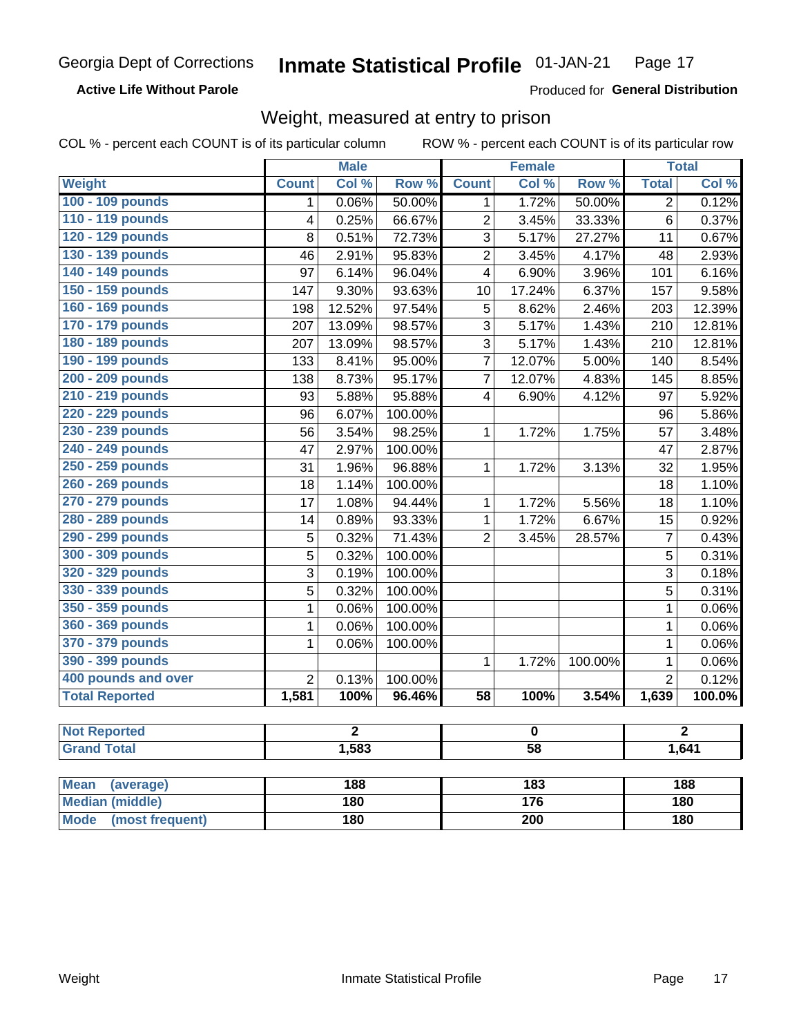Georgia Dept of Corrections **Inmate Statistical Profile** 01-JAN-21 Page 17

**Active Life Without Parole** Produced for **General Distribution**

## Weight, measured at entry to prison

COL % - percent each COUNT is of its particular column ROW % - percent each COUNT is of its particular row

| | Male | | | Female | | | Total | |
|---|---|---|---|---|---|---|---|---|
| **Weight** | **Count** | **Col %** | **Row %** | **Count** | **Col %** | **Row %** | **Total** | **Col %** |
| 100 - 109 pounds | 1 | 0.06% | 50.00% | 1 | 1.72% | 50.00% | 2 | 0.12% |
| 110 - 119 pounds | 4 | 0.25% | 66.67% | 2 | 3.45% | 33.33% | 6 | 0.37% |
| 120 - 129 pounds | 8 | 0.51% | 72.73% | 3 | 5.17% | 27.27% | 11 | 0.67% |
| 130 - 139 pounds | 46 | 2.91% | 95.83% | 2 | 3.45% | 4.17% | 48 | 2.93% |
| 140 - 149 pounds | 97 | 6.14% | 96.04% | 4 | 6.90% | 3.96% | 101 | 6.16% |
| 150 - 159 pounds | 147 | 9.30% | 93.63% | 10 | 17.24% | 6.37% | 157 | 9.58% |
| 160 - 169 pounds | 198 | 12.52% | 97.54% | 5 | 8.62% | 2.46% | 203 | 12.39% |
| 170 - 179 pounds | 207 | 13.09% | 98.57% | 3 | 5.17% | 1.43% | 210 | 12.81% |
| 180 - 189 pounds | 207 | 13.09% | 98.57% | 3 | 5.17% | 1.43% | 210 | 12.81% |
| 190 - 199 pounds | 133 | 8.41% | 95.00% | 7 | 12.07% | 5.00% | 140 | 8.54% |
| 200 - 209 pounds | 138 | 8.73% | 95.17% | 7 | 12.07% | 4.83% | 145 | 8.85% |
| 210 - 219 pounds | 93 | 5.88% | 95.88% | 4 | 6.90% | 4.12% | 97 | 5.92% |
| 220 - 229 pounds | 96 | 6.07% | 100.00% | | | | 96 | 5.86% |
| 230 - 239 pounds | 56 | 3.54% | 98.25% | 1 | 1.72% | 1.75% | 57 | 3.48% |
| 240 - 249 pounds | 47 | 2.97% | 100.00% | | | | 47 | 2.87% |
| 250 - 259 pounds | 31 | 1.96% | 96.88% | 1 | 1.72% | 3.13% | 32 | 1.95% |
| 260 - 269 pounds | 18 | 1.14% | 100.00% | | | | 18 | 1.10% |
| 270 - 279 pounds | 17 | 1.08% | 94.44% | 1 | 1.72% | 5.56% | 18 | 1.10% |
| 280 - 289 pounds | 14 | 0.89% | 93.33% | 1 | 1.72% | 6.67% | 15 | 0.92% |
| 290 - 299 pounds | 5 | 0.32% | 71.43% | 2 | 3.45% | 28.57% | 7 | 0.43% |
| 300 - 309 pounds | 5 | 0.32% | 100.00% | | | | 5 | 0.31% |
| 320 - 329 pounds | 3 | 0.19% | 100.00% | | | | 3 | 0.18% |
| 330 - 339 pounds | 5 | 0.32% | 100.00% | | | | 5 | 0.31% |
| 350 - 359 pounds | 1 | 0.06% | 100.00% | | | | 1 | 0.06% |
| 360 - 369 pounds | 1 | 0.06% | 100.00% | | | | 1 | 0.06% |
| 370 - 379 pounds | 1 | 0.06% | 100.00% | | | | 1 | 0.06% |
| 390 - 399 pounds | | | | 1 | 1.72% | 100.00% | 1 | 0.06% |
| 400 pounds and over | 2 | 0.13% | 100.00% | | | | 2 | 0.12% |
| **Total Reported** | **1,581** | **100%** | **96.46%** | **58** | **100%** | **3.54%** | **1,639** | **100.0%** |

| | Male | Female | Total |
|---|---|---|---|
| **Not Reported** | **2** | **0** | **2** |
| **Grand Total** | **1,583** | **58** | **1,641** |

| | Male | Female | Total |
|---|---|---|---|
| **Mean (average)** | **188** | **183** | **188** |
| **Median (middle)** | **180** | **176** | **180** |
| **Mode (most frequent)** | **180** | **200** | **180** |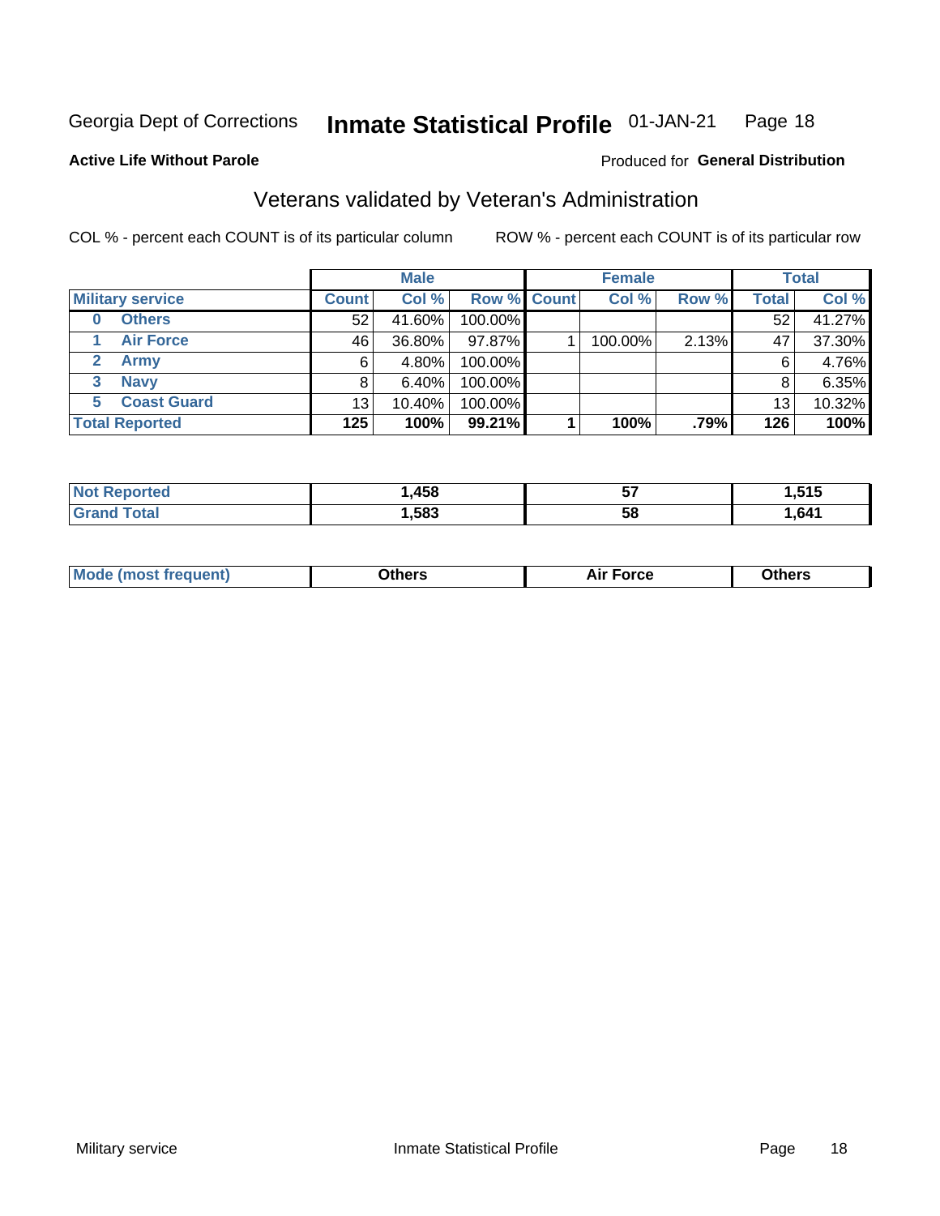Georgia Dept of Corrections **Inmate Statistical Profile** 01-JAN-21

**Active Life Without Parole**

Produced for **General Distribution**

## Veterans validated by Veteran's Administration

COL % - percent each COUNT is of its particular column

ROW % - percent each COUNT is of its particular row

| Military service | Male | | | Female | | | Total | |
|---|---|---|---|---|---|---|---|---|
| | Count | Col % | Row % | Count | Col % | Row % | Total | Col % |
| 0 Others | 52 | 41.60% | 100.00% | | | | 52 | 41.27% |
| 1 Air Force | 46 | 36.80% | 97.87% | 1 | 100.00% | 2.13% | 47 | 37.30% |
| 2 Army | 6 | 4.80% | 100.00% | | | | 6 | 4.76% |
| 3 Navy | 8 | 6.40% | 100.00% | | | | 8 | 6.35% |
| 5 Coast Guard | 13 | 10.40% | 100.00% | | | | 13 | 10.32% |
| **Total Reported** | **125** | **100%** | **99.21%** | **1** | **100%** | **.79%** | **126** | **100%** |

| | Male | Female | Total |
|---|---|---|---|
| Not Reported | 1,458 | 57 | 1,515 |
| Grand Total | 1,583 | 58 | 1,641 |

| | Male | Female | Total |
|---|---|---|---|
| Mode (most frequent) | Others | Air Force | Others |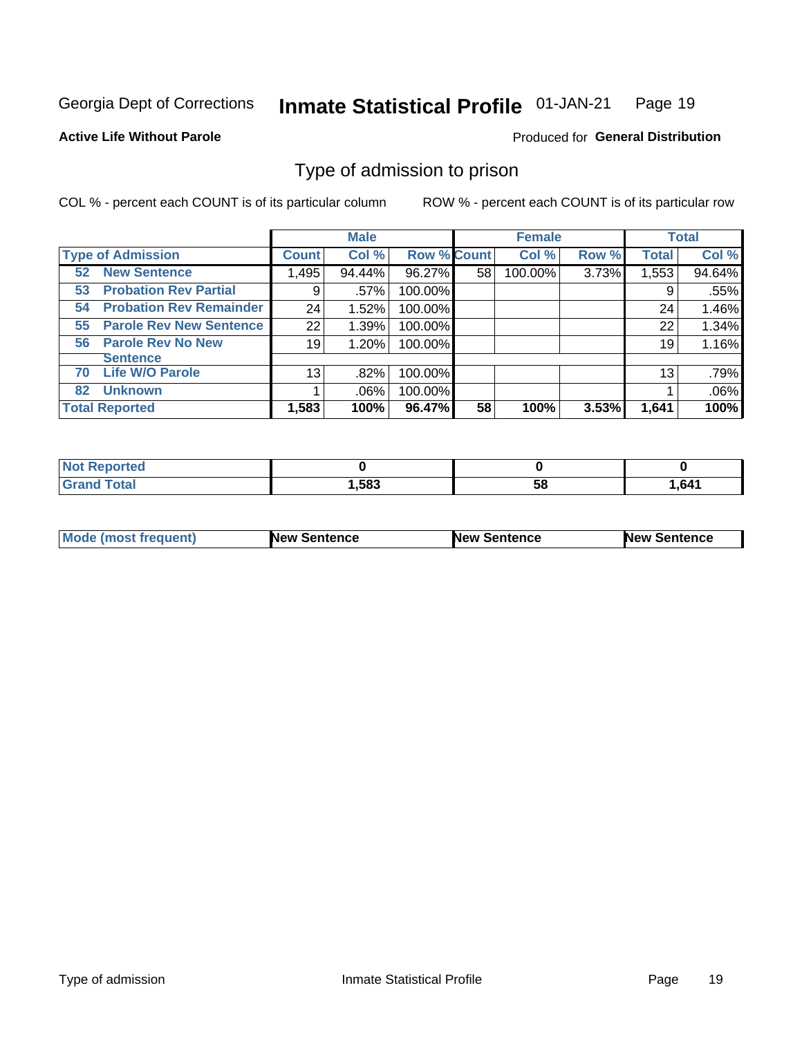Georgia Dept of Corrections **Inmate Statistical Profile** 01-JAN-21 Page 19

**Active Life Without Parole**

Produced for **General Distribution**

## Type of admission to prison

COL % - percent each COUNT is of its particular column

ROW % - percent each COUNT is of its particular row

| | Male | | | Female | | | Total | |
|---|---|---|---|---|---|---|---|---|
| **Type of Admission** | **Count** | **Col %** | **Row %** | **Count** | **Col %** | **Row %** | **Total** | **Col %** |
| **52 New Sentence** | 1,495 | 94.44% | 96.27% | 58 | 100.00% | 3.73% | 1,553 | 94.64% |
| **53 Probation Rev Partial** | 9 | .57% | 100.00% | | | | 9 | .55% |
| **54 Probation Rev Remainder** | 24 | 1.52% | 100.00% | | | | 24 | 1.46% |
| **55 Parole Rev New Sentence** | 22 | 1.39% | 100.00% | | | | 22 | 1.34% |
| **56 Parole Rev No New Sentence** | 19 | 1.20% | 100.00% | | | | 19 | 1.16% |
| **70 Life W/O Parole** | 13 | .82% | 100.00% | | | | 13 | .79% |
| **82 Unknown** | 1 | .06% | 100.00% | | | | 1 | .06% |
| **Total Reported** | **1,583** | **100%** | **96.47%** | **58** | **100%** | **3.53%** | **1,641** | **100%** |

| | Male | Female | Total |
|---|---|---|---|
| **Not Reported** | **0** | **0** | **0** |
| **Grand Total** | **1,583** | **58** | **1,641** |

| | Male | Female | Total |
|---|---|---|---|
| **Mode (most frequent)** | **New Sentence** | **New Sentence** | **New Sentence** |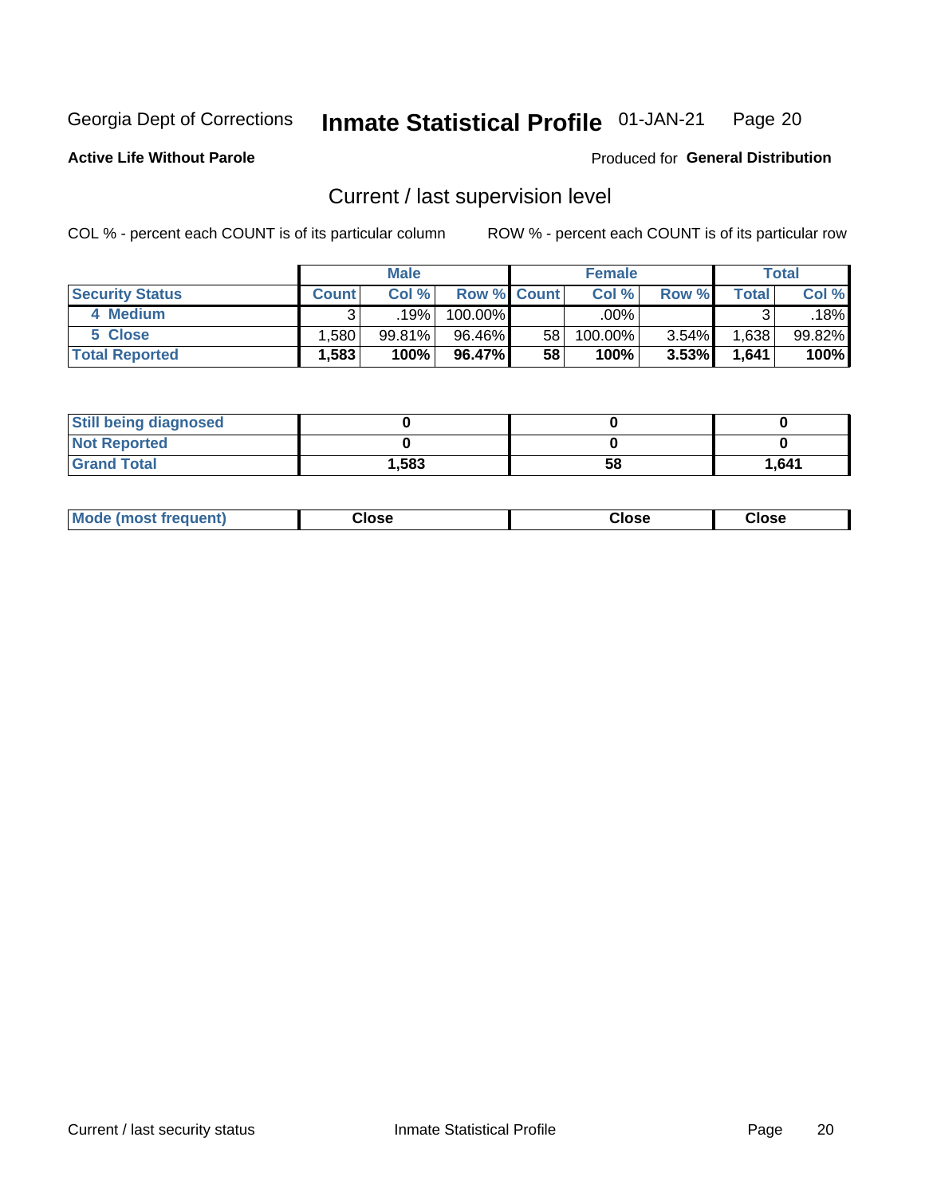Georgia Dept of Corrections **Inmate Statistical Profile** 01-JAN-21

**Active Life Without Parole**

Produced for **General Distribution**

## Current / last supervision level

COL % - percent each COUNT is of its particular column

ROW % - percent each COUNT is of its particular row

| | Male | | | Female | | | Total | |
|---|---|---|---|---|---|---|---|---|
| Security Status | Count | Col % | Row % | Count | Col % | Row % | Total | Col % |
| 4 Medium | 3 | .19% | 100.00% | | .00% | | 3 | .18% |
| 5 Close | 1,580 | 99.81% | 96.46% | 58 | 100.00% | 3.54% | 1,638 | 99.82% |
| **Total Reported** | **1,583** | **100%** | **96.47%** | **58** | **100%** | **3.53%** | **1,641** | **100%** |

| | Male | Female | Total |
|---|---|---|---|
| Still being diagnosed | **0** | **0** | **0** |
| Not Reported | **0** | **0** | **0** |
| Grand Total | **1,583** | **58** | **1,641** |

| | Male | Female | Total |
|---|---|---|---|
| Mode (most frequent) | **Close** | **Close** | **Close** |

Current / last security status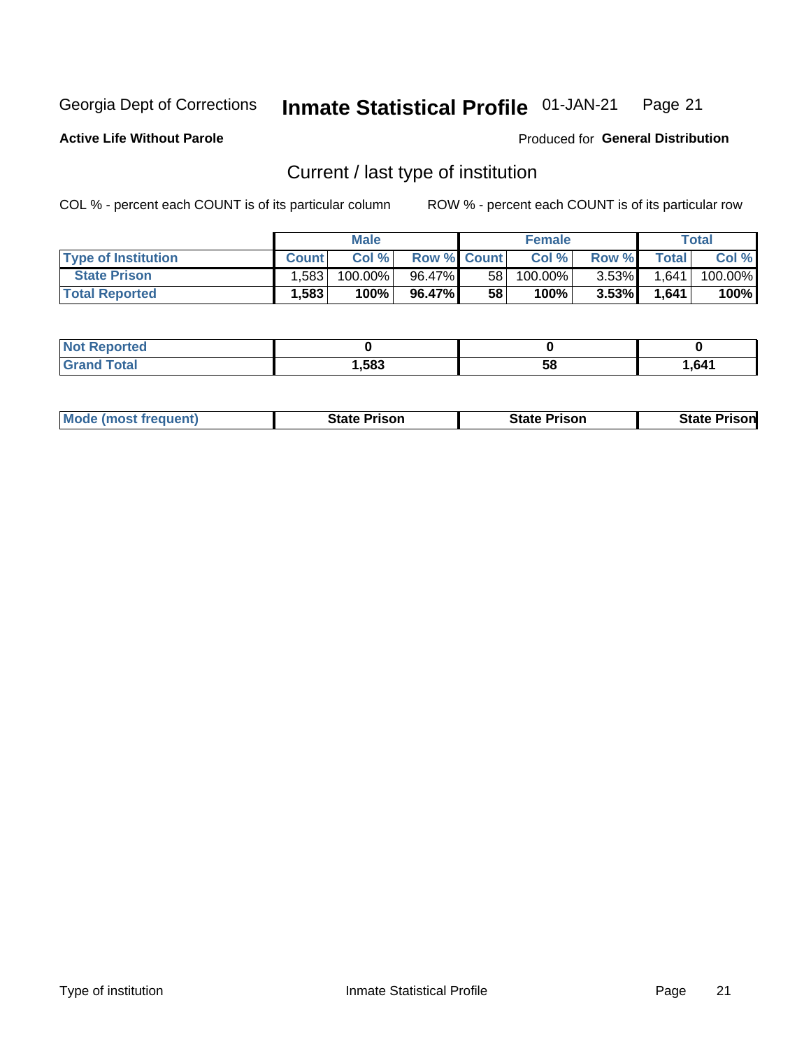Georgia Dept of Corrections **Inmate Statistical Profile** 01-JAN-21

**Active Life Without Parole**

Produced for **General Distribution**

## Current / last type of institution

COL % - percent each COUNT is of its particular column

ROW % - percent each COUNT is of its particular row

| | Male | | | Female | | | Total | |
|---|---|---|---|---|---|---|---|---|
| **Type of Institution** | **Count** | **Col %** | **Row %** | **Count** | **Col %** | **Row %** | **Total** | **Col %** |
| **State Prison** | 1,583 | 100.00% | 96.47% | 58 | 100.00% | 3.53% | 1,641 | 100.00% |
| **Total Reported** | **1,583** | **100%** | **96.47%** | **58** | **100%** | **3.53%** | **1,641** | **100%** |

| | Male | Female | Total |
|---|---|---|---|
| **Not Reported** | **0** | **0** | **0** |
| **Grand Total** | **1,583** | **58** | **1,641** |

| | Male | Female | Total |
|---|---|---|---|
| **Mode (most frequent)** | **State Prison** | **State Prison** | **State Prison** |

Type of institution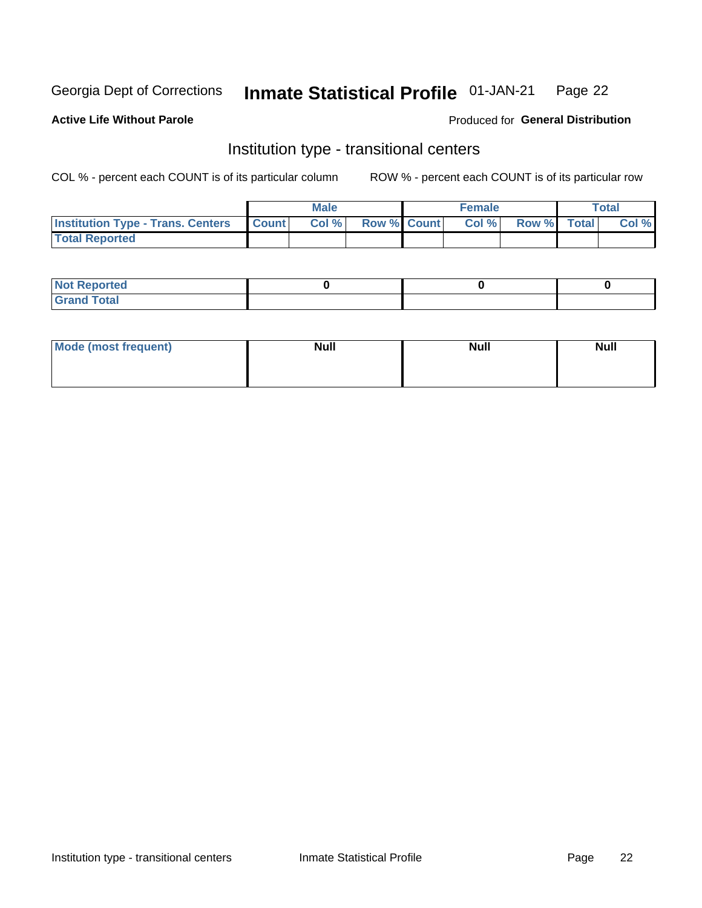Georgia Dept of Corrections **Inmate Statistical Profile** 01-JAN-21

**Active Life Without Parole**

Produced for **General Distribution**

## Institution type - transitional centers

COL % - percent each COUNT is of its particular column ROW % - percent each COUNT is of its particular row

| | Male | | | Female | | | Total | |
|---|---|---|---|---|---|---|---|---|
| **Institution Type - Trans. Centers** | **Count** | **Col %** | **Row %** | **Count** | **Col %** | **Row %** | **Total** | **Col %** |
| **Total Reported** | | | | | | | | |

| | Male | Female | Total |
|---|---|---|---|
| **Not Reported** | 0 | 0 | 0 |
| **Grand Total** | | | |

| | Male | Female | Total |
|---|---|---|---|
| **Mode (most frequent)** | Null | Null | Null |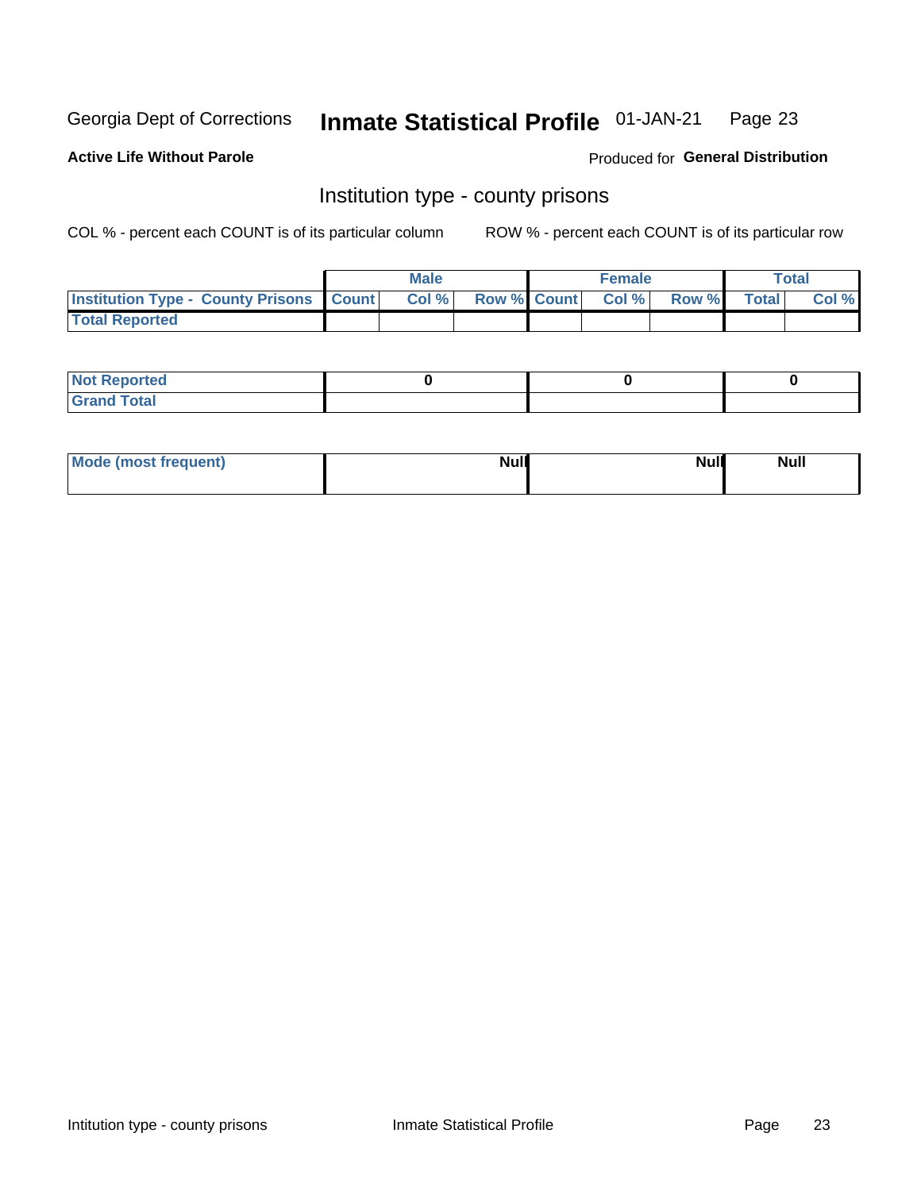Georgia Dept of Corrections **Inmate Statistical Profile** 01-JAN-21

**Active Life Without Parole**

Produced for **General Distribution**

## Institution type - county prisons

COL % - percent each COUNT is of its particular column

ROW % - percent each COUNT is of its particular row

| | Male | | | Female | | | Total | |
|---|---|---|---|---|---|---|---|---|
| **Institution Type - County Prisons** | **Count** | **Col %** | **Row %** | **Count** | **Col %** | **Row %** | **Total** | **Col %** |
| **Total Reported** | | | | | | | | |

| | Male | Female | Total |
|---|---|---|---|
| **Not Reported** | **0** | **0** | **0** |
| **Grand Total** | | | |

| | Male | Female | Total |
|---|---|---|---|
| **Mode (most frequent)** | **Null** | **Null** | **Null** |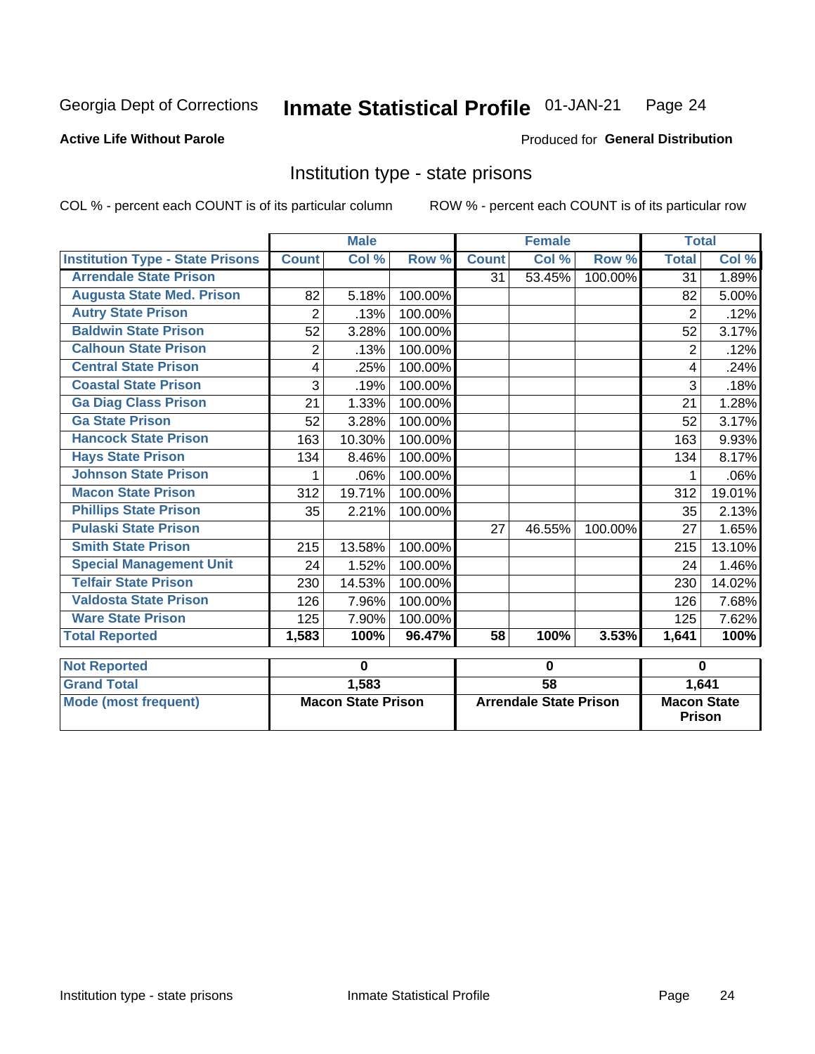Georgia Dept of Corrections **Inmate Statistical Profile** 01-JAN-21

**Active Life Without Parole**

Produced for **General Distribution**

## Institution type - state prisons

COL % - percent each COUNT is of its particular column

ROW % - percent each COUNT is of its particular row

| | Male | | | Female | | | Total | |
|---|---|---|---|---|---|---|---|---|
| **Institution Type - State Prisons** | **Count** | **Col %** | **Row %** | **Count** | **Col %** | **Row %** | **Total** | **Col %** |
| **Arrendale State Prison** | | | | 31 | 53.45% | 100.00% | 31 | 1.89% |
| **Augusta State Med. Prison** | 82 | 5.18% | 100.00% | | | | 82 | 5.00% |
| **Autry State Prison** | 2 | .13% | 100.00% | | | | 2 | .12% |
| **Baldwin State Prison** | 52 | 3.28% | 100.00% | | | | 52 | 3.17% |
| **Calhoun State Prison** | 2 | .13% | 100.00% | | | | 2 | .12% |
| **Central State Prison** | 4 | .25% | 100.00% | | | | 4 | .24% |
| **Coastal State Prison** | 3 | .19% | 100.00% | | | | 3 | .18% |
| **Ga Diag Class Prison** | 21 | 1.33% | 100.00% | | | | 21 | 1.28% |
| **Ga State Prison** | 52 | 3.28% | 100.00% | | | | 52 | 3.17% |
| **Hancock State Prison** | 163 | 10.30% | 100.00% | | | | 163 | 9.93% |
| **Hays State Prison** | 134 | 8.46% | 100.00% | | | | 134 | 8.17% |
| **Johnson State Prison** | 1 | .06% | 100.00% | | | | 1 | .06% |
| **Macon State Prison** | 312 | 19.71% | 100.00% | | | | 312 | 19.01% |
| **Phillips State Prison** | 35 | 2.21% | 100.00% | | | | 35 | 2.13% |
| **Pulaski State Prison** | | | | 27 | 46.55% | 100.00% | 27 | 1.65% |
| **Smith State Prison** | 215 | 13.58% | 100.00% | | | | 215 | 13.10% |
| **Special Management Unit** | 24 | 1.52% | 100.00% | | | | 24 | 1.46% |
| **Telfair State Prison** | 230 | 14.53% | 100.00% | | | | 230 | 14.02% |
| **Valdosta State Prison** | 126 | 7.96% | 100.00% | | | | 126 | 7.68% |
| **Ware State Prison** | 125 | 7.90% | 100.00% | | | | 125 | 7.62% |
| **Total Reported** | **1,583** | **100%** | **96.47%** | **58** | **100%** | **3.53%** | **1,641** | **100%** |

| | Male | Female | Total |
|---|---|---|---|
| **Not Reported** | **0** | **0** | **0** |
| **Grand Total** | **1,583** | **58** | **1,641** |
| **Mode (most frequent)** | **Macon State Prison** | **Arrendale State Prison** | **Macon State Prison** |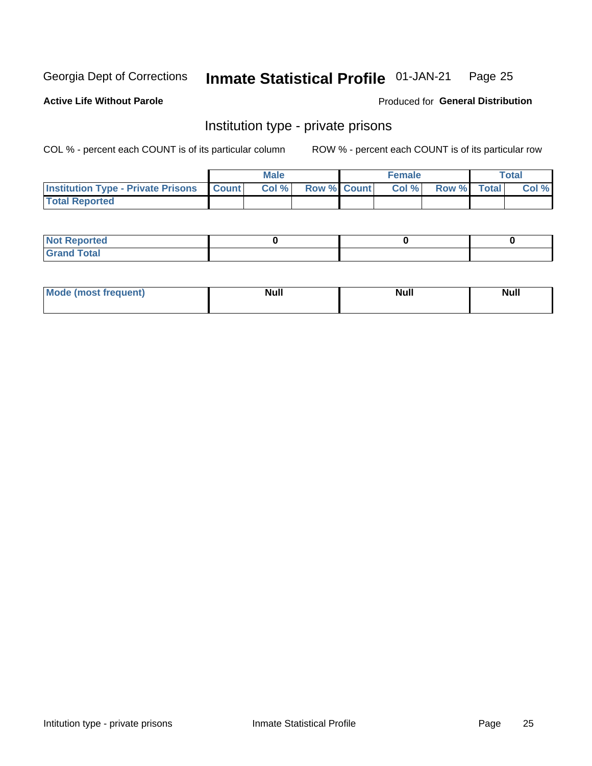Georgia Dept of Corrections **Inmate Statistical Profile** 01-JAN-21

**Active Life Without Parole**

Produced for **General Distribution**

## Institution type - private prisons

COL % - percent each COUNT is of its particular column ROW % - percent each COUNT is of its particular row

| | Male | | | Female | | | Total | |
|---|---|---|---|---|---|---|---|---|
| **Institution Type - Private Prisons** | **Count** | **Col %** | **Row %** | **Count** | **Col %** | **Row %** | **Total** | **Col %** |
| **Total Reported** | | | | | | | | |

| | Male | Female | Total |
|---|---|---|---|
| **Not Reported** | 0 | 0 | 0 |
| **Grand Total** | | | |

| | Male | Female | Total |
|---|---|---|---|
| **Mode (most frequent)** | Null | Null | Null |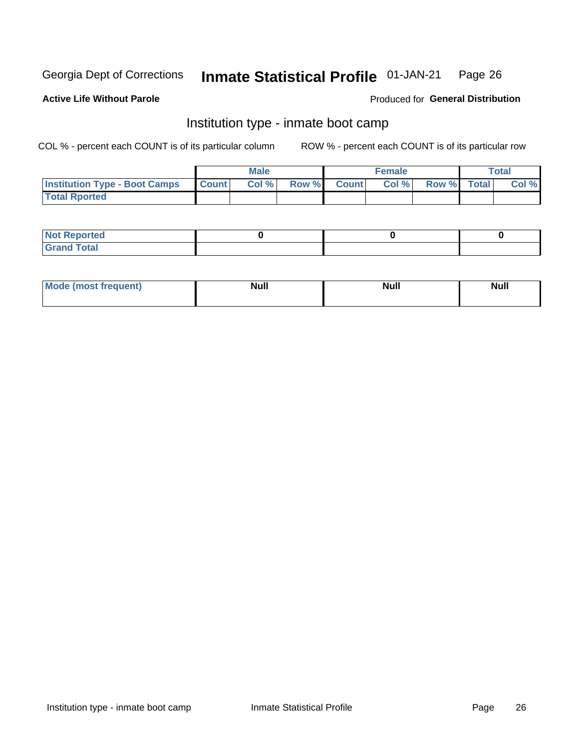Georgia Dept of Corrections **Inmate Statistical Profile** 01-JAN-21

**Active Life Without Parole**

Produced for **General Distribution**

## Institution type - inmate boot camp

COL % - percent each COUNT is of its particular column

ROW % - percent each COUNT is of its particular row

| | Male | | | Female | | | Total | |
|---|---|---|---|---|---|---|---|---|
| **Institution Type - Boot Camps** | **Count** | **Col %** | **Row %** | **Count** | **Col %** | **Row %** | **Total** | **Col %** |
| **Total Rported** | | | | | | | | |

| | Male | Female | Total |
|---|---|---|---|
| **Not Reported** | **0** | **0** | **0** |
| **Grand Total** | | | |

| | Male | Female | Total |
|---|---|---|---|
| **Mode (most frequent)** | **Null** | **Null** | **Null** |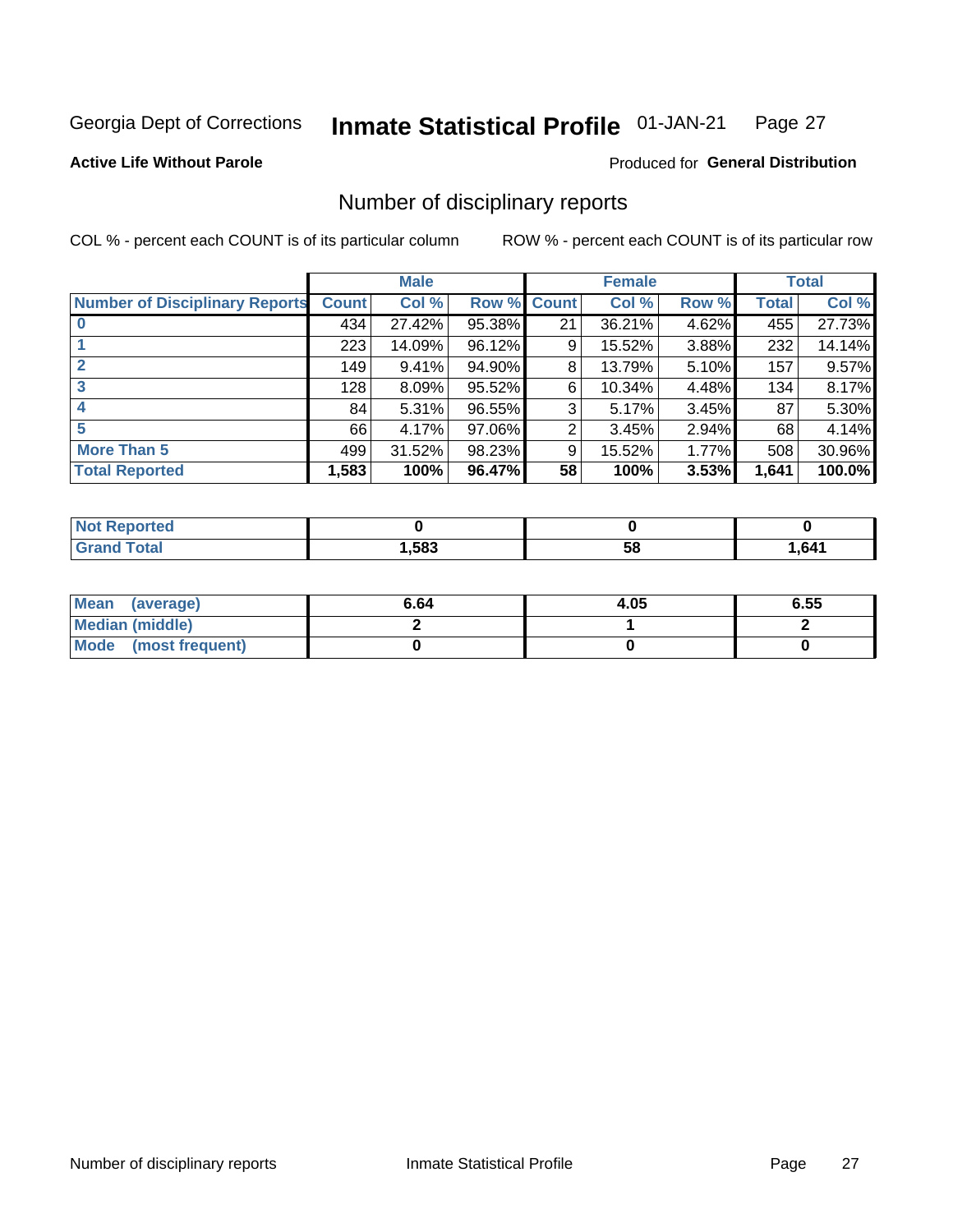Georgia Dept of Corrections **Inmate Statistical Profile** 01-JAN-21

**Active Life Without Parole**

Produced for **General Distribution**

## Number of disciplinary reports

COL % - percent each COUNT is of its particular column

ROW % - percent each COUNT is of its particular row

| | Male | | | Female | | | Total | |
|---|---|---|---|---|---|---|---|---|
| **Number of Disciplinary Reports** | **Count** | **Col %** | **Row %** | **Count** | **Col %** | **Row %** | **Total** | **Col %** |
| **0** | 434 | 27.42% | 95.38% | 21 | 36.21% | 4.62% | 455 | 27.73% |
| **1** | 223 | 14.09% | 96.12% | 9 | 15.52% | 3.88% | 232 | 14.14% |
| **2** | 149 | 9.41% | 94.90% | 8 | 13.79% | 5.10% | 157 | 9.57% |
| **3** | 128 | 8.09% | 95.52% | 6 | 10.34% | 4.48% | 134 | 8.17% |
| **4** | 84 | 5.31% | 96.55% | 3 | 5.17% | 3.45% | 87 | 5.30% |
| **5** | 66 | 4.17% | 97.06% | 2 | 3.45% | 2.94% | 68 | 4.14% |
| **More Than 5** | 499 | 31.52% | 98.23% | 9 | 15.52% | 1.77% | 508 | 30.96% |
| **Total Reported** | **1,583** | **100%** | **96.47%** | **58** | **100%** | **3.53%** | **1,641** | **100.0%** |

| | Male | Female | Total |
|---|---|---|---|
| **Not Reported** | **0** | **0** | **0** |
| **Grand Total** | **1,583** | **58** | **1,641** |

| | Male | Female | Total |
|---|---|---|---|
| **Mean (average)** | **6.64** | **4.05** | **6.55** |
| **Median (middle)** | **2** | **1** | **2** |
| **Mode (most frequent)** | **0** | **0** | **0** |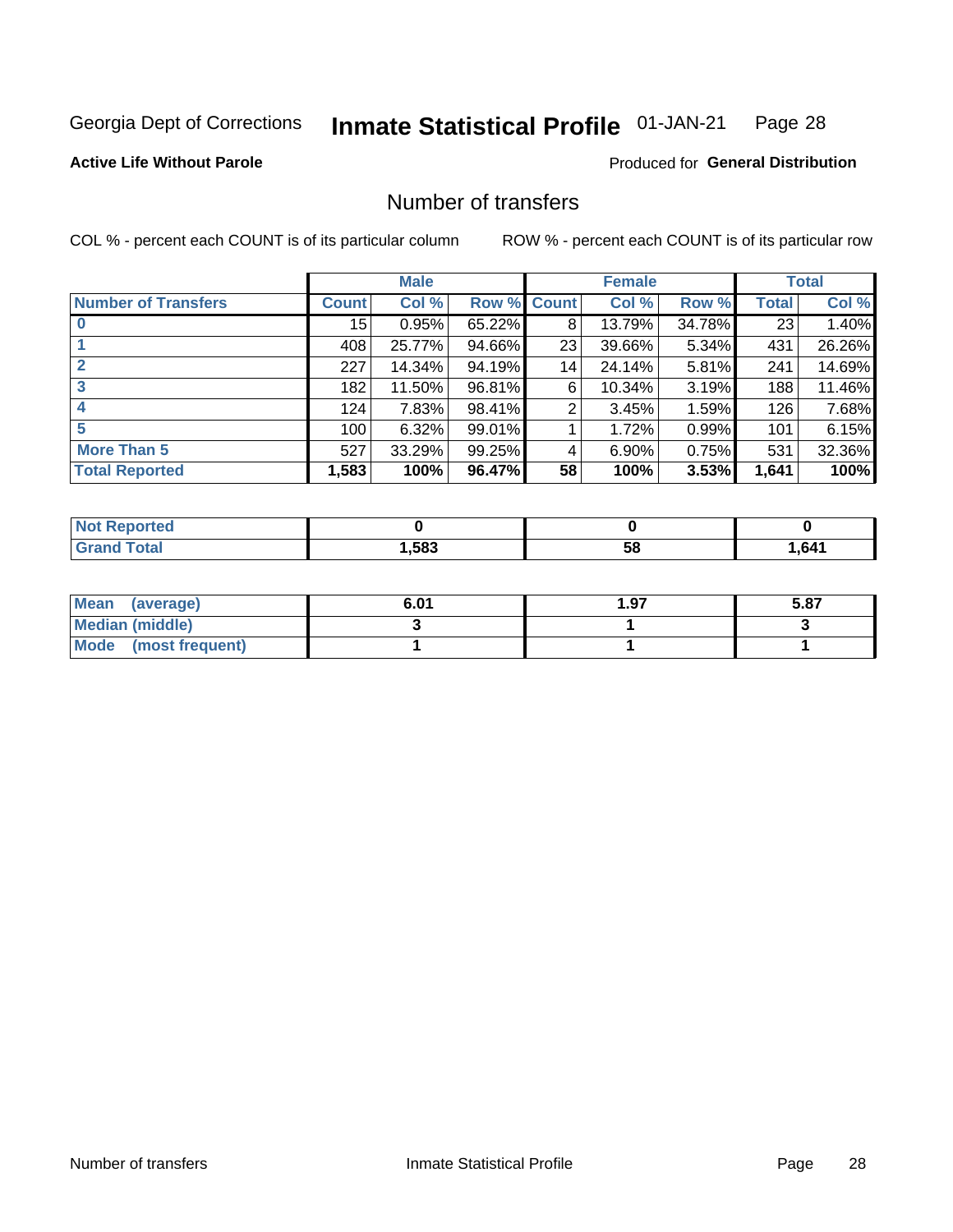Georgia Dept of Corrections **Inmate Statistical Profile** 01-JAN-21

**Active Life Without Parole**

Produced for **General Distribution**

## Number of transfers

COL % - percent each COUNT is of its particular column

ROW % - percent each COUNT is of its particular row

| | Male | | | Female | | | Total | |
|---|---|---|---|---|---|---|---|---|
| **Number of Transfers** | **Count** | **Col %** | **Row %** | **Count** | **Col %** | **Row %** | **Total** | **Col %** |
| **0** | 15 | 0.95% | 65.22% | 8 | 13.79% | 34.78% | 23 | 1.40% |
| **1** | 408 | 25.77% | 94.66% | 23 | 39.66% | 5.34% | 431 | 26.26% |
| **2** | 227 | 14.34% | 94.19% | 14 | 24.14% | 5.81% | 241 | 14.69% |
| **3** | 182 | 11.50% | 96.81% | 6 | 10.34% | 3.19% | 188 | 11.46% |
| **4** | 124 | 7.83% | 98.41% | 2 | 3.45% | 1.59% | 126 | 7.68% |
| **5** | 100 | 6.32% | 99.01% | 1 | 1.72% | 0.99% | 101 | 6.15% |
| **More Than 5** | 527 | 33.29% | 99.25% | 4 | 6.90% | 0.75% | 531 | 32.36% |
| **Total Reported** | **1,583** | **100%** | **96.47%** | **58** | **100%** | **3.53%** | **1,641** | **100%** |

| | Male | Female | Total |
|---|---|---|---|
| **Not Reported** | **0** | **0** | **0** |
| **Grand Total** | **1,583** | **58** | **1,641** |

| | Male | Female | Total |
|---|---|---|---|
| **Mean (average)** | **6.01** | **1.97** | **5.87** |
| **Median (middle)** | **3** | **1** | **3** |
| **Mode (most frequent)** | **1** | **1** | **1** |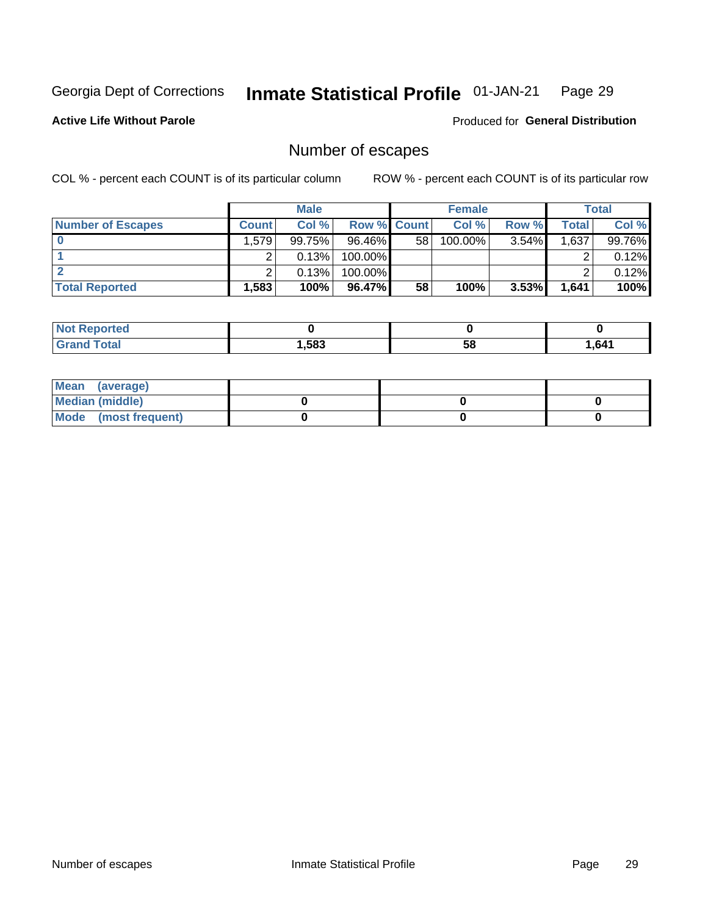Georgia Dept of Corrections **Inmate Statistical Profile** 01-JAN-21

**Active Life Without Parole**

Produced for **General Distribution**

## Number of escapes

COL % - percent each COUNT is of its particular column     ROW % - percent each COUNT is of its particular row

| | Male | | | Female | | | Total | |
|---|---|---|---|---|---|---|---|---|
| **Number of Escapes** | **Count** | **Col %** | **Row %** | **Count** | **Col %** | **Row %** | **Total** | **Col %** |
| **0** | 1,579 | 99.75% | 96.46% | 58 | 100.00% | 3.54% | 1,637 | 99.76% |
| **1** | 2 | 0.13% | 100.00% | | | | 2 | 0.12% |
| **2** | 2 | 0.13% | 100.00% | | | | 2 | 0.12% |
| **Total Reported** | **1,583** | **100%** | **96.47%** | **58** | **100%** | **3.53%** | **1,641** | **100%** |

| | Male | Female | Total |
|---|---|---|---|
| **Not Reported** | **0** | **0** | **0** |
| **Grand Total** | **1,583** | **58** | **1,641** |

| | Male | Female | Total |
|---|---|---|---|
| **Mean (average)** | | | |
| **Median (middle)** | **0** | **0** | **0** |
| **Mode (most frequent)** | **0** | **0** | **0** |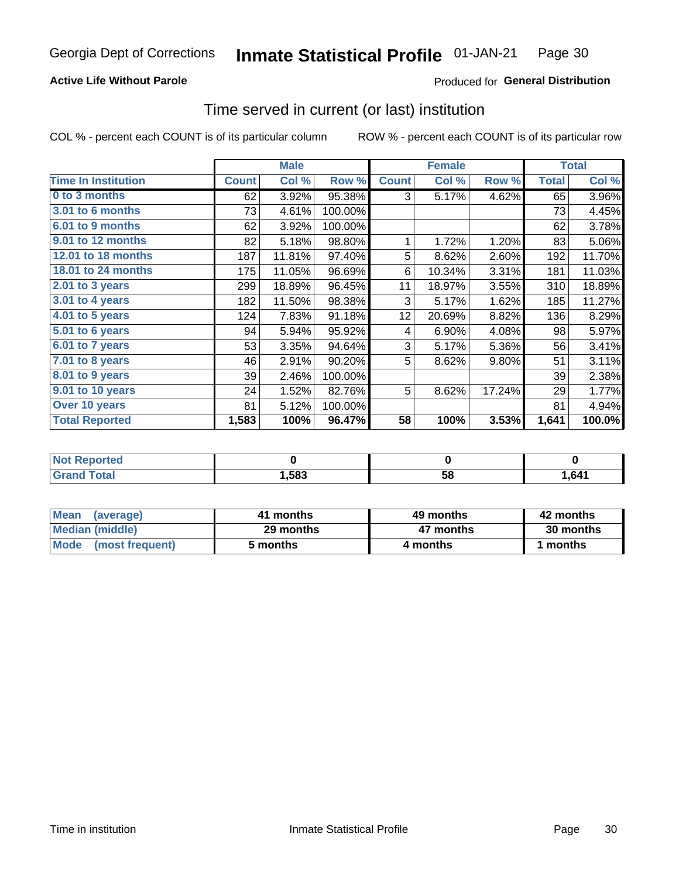Georgia Dept of Corrections **Inmate Statistical Profile** 01-JAN-21

**Active Life Without Parole**

Produced for **General Distribution**

## Time served in current (or last) institution

COL % - percent each COUNT is of its particular column    ROW % - percent each COUNT is of its particular row

| | Male | | | Female | | | Total | |
|---|---|---|---|---|---|---|---|---|
| **Time In Institution** | **Count** | **Col %** | **Row %** | **Count** | **Col %** | **Row %** | **Total** | **Col %** |
| 0 to 3 months | 62 | 3.92% | 95.38% | 3 | 5.17% | 4.62% | 65 | 3.96% |
| 3.01 to 6 months | 73 | 4.61% | 100.00% | | | | 73 | 4.45% |
| 6.01 to 9 months | 62 | 3.92% | 100.00% | | | | 62 | 3.78% |
| 9.01 to 12 months | 82 | 5.18% | 98.80% | 1 | 1.72% | 1.20% | 83 | 5.06% |
| 12.01 to 18 months | 187 | 11.81% | 97.40% | 5 | 8.62% | 2.60% | 192 | 11.70% |
| 18.01 to 24 months | 175 | 11.05% | 96.69% | 6 | 10.34% | 3.31% | 181 | 11.03% |
| 2.01 to 3 years | 299 | 18.89% | 96.45% | 11 | 18.97% | 3.55% | 310 | 18.89% |
| 3.01 to 4 years | 182 | 11.50% | 98.38% | 3 | 5.17% | 1.62% | 185 | 11.27% |
| 4.01 to 5 years | 124 | 7.83% | 91.18% | 12 | 20.69% | 8.82% | 136 | 8.29% |
| 5.01 to 6 years | 94 | 5.94% | 95.92% | 4 | 6.90% | 4.08% | 98 | 5.97% |
| 6.01 to 7 years | 53 | 3.35% | 94.64% | 3 | 5.17% | 5.36% | 56 | 3.41% |
| 7.01 to 8 years | 46 | 2.91% | 90.20% | 5 | 8.62% | 9.80% | 51 | 3.11% |
| 8.01 to 9 years | 39 | 2.46% | 100.00% | | | | 39 | 2.38% |
| 9.01 to 10 years | 24 | 1.52% | 82.76% | 5 | 8.62% | 17.24% | 29 | 1.77% |
| Over 10 years | 81 | 5.12% | 100.00% | | | | 81 | 4.94% |
| **Total Reported** | **1,583** | **100%** | **96.47%** | **58** | **100%** | **3.53%** | **1,641** | **100.0%** |

| | Male | Female | Total |
|---|---|---|---|
| Not Reported | **0** | **0** | **0** |
| Grand Total | **1,583** | **58** | **1,641** |

| | Male | Female | Total |
|---|---|---|---|
| Mean (average) | **41 months** | **49 months** | **42 months** |
| Median (middle) | **29 months** | **47 months** | **30 months** |
| Mode (most frequent) | **5 months** | **4 months** | **1 months** |

Time in institution    Inmate Statistical Profile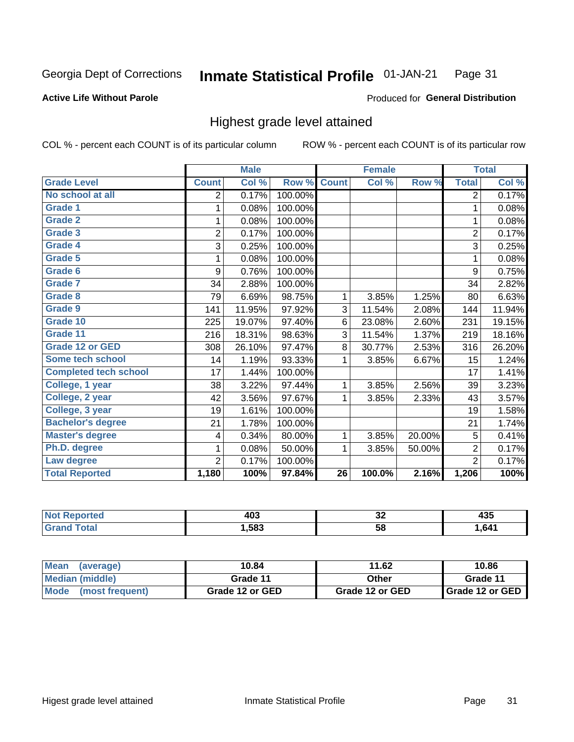Georgia Dept of Corrections **Inmate Statistical Profile** 01-JAN-21

**Active Life Without Parole**

Produced for **General Distribution**

## Highest grade level attained

COL % - percent each COUNT is of its particular column ROW % - percent each COUNT is of its particular row

| | Male | | | Female | | | Total | |
|---|---|---|---|---|---|---|---|---|
| **Grade Level** | **Count** | **Col %** | **Row %** | **Count** | **Col %** | **Row %** | **Total** | **Col %** |
| No school at all | 2 | 0.17% | 100.00% | | | | 2 | 0.17% |
| Grade 1 | 1 | 0.08% | 100.00% | | | | 1 | 0.08% |
| Grade 2 | 1 | 0.08% | 100.00% | | | | 1 | 0.08% |
| Grade 3 | 2 | 0.17% | 100.00% | | | | 2 | 0.17% |
| Grade 4 | 3 | 0.25% | 100.00% | | | | 3 | 0.25% |
| Grade 5 | 1 | 0.08% | 100.00% | | | | 1 | 0.08% |
| Grade 6 | 9 | 0.76% | 100.00% | | | | 9 | 0.75% |
| Grade 7 | 34 | 2.88% | 100.00% | | | | 34 | 2.82% |
| Grade 8 | 79 | 6.69% | 98.75% | 1 | 3.85% | 1.25% | 80 | 6.63% |
| Grade 9 | 141 | 11.95% | 97.92% | 3 | 11.54% | 2.08% | 144 | 11.94% |
| Grade 10 | 225 | 19.07% | 97.40% | 6 | 23.08% | 2.60% | 231 | 19.15% |
| Grade 11 | 216 | 18.31% | 98.63% | 3 | 11.54% | 1.37% | 219 | 18.16% |
| Grade 12 or GED | 308 | 26.10% | 97.47% | 8 | 30.77% | 2.53% | 316 | 26.20% |
| Some tech school | 14 | 1.19% | 93.33% | 1 | 3.85% | 6.67% | 15 | 1.24% |
| Completed tech school | 17 | 1.44% | 100.00% | | | | 17 | 1.41% |
| College, 1 year | 38 | 3.22% | 97.44% | 1 | 3.85% | 2.56% | 39 | 3.23% |
| College, 2 year | 42 | 3.56% | 97.67% | 1 | 3.85% | 2.33% | 43 | 3.57% |
| College, 3 year | 19 | 1.61% | 100.00% | | | | 19 | 1.58% |
| Bachelor's degree | 21 | 1.78% | 100.00% | | | | 21 | 1.74% |
| Master's degree | 4 | 0.34% | 80.00% | 1 | 3.85% | 20.00% | 5 | 0.41% |
| Ph.D. degree | 1 | 0.08% | 50.00% | 1 | 3.85% | 50.00% | 2 | 0.17% |
| Law degree | 2 | 0.17% | 100.00% | | | | 2 | 0.17% |
| **Total Reported** | **1,180** | **100%** | **97.84%** | **26** | **100.0%** | **2.16%** | **1,206** | **100%** |

| | Male | Female | Total |
|---|---|---|---|
| Not Reported | 403 | 32 | 435 |
| Grand Total | 1,583 | 58 | 1,641 |

| | Male | Female | Total |
|---|---|---|---|
| Mean (average) | 10.84 | 11.62 | 10.86 |
| Median (middle) | Grade 11 | Other | Grade 11 |
| Mode (most frequent) | Grade 12 or GED | Grade 12 or GED | Grade 12 or GED |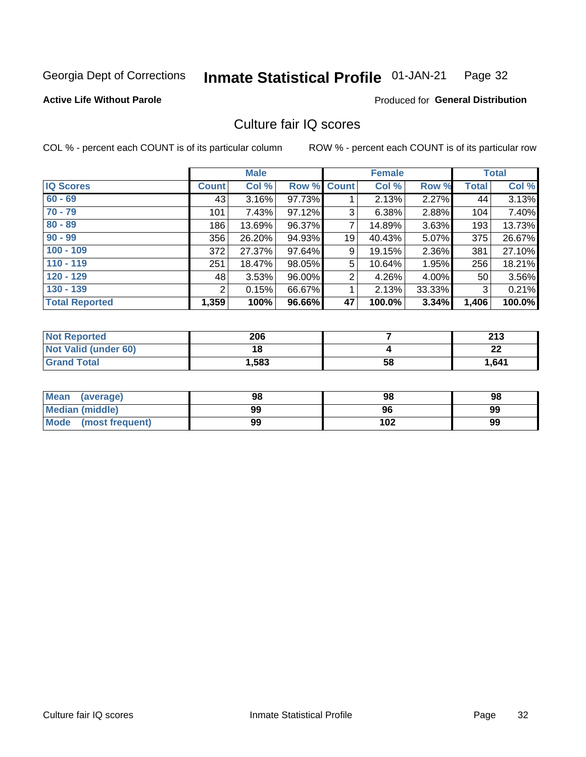Georgia Dept of Corrections **Inmate Statistical Profile** 01-JAN-21

**Active Life Without Parole**

Produced for **General Distribution**

## Culture fair IQ scores

COL % - percent each COUNT is of its particular column

ROW % - percent each COUNT is of its particular row

| | Male | | | Female | | | Total | |
|---|---|---|---|---|---|---|---|---|
| **IQ Scores** | **Count** | **Col %** | **Row %** | **Count** | **Col %** | **Row %** | **Total** | **Col %** |
| **60 - 69** | 43 | 3.16% | 97.73% | 1 | 2.13% | 2.27% | 44 | 3.13% |
| **70 - 79** | 101 | 7.43% | 97.12% | 3 | 6.38% | 2.88% | 104 | 7.40% |
| **80 - 89** | 186 | 13.69% | 96.37% | 7 | 14.89% | 3.63% | 193 | 13.73% |
| **90 - 99** | 356 | 26.20% | 94.93% | 19 | 40.43% | 5.07% | 375 | 26.67% |
| **100 - 109** | 372 | 27.37% | 97.64% | 9 | 19.15% | 2.36% | 381 | 27.10% |
| **110 - 119** | 251 | 18.47% | 98.05% | 5 | 10.64% | 1.95% | 256 | 18.21% |
| **120 - 129** | 48 | 3.53% | 96.00% | 2 | 4.26% | 4.00% | 50 | 3.56% |
| **130 - 139** | 2 | 0.15% | 66.67% | 1 | 2.13% | 33.33% | 3 | 0.21% |
| **Total Reported** | **1,359** | **100%** | **96.66%** | **47** | **100.0%** | **3.34%** | **1,406** | **100.0%** |

| | Male | Female | Total |
|---|---|---|---|
| **Not Reported** | **206** | **7** | **213** |
| **Not Valid (under 60)** | **18** | **4** | **22** |
| **Grand Total** | **1,583** | **58** | **1,641** |

| | Male | Female | Total |
|---|---|---|---|
| **Mean (average)** | **98** | **98** | **98** |
| **Median (middle)** | **99** | **96** | **99** |
| **Mode (most frequent)** | **99** | **102** | **99** |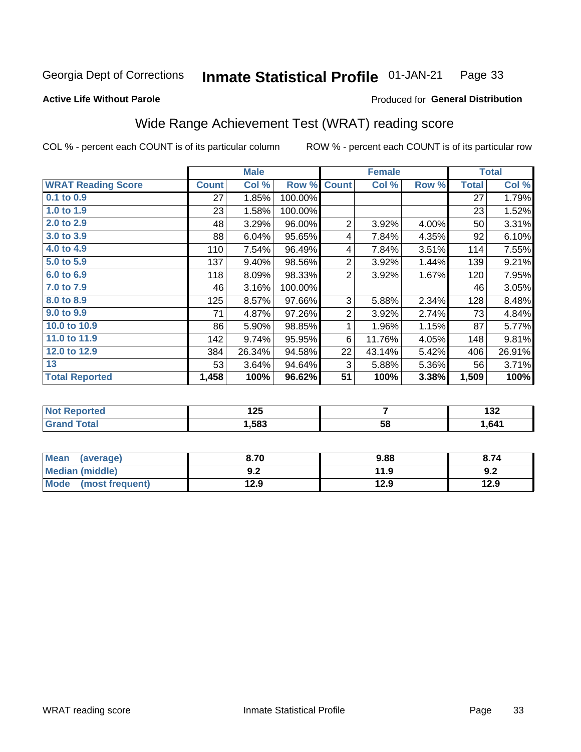Georgia Dept of Corrections **Inmate Statistical Profile** 01-JAN-21

**Active Life Without Parole**

Produced for **General Distribution**

## Wide Range Achievement Test (WRAT) reading score

COL % - percent each COUNT is of its particular column

ROW % - percent each COUNT is of its particular row

| | Male | | | Female | | | Total | |
|---|---|---|---|---|---|---|---|---|
| **WRAT Reading Score** | **Count** | **Col %** | **Row %** | **Count** | **Col %** | **Row %** | **Total** | **Col %** |
| 0.1 to 0.9 | 27 | 1.85% | 100.00% | | | | 27 | 1.79% |
| 1.0 to 1.9 | 23 | 1.58% | 100.00% | | | | 23 | 1.52% |
| 2.0 to 2.9 | 48 | 3.29% | 96.00% | 2 | 3.92% | 4.00% | 50 | 3.31% |
| 3.0 to 3.9 | 88 | 6.04% | 95.65% | 4 | 7.84% | 4.35% | 92 | 6.10% |
| 4.0 to 4.9 | 110 | 7.54% | 96.49% | 4 | 7.84% | 3.51% | 114 | 7.55% |
| 5.0 to 5.9 | 137 | 9.40% | 98.56% | 2 | 3.92% | 1.44% | 139 | 9.21% |
| 6.0 to 6.9 | 118 | 8.09% | 98.33% | 2 | 3.92% | 1.67% | 120 | 7.95% |
| 7.0 to 7.9 | 46 | 3.16% | 100.00% | | | | 46 | 3.05% |
| 8.0 to 8.9 | 125 | 8.57% | 97.66% | 3 | 5.88% | 2.34% | 128 | 8.48% |
| 9.0 to 9.9 | 71 | 4.87% | 97.26% | 2 | 3.92% | 2.74% | 73 | 4.84% |
| 10.0 to 10.9 | 86 | 5.90% | 98.85% | 1 | 1.96% | 1.15% | 87 | 5.77% |
| 11.0 to 11.9 | 142 | 9.74% | 95.95% | 6 | 11.76% | 4.05% | 148 | 9.81% |
| 12.0 to 12.9 | 384 | 26.34% | 94.58% | 22 | 43.14% | 5.42% | 406 | 26.91% |
| 13 | 53 | 3.64% | 94.64% | 3 | 5.88% | 5.36% | 56 | 3.71% |
| **Total Reported** | **1,458** | **100%** | **96.62%** | **51** | **100%** | **3.38%** | **1,509** | **100%** |

| | Male | Female | Total |
|---|---|---|---|
| Not Reported | 125 | 7 | 132 |
| Grand Total | 1,583 | 58 | 1,641 |

| | Male | Female | Total |
|---|---|---|---|
| Mean (average) | 8.70 | 9.88 | 8.74 |
| Median (middle) | 9.2 | 11.9 | 9.2 |
| Mode (most frequent) | 12.9 | 12.9 | 12.9 |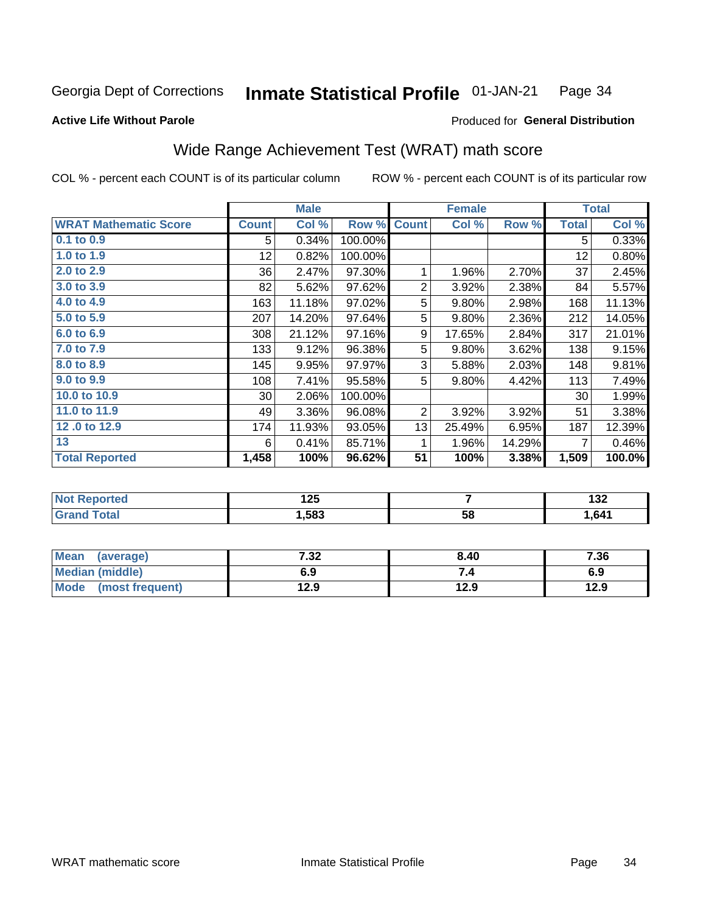Georgia Dept of Corrections **Inmate Statistical Profile** 01-JAN-21

**Active Life Without Parole**

Produced for **General Distribution**

## Wide Range Achievement Test (WRAT) math score

COL % - percent each COUNT is of its particular column ROW % - percent each COUNT is of its particular row

| | Male | | | Female | | | Total | |
|---|---|---|---|---|---|---|---|---|
| **WRAT Mathematic Score** | **Count** | **Col %** | **Row %** | **Count** | **Col %** | **Row %** | **Total** | **Col %** |
| 0.1 to 0.9 | 5 | 0.34% | 100.00% | | | | 5 | 0.33% |
| 1.0 to 1.9 | 12 | 0.82% | 100.00% | | | | 12 | 0.80% |
| 2.0 to 2.9 | 36 | 2.47% | 97.30% | 1 | 1.96% | 2.70% | 37 | 2.45% |
| 3.0 to 3.9 | 82 | 5.62% | 97.62% | 2 | 3.92% | 2.38% | 84 | 5.57% |
| 4.0 to 4.9 | 163 | 11.18% | 97.02% | 5 | 9.80% | 2.98% | 168 | 11.13% |
| 5.0 to 5.9 | 207 | 14.20% | 97.64% | 5 | 9.80% | 2.36% | 212 | 14.05% |
| 6.0 to 6.9 | 308 | 21.12% | 97.16% | 9 | 17.65% | 2.84% | 317 | 21.01% |
| 7.0 to 7.9 | 133 | 9.12% | 96.38% | 5 | 9.80% | 3.62% | 138 | 9.15% |
| 8.0 to 8.9 | 145 | 9.95% | 97.97% | 3 | 5.88% | 2.03% | 148 | 9.81% |
| 9.0 to 9.9 | 108 | 7.41% | 95.58% | 5 | 9.80% | 4.42% | 113 | 7.49% |
| 10.0 to 10.9 | 30 | 2.06% | 100.00% | | | | 30 | 1.99% |
| 11.0 to 11.9 | 49 | 3.36% | 96.08% | 2 | 3.92% | 3.92% | 51 | 3.38% |
| 12 .0 to 12.9 | 174 | 11.93% | 93.05% | 13 | 25.49% | 6.95% | 187 | 12.39% |
| 13 | 6 | 0.41% | 85.71% | 1 | 1.96% | 14.29% | 7 | 0.46% |
| **Total Reported** | **1,458** | **100%** | **96.62%** | **51** | **100%** | **3.38%** | **1,509** | **100.0%** |

| | Male | Female | Total |
|---|---|---|---|
| **Not Reported** | **125** | **7** | **132** |
| **Grand Total** | **1,583** | **58** | **1,641** |

| | Male | Female | Total |
|---|---|---|---|
| **Mean (average)** | **7.32** | **8.40** | **7.36** |
| **Median (middle)** | **6.9** | **7.4** | **6.9** |
| **Mode (most frequent)** | **12.9** | **12.9** | **12.9** |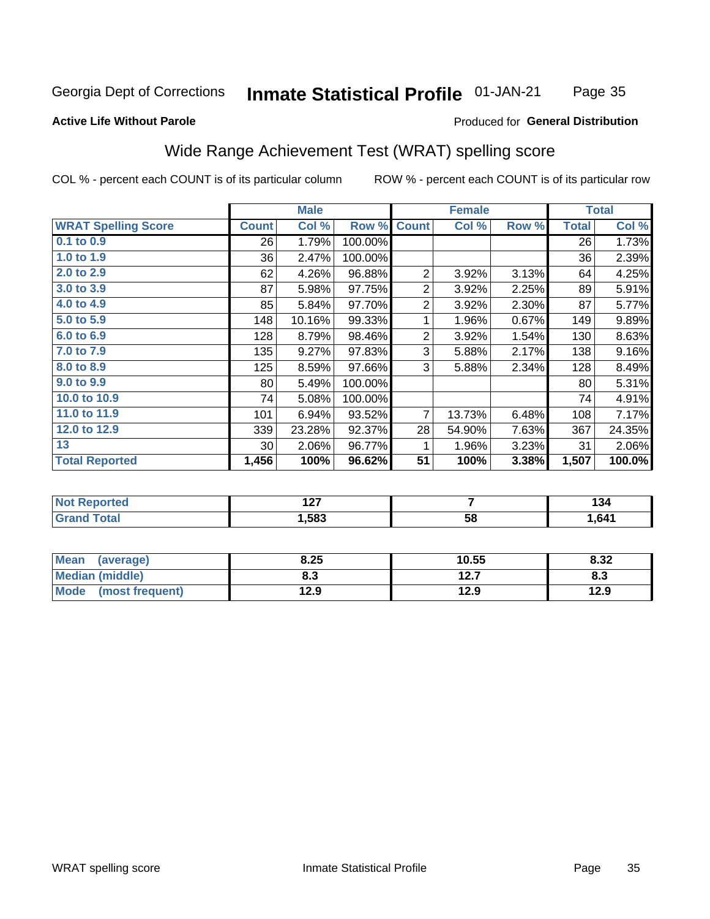Georgia Dept of Corrections **Inmate Statistical Profile** 01-JAN-21

**Active Life Without Parole**

Produced for **General Distribution**

## Wide Range Achievement Test (WRAT) spelling score

COL % - percent each COUNT is of its particular column

ROW % - percent each COUNT is of its particular row

| | Male | | | Female | | | Total | |
|---|---|---|---|---|---|---|---|---|
| **WRAT Spelling Score** | **Count** | **Col %** | **Row %** | **Count** | **Col %** | **Row %** | **Total** | **Col %** |
| **0.1 to 0.9** | 26 | 1.79% | 100.00% | | | | 26 | 1.73% |
| **1.0 to 1.9** | 36 | 2.47% | 100.00% | | | | 36 | 2.39% |
| **2.0 to 2.9** | 62 | 4.26% | 96.88% | 2 | 3.92% | 3.13% | 64 | 4.25% |
| **3.0 to 3.9** | 87 | 5.98% | 97.75% | 2 | 3.92% | 2.25% | 89 | 5.91% |
| **4.0 to 4.9** | 85 | 5.84% | 97.70% | 2 | 3.92% | 2.30% | 87 | 5.77% |
| **5.0 to 5.9** | 148 | 10.16% | 99.33% | 1 | 1.96% | 0.67% | 149 | 9.89% |
| **6.0 to 6.9** | 128 | 8.79% | 98.46% | 2 | 3.92% | 1.54% | 130 | 8.63% |
| **7.0 to 7.9** | 135 | 9.27% | 97.83% | 3 | 5.88% | 2.17% | 138 | 9.16% |
| **8.0 to 8.9** | 125 | 8.59% | 97.66% | 3 | 5.88% | 2.34% | 128 | 8.49% |
| **9.0 to 9.9** | 80 | 5.49% | 100.00% | | | | 80 | 5.31% |
| **10.0 to 10.9** | 74 | 5.08% | 100.00% | | | | 74 | 4.91% |
| **11.0 to 11.9** | 101 | 6.94% | 93.52% | 7 | 13.73% | 6.48% | 108 | 7.17% |
| **12.0 to 12.9** | 339 | 23.28% | 92.37% | 28 | 54.90% | 7.63% | 367 | 24.35% |
| **13** | 30 | 2.06% | 96.77% | 1 | 1.96% | 3.23% | 31 | 2.06% |
| **Total Reported** | **1,456** | **100%** | **96.62%** | **51** | **100%** | **3.38%** | **1,507** | **100.0%** |

| | Male | Female | Total |
|---|---|---|---|
| **Not Reported** | **127** | **7** | **134** |
| **Grand Total** | **1,583** | **58** | **1,641** |

| | Male | Female | Total |
|---|---|---|---|
| **Mean (average)** | **8.25** | **10.55** | **8.32** |
| **Median (middle)** | **8.3** | **12.7** | **8.3** |
| **Mode (most frequent)** | **12.9** | **12.9** | **12.9** |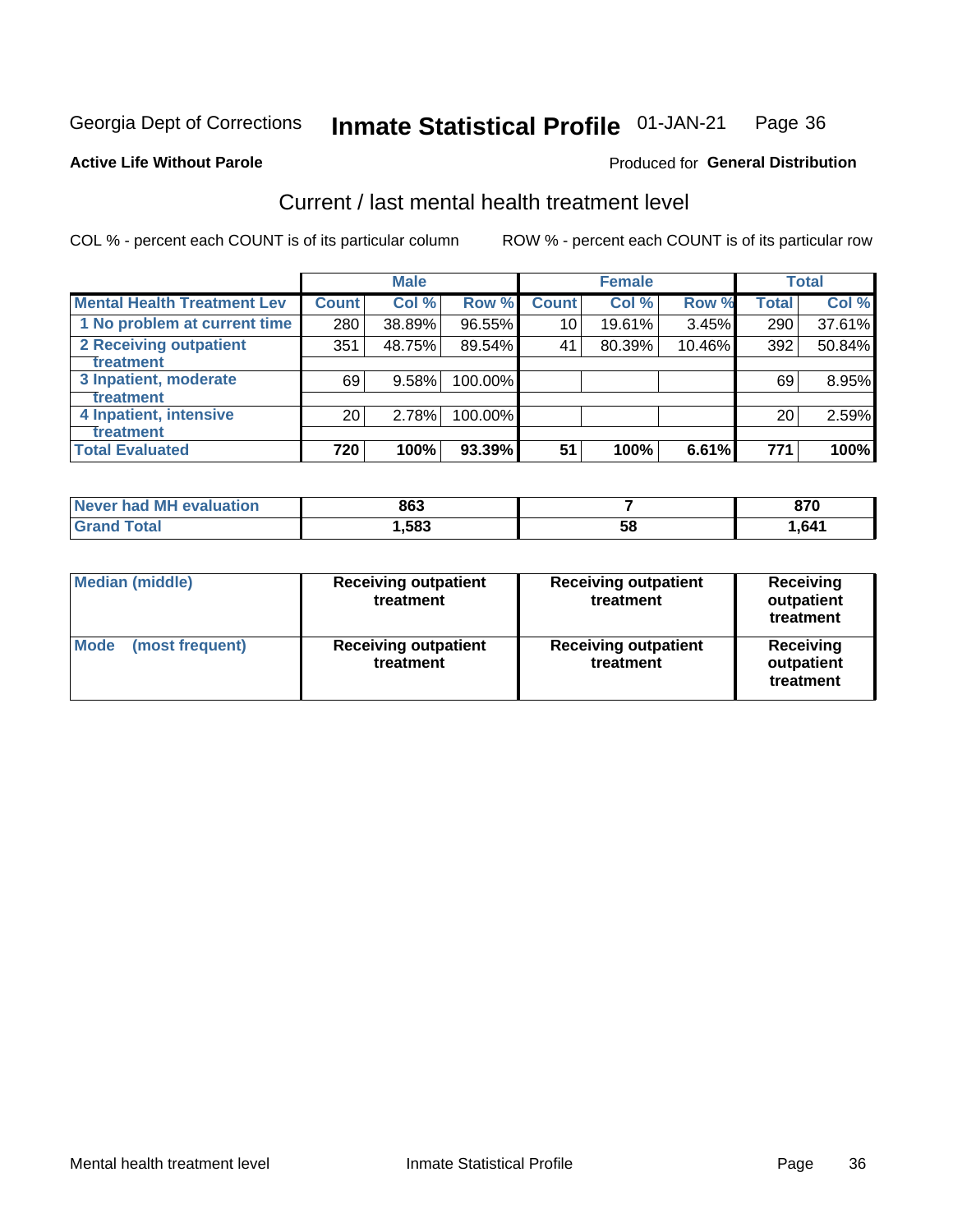Georgia Dept of Corrections **Inmate Statistical Profile** 01-JAN-21

**Active Life Without Parole**

Produced for **General Distribution**

## Current / last mental health treatment level

COL % - percent each COUNT is of its particular column

ROW % - percent each COUNT is of its particular row

| | Male | | | Female | | | Total | |
|---|---|---|---|---|---|---|---|---|
| **Mental Health Treatment Lev** | **Count** | **Col %** | **Row %** | **Count** | **Col %** | **Row %** | **Total** | **Col %** |
| 1 No problem at current time | 280 | 38.89% | 96.55% | 10 | 19.61% | 3.45% | 290 | 37.61% |
| 2 Receiving outpatient treatment | 351 | 48.75% | 89.54% | 41 | 80.39% | 10.46% | 392 | 50.84% |
| 3 Inpatient, moderate treatment | 69 | 9.58% | 100.00% | | | | 69 | 8.95% |
| 4 Inpatient, intensive treatment | 20 | 2.78% | 100.00% | | | | 20 | 2.59% |
| **Total Evaluated** | **720** | **100%** | **93.39%** | **51** | **100%** | **6.61%** | **771** | **100%** |

| | Male | Female | Total |
|---|---|---|---|
| **Never had MH evaluation** | **863** | **7** | **870** |
| **Grand Total** | **1,583** | **58** | **1,641** |

| | Male | Female | Total |
|---|---|---|---|
| **Median (middle)** | **Receiving outpatient treatment** | **Receiving outpatient treatment** | **Receiving outpatient treatment** |
| **Mode (most frequent)** | **Receiving outpatient treatment** | **Receiving outpatient treatment** | **Receiving outpatient treatment** |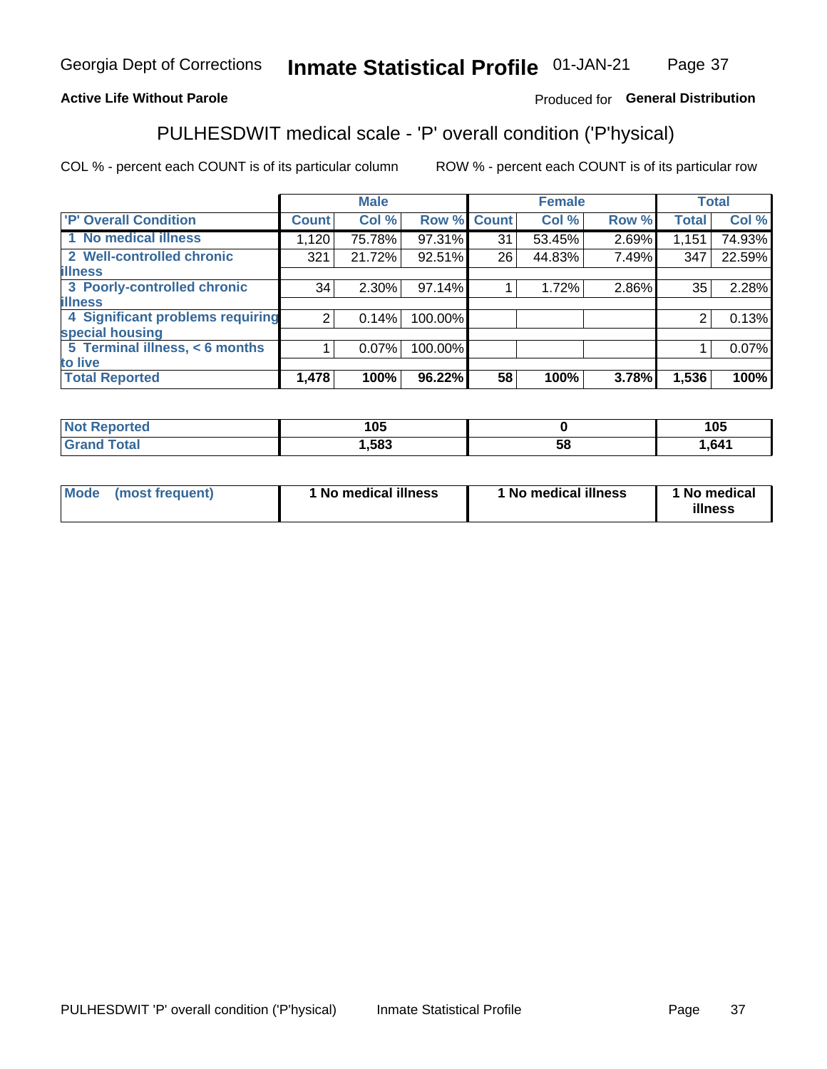Georgia Dept of Corrections **Inmate Statistical Profile** 01-JAN-21

**Active Life Without Parole**

Produced for **General Distribution**

## PULHESDWIT medical scale - 'P' overall condition ('P'hysical)

COL % - percent each COUNT is of its particular column

ROW % - percent each COUNT is of its particular row

| | Male | | | Female | | | Total | |
|---|---|---|---|---|---|---|---|---|
| 'P' Overall Condition | Count | Col % | Row % | Count | Col % | Row % | Total | Col % |
| 1 No medical illness | 1,120 | 75.78% | 97.31% | 31 | 53.45% | 2.69% | 1,151 | 74.93% |
| 2 Well-controlled chronic illness | 321 | 21.72% | 92.51% | 26 | 44.83% | 7.49% | 347 | 22.59% |
| 3 Poorly-controlled chronic illness | 34 | 2.30% | 97.14% | 1 | 1.72% | 2.86% | 35 | 2.28% |
| 4 Significant problems requiring special housing | 2 | 0.14% | 100.00% | | | | 2 | 0.13% |
| 5 Terminal illness, < 6 months to live | 1 | 0.07% | 100.00% | | | | 1 | 0.07% |
| **Total Reported** | **1,478** | **100%** | **96.22%** | **58** | **100%** | **3.78%** | **1,536** | **100%** |

| | Male | Female | Total |
|---|---|---|---|
| Not Reported | 105 | 0 | 105 |
| Grand Total | 1,583 | 58 | 1,641 |

| | Male | Female | Total |
|---|---|---|---|
| Mode (most frequent) | 1 No medical illness | 1 No medical illness | 1 No medical illness |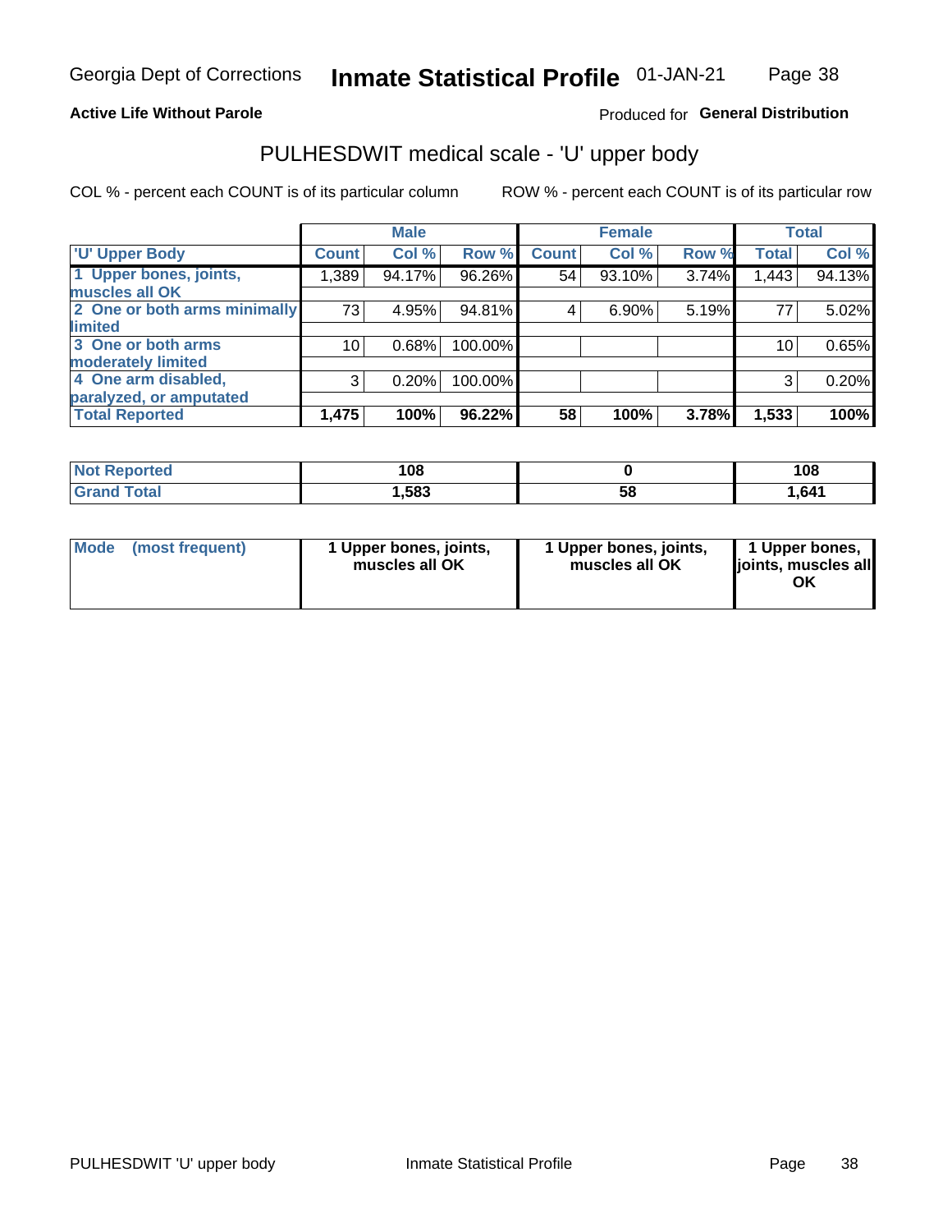**Active Life Without Parole**

Produced for **General Distribution**

# PULHESDWIT medical scale - 'U' upper body

COL % - percent each COUNT is of its particular column

ROW % - percent each COUNT is of its particular row

| | Male | | | Female | | | Total | |
|---|---|---|---|---|---|---|---|---|
| 'U' Upper Body | Count | Col % | Row % | Count | Col % | Row % | Total | Col % |
| 1 Upper bones, joints, muscles all OK | 1,389 | 94.17% | 96.26% | 54 | 93.10% | 3.74% | 1,443 | 94.13% |
| 2 One or both arms minimally limited | 73 | 4.95% | 94.81% | 4 | 6.90% | 5.19% | 77 | 5.02% |
| 3 One or both arms moderately limited | 10 | 0.68% | 100.00% | | | | 10 | 0.65% |
| 4 One arm disabled, paralyzed, or amputated | 3 | 0.20% | 100.00% | | | | 3 | 0.20% |
| **Total Reported** | **1,475** | **100%** | **96.22%** | **58** | **100%** | **3.78%** | **1,533** | **100%** |

| | Male | Female | Total |
|---|---|---|---|
| Not Reported | 108 | 0 | 108 |
| Grand Total | 1,583 | 58 | 1,641 |

| | Male | Female | Total |
|---|---|---|---|
| Mode (most frequent) | 1 Upper bones, joints, muscles all OK | 1 Upper bones, joints, muscles all OK | 1 Upper bones, joints, muscles all OK |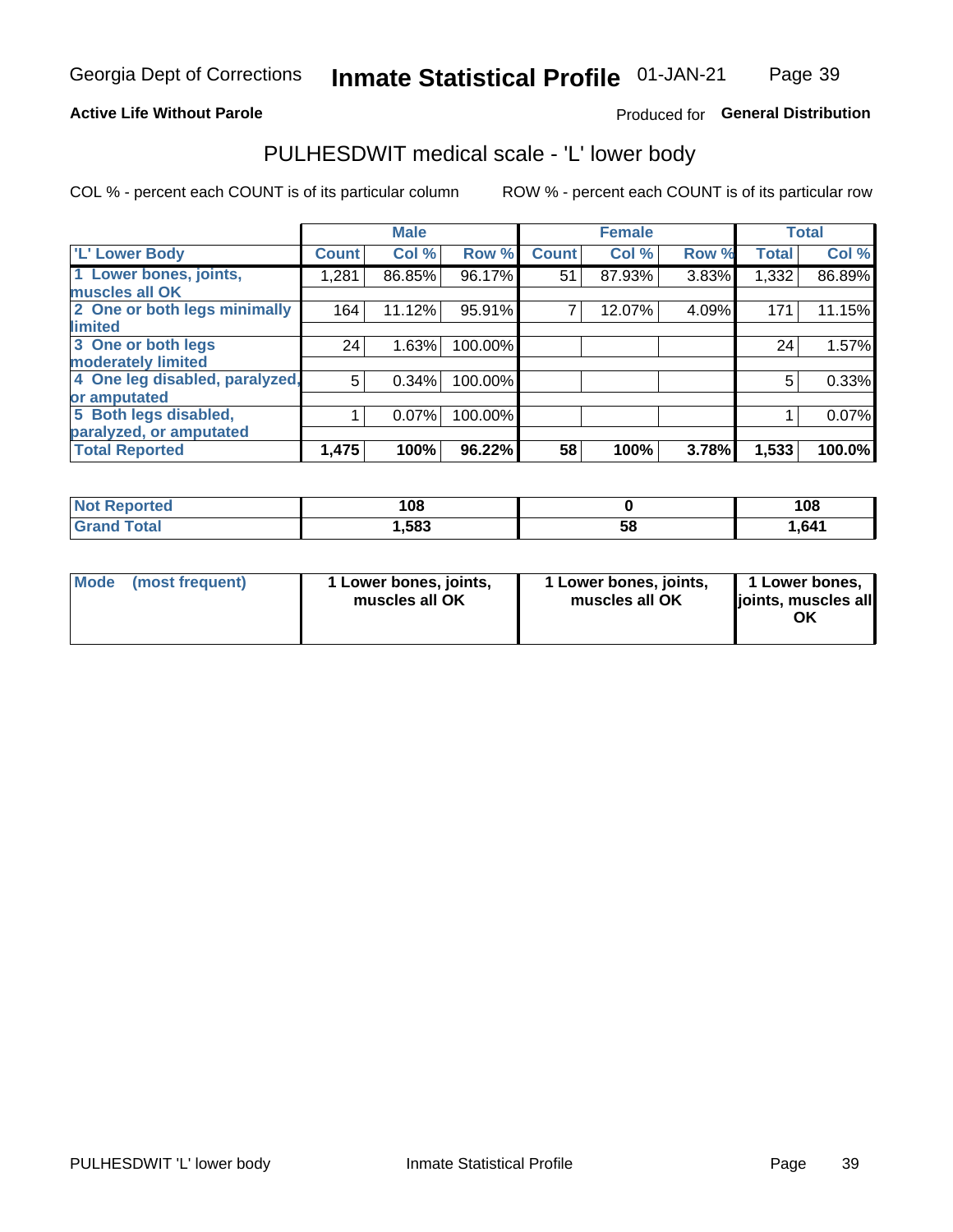Georgia Dept of Corrections **Inmate Statistical Profile** 01-JAN-21

**Active Life Without Parole**

Produced for **General Distribution**

## PULHESDWIT medical scale - 'L' lower body

COL % - percent each COUNT is of its particular column

ROW % - percent each COUNT is of its particular row

| | Male | | | Female | | | Total | |
|---|---|---|---|---|---|---|---|---|
| 'L' Lower Body | Count | Col % | Row % | Count | Col % | Row % | Total | Col % |
| 1 Lower bones, joints, muscles all OK | 1,281 | 86.85% | 96.17% | 51 | 87.93% | 3.83% | 1,332 | 86.89% |
| 2 One or both legs minimally limited | 164 | 11.12% | 95.91% | 7 | 12.07% | 4.09% | 171 | 11.15% |
| 3 One or both legs moderately limited | 24 | 1.63% | 100.00% | | | | 24 | 1.57% |
| 4 One leg disabled, paralyzed, or amputated | 5 | 0.34% | 100.00% | | | | 5 | 0.33% |
| 5 Both legs disabled, paralyzed, or amputated | 1 | 0.07% | 100.00% | | | | 1 | 0.07% |
| **Total Reported** | **1,475** | **100%** | **96.22%** | **58** | **100%** | **3.78%** | **1,533** | **100.0%** |

| | Male | Female | Total |
|---|---|---|---|
| Not Reported | 108 | 0 | 108 |
| Grand Total | 1,583 | 58 | 1,641 |

| | Male | Female | Total |
|---|---|---|---|
| Mode (most frequent) | 1 Lower bones, joints, muscles all OK | 1 Lower bones, joints, muscles all OK | 1 Lower bones, joints, muscles all OK |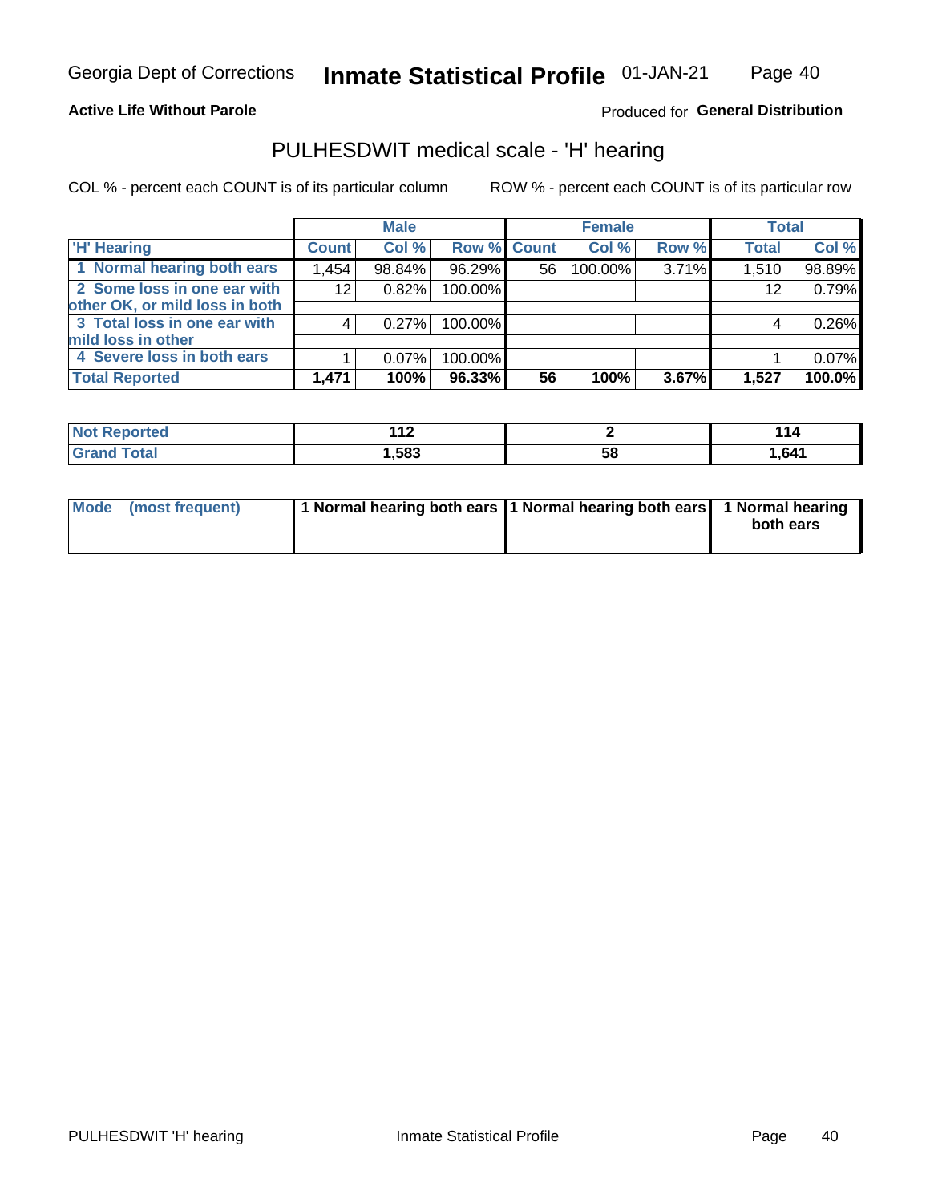Georgia Dept of Corrections **Inmate Statistical Profile** 01-JAN-21

**Active Life Without Parole**

Produced for **General Distribution**

## PULHESDWIT medical scale - 'H' hearing

COL % - percent each COUNT is of its particular column

ROW % - percent each COUNT is of its particular row

| | Male | | | Female | | | Total | |
|---|---|---|---|---|---|---|---|---|
| 'H' Hearing | Count | Col % | Row % | Count | Col % | Row % | Total | Col % |
| 1 Normal hearing both ears | 1,454 | 98.84% | 96.29% | 56 | 100.00% | 3.71% | 1,510 | 98.89% |
| 2 Some loss in one ear with other OK, or mild loss in both | 12 | 0.82% | 100.00% | | | | 12 | 0.79% |
| 3 Total loss in one ear with mild loss in other | 4 | 0.27% | 100.00% | | | | 4 | 0.26% |
| 4 Severe loss in both ears | 1 | 0.07% | 100.00% | | | | 1 | 0.07% |
| **Total Reported** | **1,471** | **100%** | **96.33%** | **56** | **100%** | **3.67%** | **1,527** | **100.0%** |

| | Male | Female | Total |
|---|---|---|---|
| Not Reported | 112 | 2 | 114 |
| Grand Total | 1,583 | 58 | 1,641 |

| | Male | Female | Total |
|---|---|---|---|
| Mode (most frequent) | 1 Normal hearing both ears | 1 Normal hearing both ears | 1 Normal hearing both ears |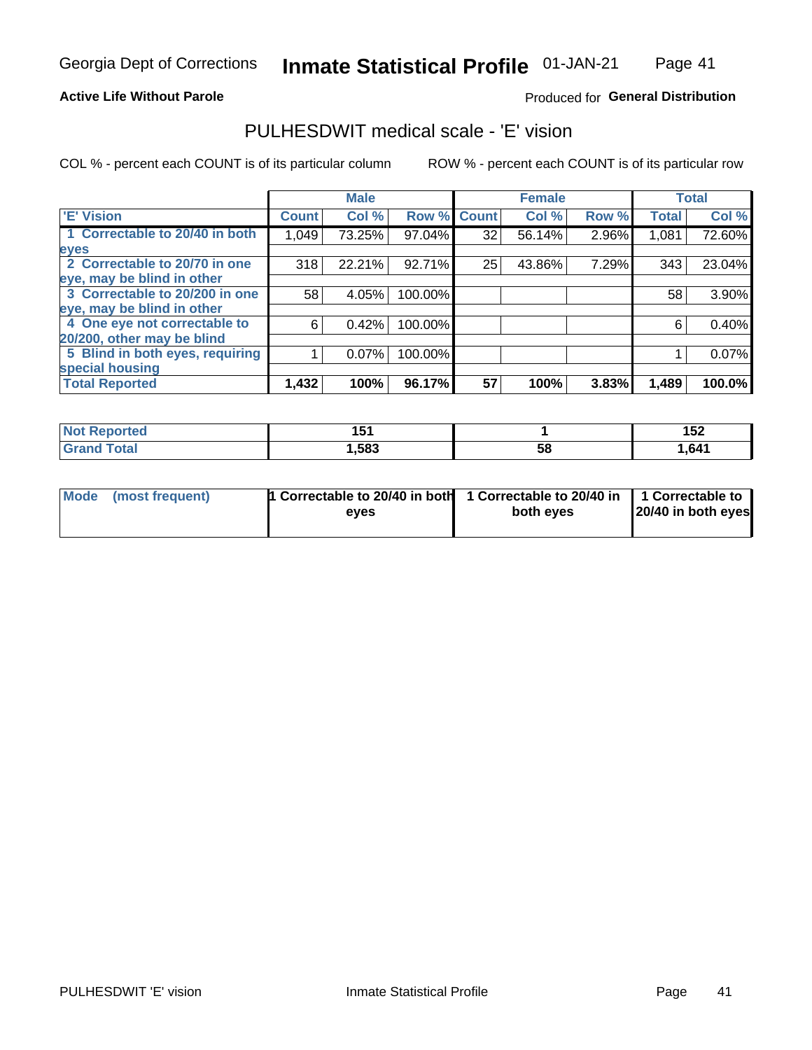Georgia Dept of Corrections **Inmate Statistical Profile** 01-JAN-21

**Active Life Without Parole**

Produced for **General Distribution**

## PULHESDWIT medical scale - 'E' vision

COL % - percent each COUNT is of its particular column

ROW % - percent each COUNT is of its particular row

| | Male | | | Female | | | Total | |
|---|---|---|---|---|---|---|---|---|
| **'E' Vision** | **Count** | **Col %** | **Row %** | **Count** | **Col %** | **Row %** | **Total** | **Col %** |
| **1 Correctable to 20/40 in both eyes** | 1,049 | 73.25% | 97.04% | 32 | 56.14% | 2.96% | 1,081 | 72.60% |
| **2 Correctable to 20/70 in one eye, may be blind in other** | 318 | 22.21% | 92.71% | 25 | 43.86% | 7.29% | 343 | 23.04% |
| **3 Correctable to 20/200 in one eye, may be blind in other** | 58 | 4.05% | 100.00% | | | | 58 | 3.90% |
| **4 One eye not correctable to 20/200, other may be blind** | 6 | 0.42% | 100.00% | | | | 6 | 0.40% |
| **5 Blind in both eyes, requiring special housing** | 1 | 0.07% | 100.00% | | | | 1 | 0.07% |
| **Total Reported** | **1,432** | **100%** | **96.17%** | **57** | **100%** | **3.83%** | **1,489** | **100.0%** |

| | Male | Female | Total |
|---|---|---|---|
| **Not Reported** | **151** | **1** | **152** |
| **Grand Total** | **1,583** | **58** | **1,641** |

| | Male | Female | Total |
|---|---|---|---|
| **Mode (most frequent)** | **1 Correctable to 20/40 in both eyes** | **1 Correctable to 20/40 in both eyes** | **1 Correctable to 20/40 in both eyes** |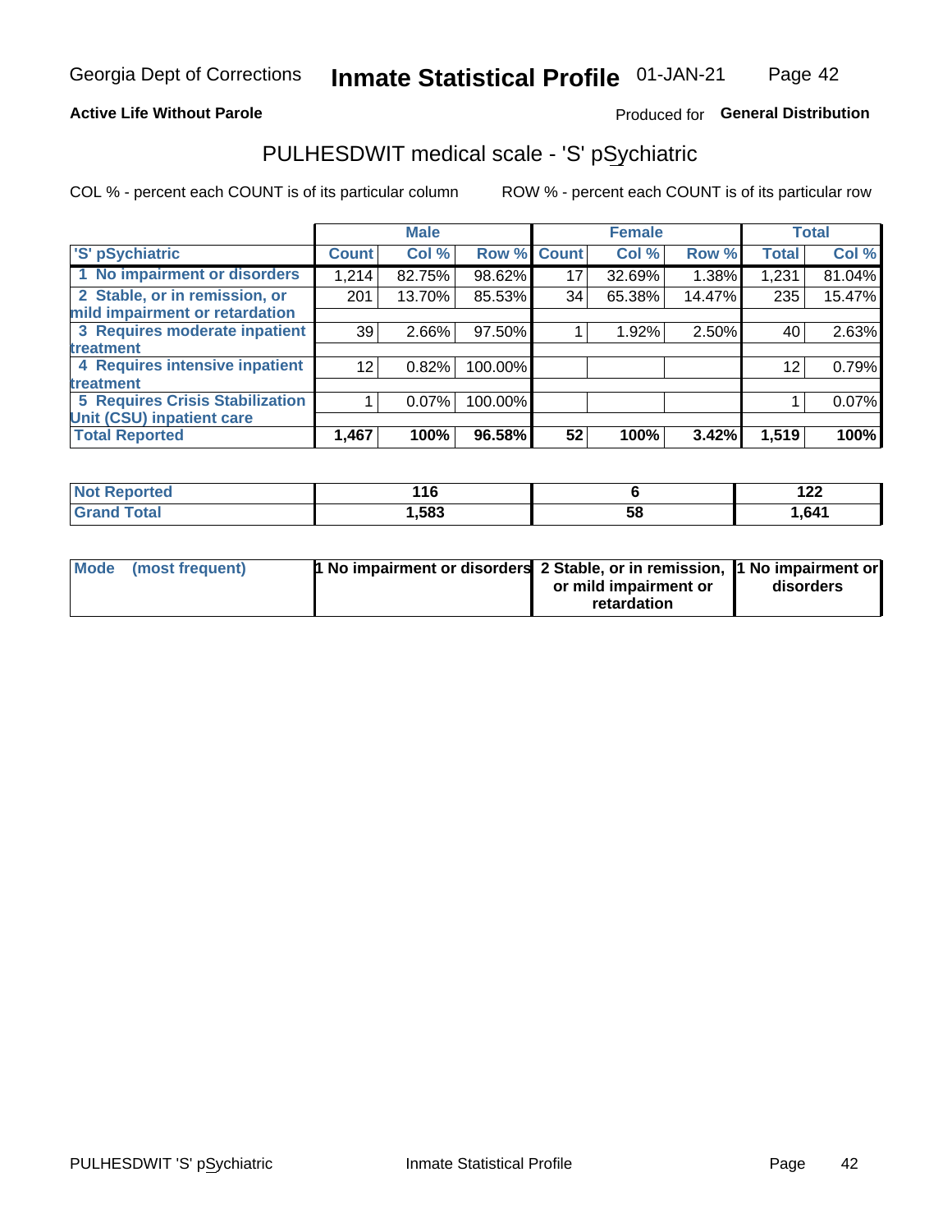Georgia Dept of Corrections **Inmate Statistical Profile** 01-JAN-21

**Active Life Without Parole**

Produced for **General Distribution**

## PULHESDWIT medical scale - 'S' pSychiatric

COL % - percent each COUNT is of its particular column

ROW % - percent each COUNT is of its particular row

| | Male | | | Female | | | Total | |
|---|---|---|---|---|---|---|---|---|
| 'S' pSychiatric | Count | Col % | Row % | Count | Col % | Row % | Total | Col % |
| 1 No impairment or disorders | 1,214 | 82.75% | 98.62% | 17 | 32.69% | 1.38% | 1,231 | 81.04% |
| 2 Stable, or in remission, or mild impairment or retardation | 201 | 13.70% | 85.53% | 34 | 65.38% | 14.47% | 235 | 15.47% |
| 3 Requires moderate inpatient treatment | 39 | 2.66% | 97.50% | 1 | 1.92% | 2.50% | 40 | 2.63% |
| 4 Requires intensive inpatient treatment | 12 | 0.82% | 100.00% | | | | 12 | 0.79% |
| 5 Requires Crisis Stabilization Unit (CSU) inpatient care | 1 | 0.07% | 100.00% | | | | 1 | 0.07% |
| **Total Reported** | **1,467** | **100%** | **96.58%** | **52** | **100%** | **3.42%** | **1,519** | **100%** |

| | Male | Female | Total |
|---|---|---|---|
| Not Reported | 116 | 6 | 122 |
| Grand Total | 1,583 | 58 | 1,641 |

| | Male | Female | Total |
|---|---|---|---|
| Mode (most frequent) | 1 No impairment or disorders | 2 Stable, or in remission, or mild impairment or retardation | 1 No impairment or disorders |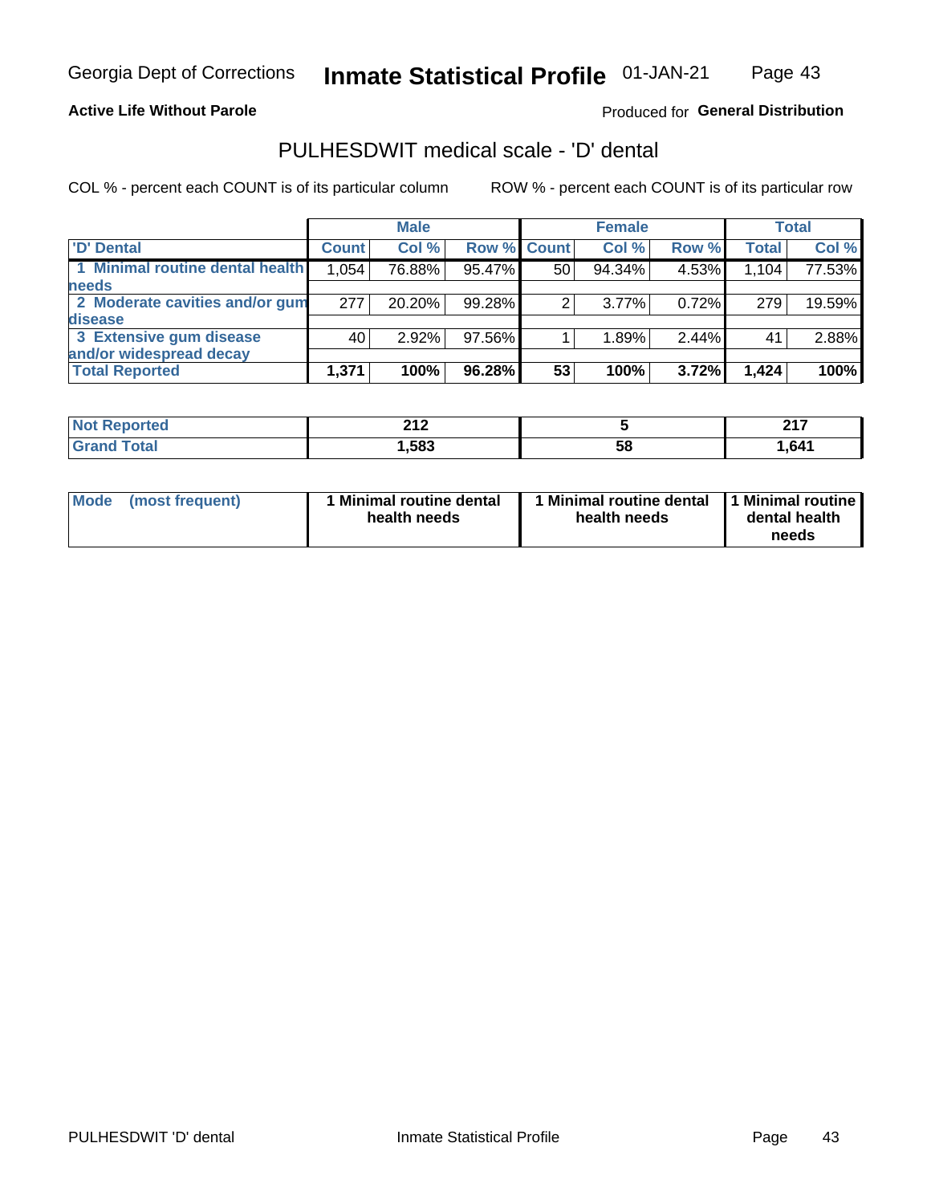Georgia Dept of Corrections **Inmate Statistical Profile** 01-JAN-21

**Active Life Without Parole**

Produced for **General Distribution**

## PULHESDWIT medical scale - 'D' dental

COL % - percent each COUNT is of its particular column ROW % - percent each COUNT is of its particular row

| | Male | | | Female | | | Total | |
|---|---|---|---|---|---|---|---|---|
| 'D' Dental | Count | Col % | Row % | Count | Col % | Row % | Total | Col % |
| 1 Minimal routine dental health needs | 1,054 | 76.88% | 95.47% | 50 | 94.34% | 4.53% | 1,104 | 77.53% |
| 2 Moderate cavities and/or gum disease | 277 | 20.20% | 99.28% | 2 | 3.77% | 0.72% | 279 | 19.59% |
| 3 Extensive gum disease and/or widespread decay | 40 | 2.92% | 97.56% | 1 | 1.89% | 2.44% | 41 | 2.88% |
| **Total Reported** | **1,371** | **100%** | **96.28%** | **53** | **100%** | **3.72%** | **1,424** | **100%** |

| | Male | Female | Total |
|---|---|---|---|
| Not Reported | 212 | 5 | 217 |
| Grand Total | 1,583 | 58 | 1,641 |

| | Male | Female | Total |
|---|---|---|---|
| Mode (most frequent) | 1 Minimal routine dental health needs | 1 Minimal routine dental health needs | 1 Minimal routine dental health needs |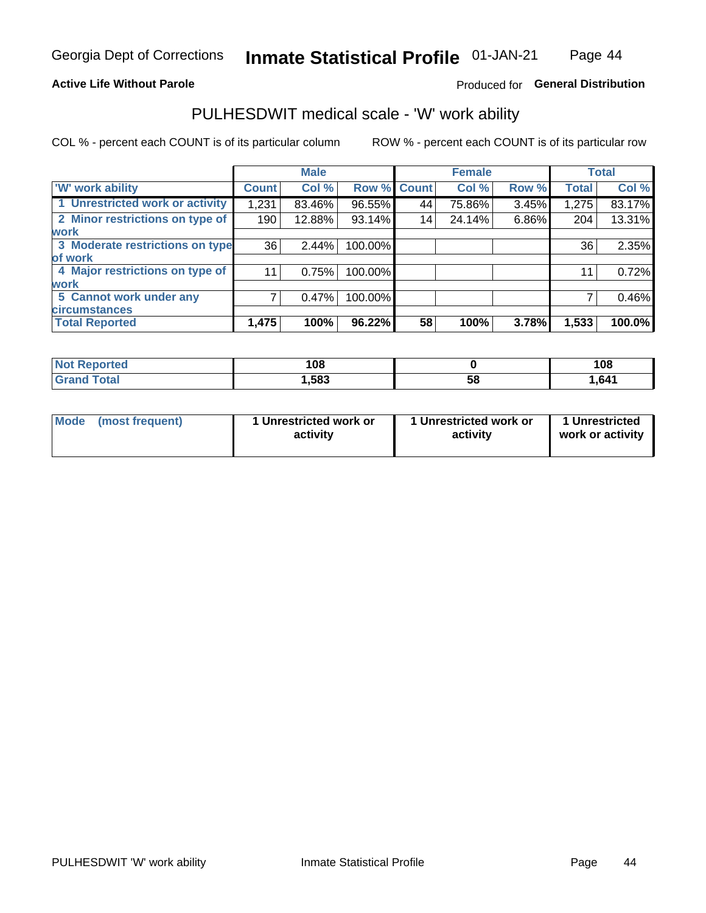Georgia Dept of Corrections **Inmate Statistical Profile** 01-JAN-21

**Active Life Without Parole**

Produced for **General Distribution**

## PULHESDWIT medical scale - 'W' work ability

COL % - percent each COUNT is of its particular column

ROW % - percent each COUNT is of its particular row

| | Male | | | Female | | | Total | |
|---|---|---|---|---|---|---|---|---|
| 'W' work ability | Count | Col % | Row % | Count | Col % | Row % | Total | Col % |
| 1 Unrestricted work or activity | 1,231 | 83.46% | 96.55% | 44 | 75.86% | 3.45% | 1,275 | 83.17% |
| 2 Minor restrictions on type of work | 190 | 12.88% | 93.14% | 14 | 24.14% | 6.86% | 204 | 13.31% |
| 3 Moderate restrictions on type of work | 36 | 2.44% | 100.00% | | | | 36 | 2.35% |
| 4 Major restrictions on type of work | 11 | 0.75% | 100.00% | | | | 11 | 0.72% |
| 5 Cannot work under any circumstances | 7 | 0.47% | 100.00% | | | | 7 | 0.46% |
| **Total Reported** | **1,475** | **100%** | **96.22%** | **58** | **100%** | **3.78%** | **1,533** | **100.0%** |

| | Male | Female | Total |
|---|---|---|---|
| Not Reported | 108 | 0 | 108 |
| Grand Total | 1,583 | 58 | 1,641 |

| | Male | Female | Total |
|---|---|---|---|
| Mode (most frequent) | 1 Unrestricted work or activity | 1 Unrestricted work or activity | 1 Unrestricted work or activity |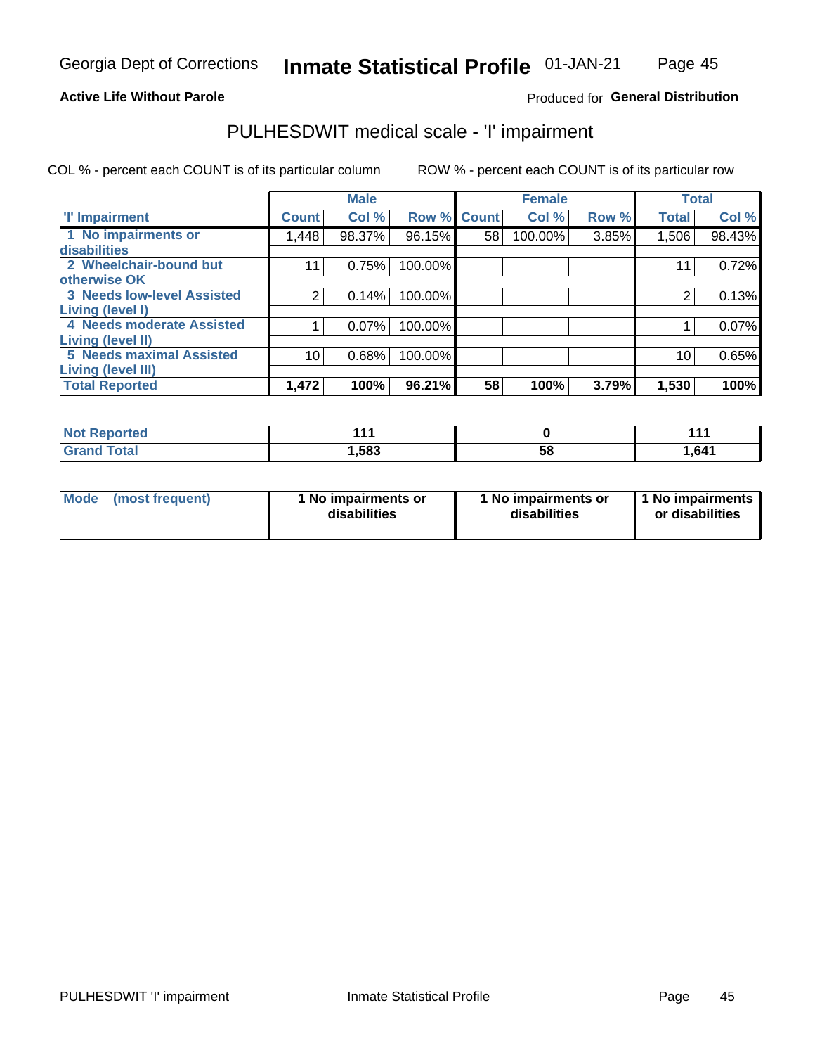Georgia Dept of Corrections **Inmate Statistical Profile** 01-JAN-21

**Active Life Without Parole**

Produced for **General Distribution**

## PULHESDWIT medical scale - 'I' impairment

COL % - percent each COUNT is of its particular column ROW % - percent each COUNT is of its particular row

| 'I' Impairment | Male | | | Female | | | Total | |
|---|---|---|---|---|---|---|---|---|
| | Count | Col % | Row % | Count | Col % | Row % | Total | Col % |
| 1 No impairments or disabilities | 1,448 | 98.37% | 96.15% | 58 | 100.00% | 3.85% | 1,506 | 98.43% |
| 2 Wheelchair-bound but otherwise OK | 11 | 0.75% | 100.00% | | | | 11 | 0.72% |
| 3 Needs low-level Assisted Living (level I) | 2 | 0.14% | 100.00% | | | | 2 | 0.13% |
| 4 Needs moderate Assisted Living (level II) | 1 | 0.07% | 100.00% | | | | 1 | 0.07% |
| 5 Needs maximal Assisted Living (level III) | 10 | 0.68% | 100.00% | | | | 10 | 0.65% |
| **Total Reported** | **1,472** | **100%** | **96.21%** | **58** | **100%** | **3.79%** | **1,530** | **100%** |

| | Male | Female | Total |
|---|---|---|---|
| Not Reported | 111 | 0 | 111 |
| Grand Total | 1,583 | 58 | 1,641 |

| | Male | Female | Total |
|---|---|---|---|
| Mode (most frequent) | 1 No impairments or disabilities | 1 No impairments or disabilities | 1 No impairments or disabilities |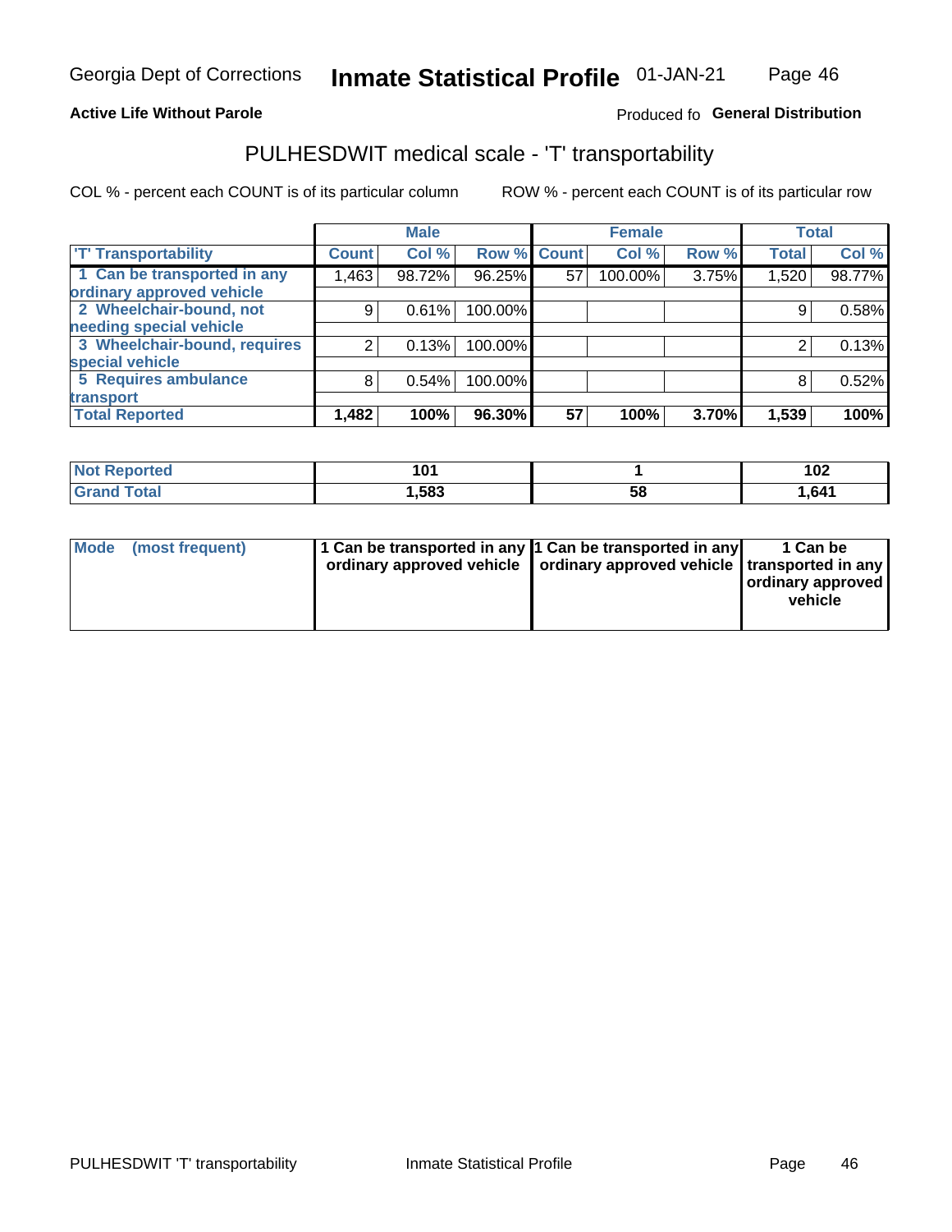Georgia Dept of Corrections **Inmate Statistical Profile** 01-JAN-21

**Active Life Without Parole**

Produced fo **General Distribution**

## PULHESDWIT medical scale - 'T' transportability

COL % - percent each COUNT is of its particular column ROW % - percent each COUNT is of its particular row

| | Male | | | Female | | | Total | |
|---|---|---|---|---|---|---|---|---|
| 'T' Transportability | Count | Col % | Row % | Count | Col % | Row % | Total | Col % |
| 1 Can be transported in any ordinary approved vehicle | 1,463 | 98.72% | 96.25% | 57 | 100.00% | 3.75% | 1,520 | 98.77% |
| 2 Wheelchair-bound, not needing special vehicle | 9 | 0.61% | 100.00% | | | | 9 | 0.58% |
| 3 Wheelchair-bound, requires special vehicle | 2 | 0.13% | 100.00% | | | | 2 | 0.13% |
| 5 Requires ambulance transport | 8 | 0.54% | 100.00% | | | | 8 | 0.52% |
| **Total Reported** | **1,482** | **100%** | **96.30%** | **57** | **100%** | **3.70%** | **1,539** | **100%** |

| | Male | Female | Total |
|---|---|---|---|
| **Not Reported** | **101** | **1** | **102** |
| **Grand Total** | **1,583** | **58** | **1,641** |

| | Male | Female | Total |
|---|---|---|---|
| **Mode (most frequent)** | **1 Can be transported in any ordinary approved vehicle** | **1 Can be transported in any ordinary approved vehicle** | **1 Can be transported in any ordinary approved vehicle** |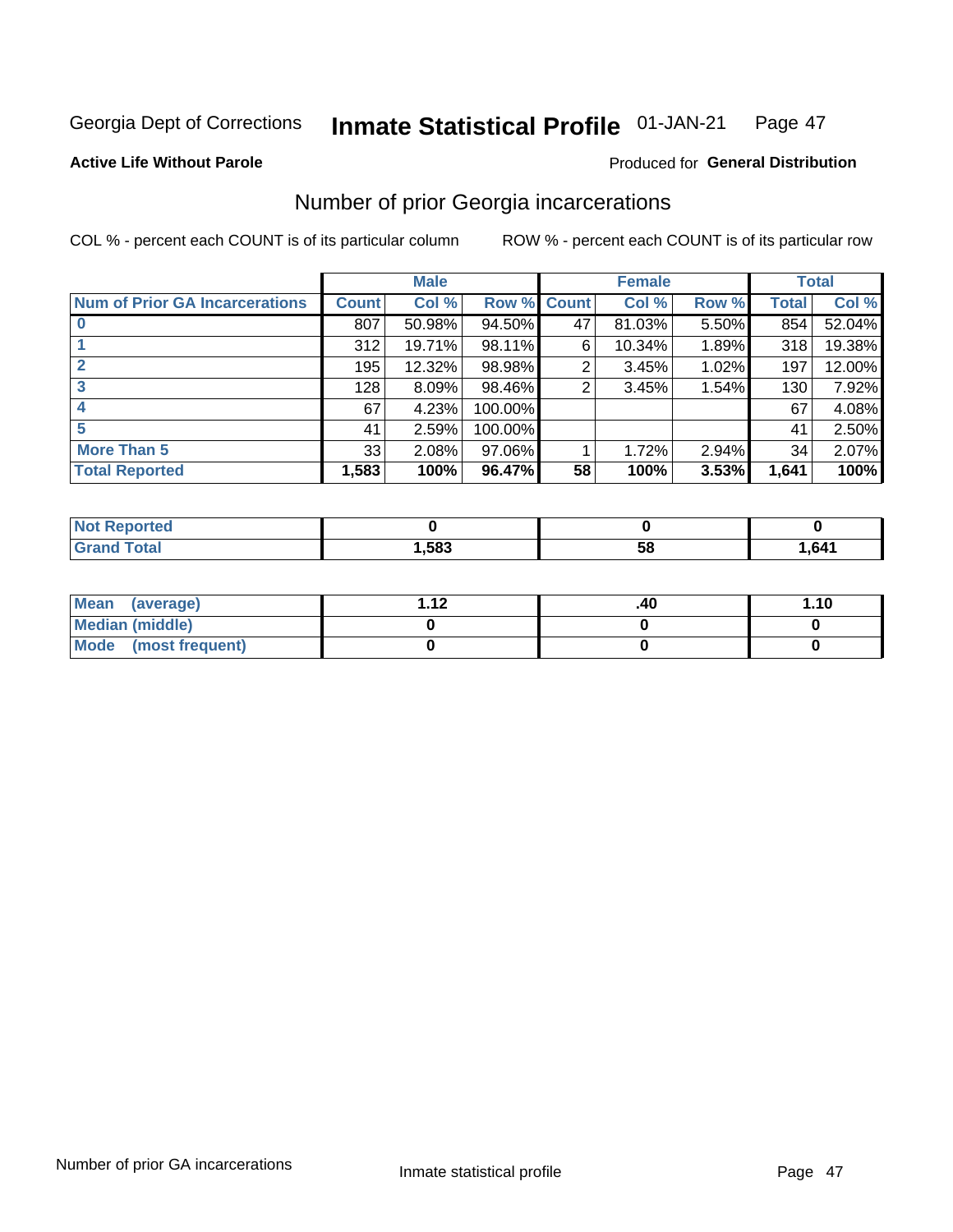Georgia Dept of Corrections **Inmate Statistical Profile** 01-JAN-21

**Active Life Without Parole**

Produced for **General Distribution**

## Number of prior Georgia incarcerations

COL % - percent each COUNT is of its particular column

ROW % - percent each COUNT is of its particular row

| | Male | | | Female | | | Total | |
|---|---|---|---|---|---|---|---|---|
| **Num of Prior GA Incarcerations** | **Count** | **Col %** | **Row %** | **Count** | **Col %** | **Row %** | **Total** | **Col %** |
| **0** | 807 | 50.98% | 94.50% | 47 | 81.03% | 5.50% | 854 | 52.04% |
| **1** | 312 | 19.71% | 98.11% | 6 | 10.34% | 1.89% | 318 | 19.38% |
| **2** | 195 | 12.32% | 98.98% | 2 | 3.45% | 1.02% | 197 | 12.00% |
| **3** | 128 | 8.09% | 98.46% | 2 | 3.45% | 1.54% | 130 | 7.92% |
| **4** | 67 | 4.23% | 100.00% | | | | 67 | 4.08% |
| **5** | 41 | 2.59% | 100.00% | | | | 41 | 2.50% |
| **More Than 5** | 33 | 2.08% | 97.06% | 1 | 1.72% | 2.94% | 34 | 2.07% |
| **Total Reported** | **1,583** | **100%** | **96.47%** | **58** | **100%** | **3.53%** | **1,641** | **100%** |

| | Male | Female | Total |
|---|---|---|---|
| **Not Reported** | **0** | **0** | **0** |
| **Grand Total** | **1,583** | **58** | **1,641** |

| | Male | Female | Total |
|---|---|---|---|
| **Mean (average)** | **1.12** | **.40** | **1.10** |
| **Median (middle)** | **0** | **0** | **0** |
| **Mode (most frequent)** | **0** | **0** | **0** |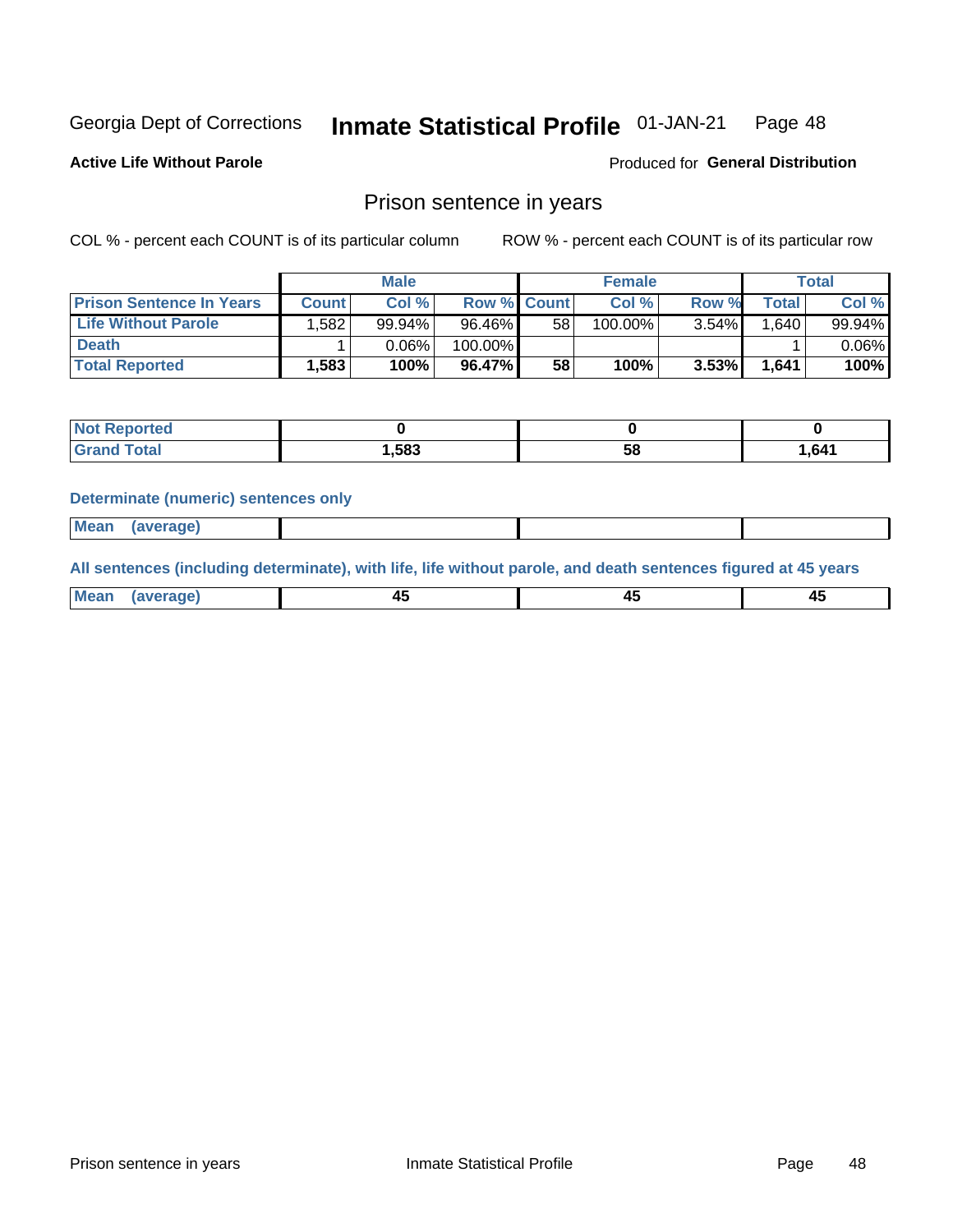Georgia Dept of Corrections **Inmate Statistical Profile** 01-JAN-21

**Active Life Without Parole** Produced for **General Distribution**

## Prison sentence in years

COL % - percent each COUNT is of its particular column ROW % - percent each COUNT is of its particular row

| | Male | | | Female | | | Total | |
|---|---|---|---|---|---|---|---|---|
| **Prison Sentence In Years** | **Count** | **Col %** | **Row %** | **Count** | **Col %** | **Row %** | **Total** | **Col %** |
| **Life Without Parole** | 1,582 | 99.94% | 96.46% | 58 | 100.00% | 3.54% | 1,640 | 99.94% |
| **Death** | 1 | 0.06% | 100.00% | | | | 1 | 0.06% |
| **Total Reported** | **1,583** | **100%** | **96.47%** | **58** | **100%** | **3.53%** | **1,641** | **100%** |

| | Male | Female | Total |
|---|---|---|---|
| **Not Reported** | **0** | **0** | **0** |
| **Grand Total** | **1,583** | **58** | **1,641** |

**Determinate (numeric) sentences only**

| | Male | Female | Total |
|---|---|---|---|
| **Mean (average)** | | | |

**All sentences (including determinate), with life, life without parole, and death sentences figured at 45 years**

| | Male | Female | Total |
|---|---|---|---|
| **Mean (average)** | **45** | **45** | **45** |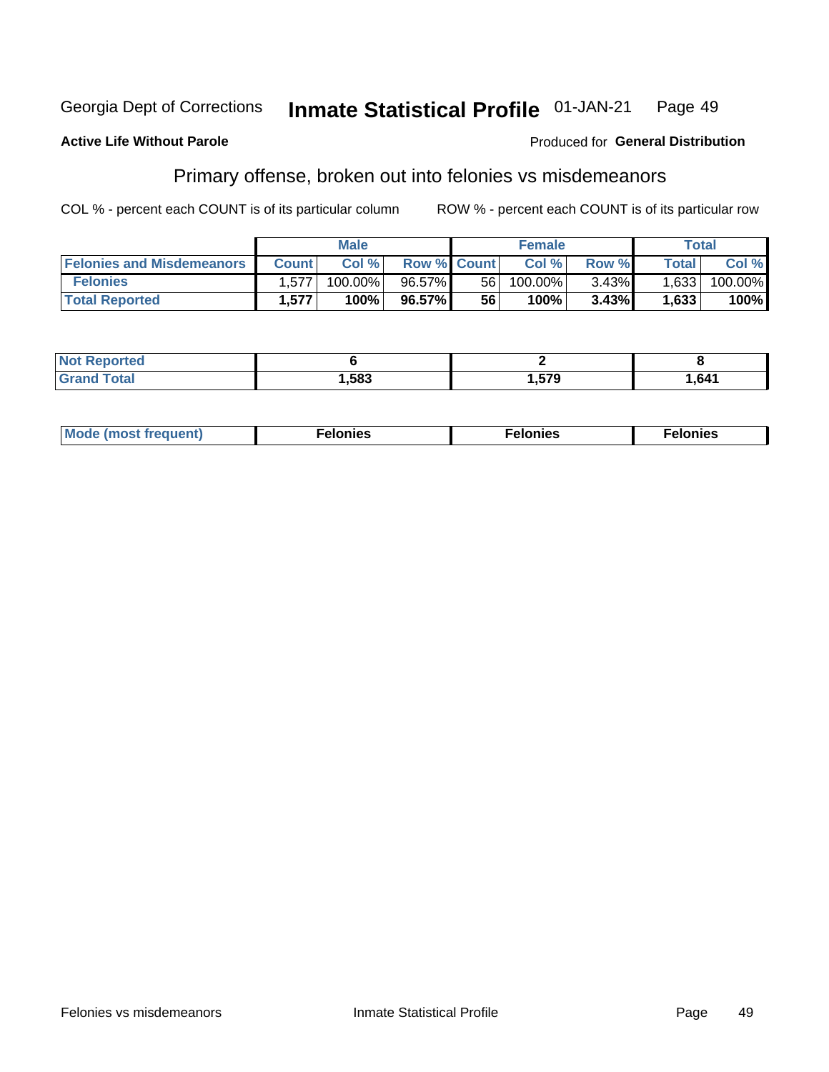Georgia Dept of Corrections **Inmate Statistical Profile** 01-JAN-21

**Active Life Without Parole**

Produced for **General Distribution**

## Primary offense, broken out into felonies vs misdemeanors

COL % - percent each COUNT is of its particular column

ROW % - percent each COUNT is of its particular row

| | Male | | | Female | | | Total | |
|---|---|---|---|---|---|---|---|---|
| Felonies and Misdemeanors | Count | Col % | Row % | Count | Col % | Row % | Total | Col % |
| Felonies | 1,577 | 100.00% | 96.57% | 56 | 100.00% | 3.43% | 1,633 | 100.00% |
| Total Reported | 1,577 | 100% | 96.57% | 56 | 100% | 3.43% | 1,633 | 100% |

| | Male | Female | Total |
|---|---|---|---|
| Not Reported | 6 | 2 | 8 |
| Grand Total | 1,583 | 1,579 | 1,641 |

| | Male | Female | Total |
|---|---|---|---|
| Mode (most frequent) | Felonies | Felonies | Felonies |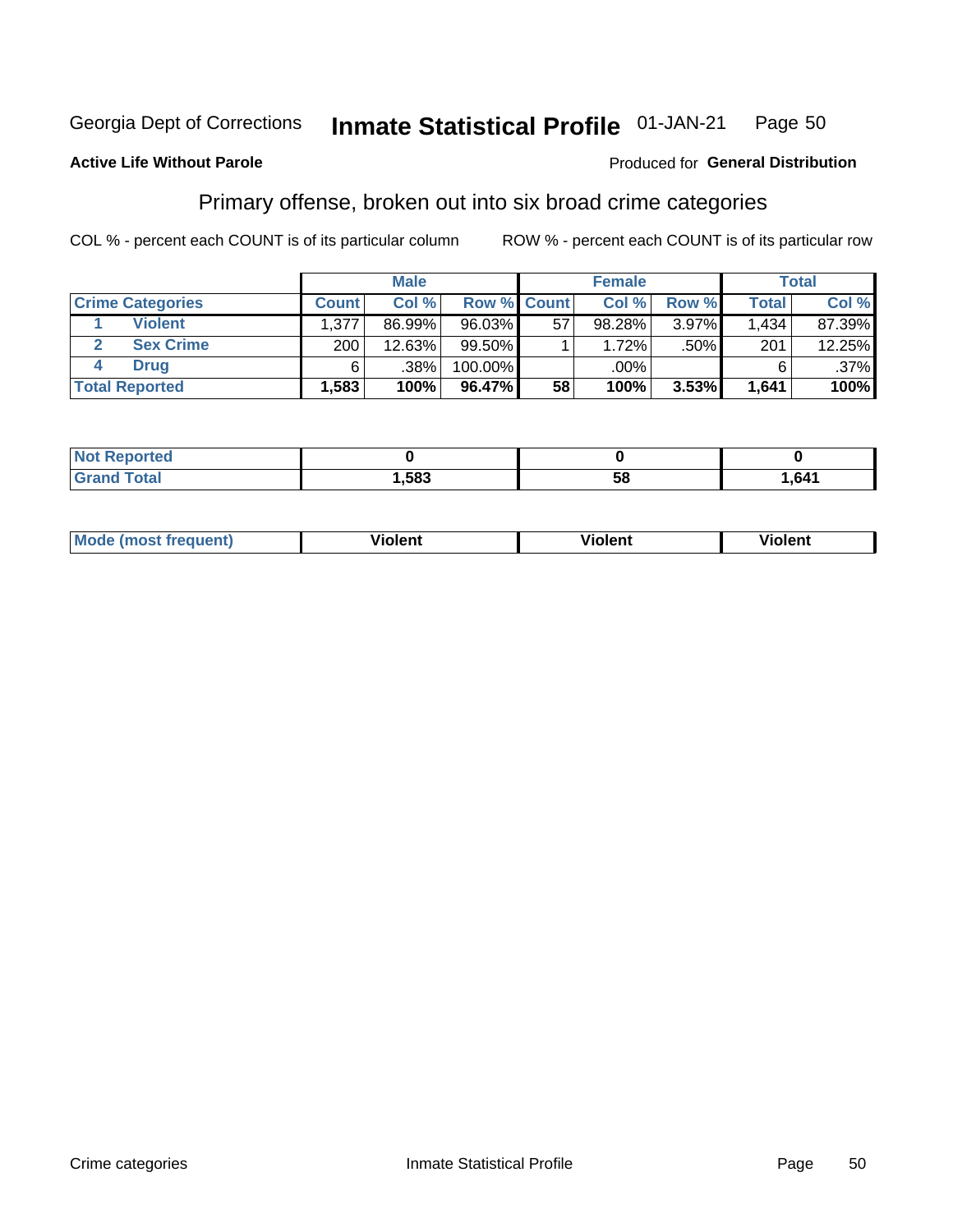Georgia Dept of Corrections **Inmate Statistical Profile** 01-JAN-21

**Active Life Without Parole**

Produced for **General Distribution**

## Primary offense, broken out into six broad crime categories

COL % - percent each COUNT is of its particular column

ROW % - percent each COUNT is of its particular row

| | | Male | | | Female | | | Total | |
|---|---|---|---|---|---|---|---|---|---|
| **Crime Categories** | | **Count** | **Col %** | **Row %** | **Count** | **Col %** | **Row %** | **Total** | **Col %** |
| 1 | **Violent** | 1,377 | 86.99% | 96.03% | 57 | 98.28% | 3.97% | 1,434 | 87.39% |
| 2 | **Sex Crime** | 200 | 12.63% | 99.50% | 1 | 1.72% | .50% | 201 | 12.25% |
| 4 | **Drug** | 6 | .38% | 100.00% | | .00% | | 6 | .37% |
| **Total Reported** | | **1,583** | **100%** | **96.47%** | **58** | **100%** | **3.53%** | **1,641** | **100%** |

| | Male | Female | Total |
|---|---|---|---|
| **Not Reported** | **0** | **0** | **0** |
| **Grand Total** | **1,583** | **58** | **1,641** |

| | Male | Female | Total |
|---|---|---|---|
| **Mode (most frequent)** | **Violent** | **Violent** | **Violent** |

Crime categories Inmate Statistical Profile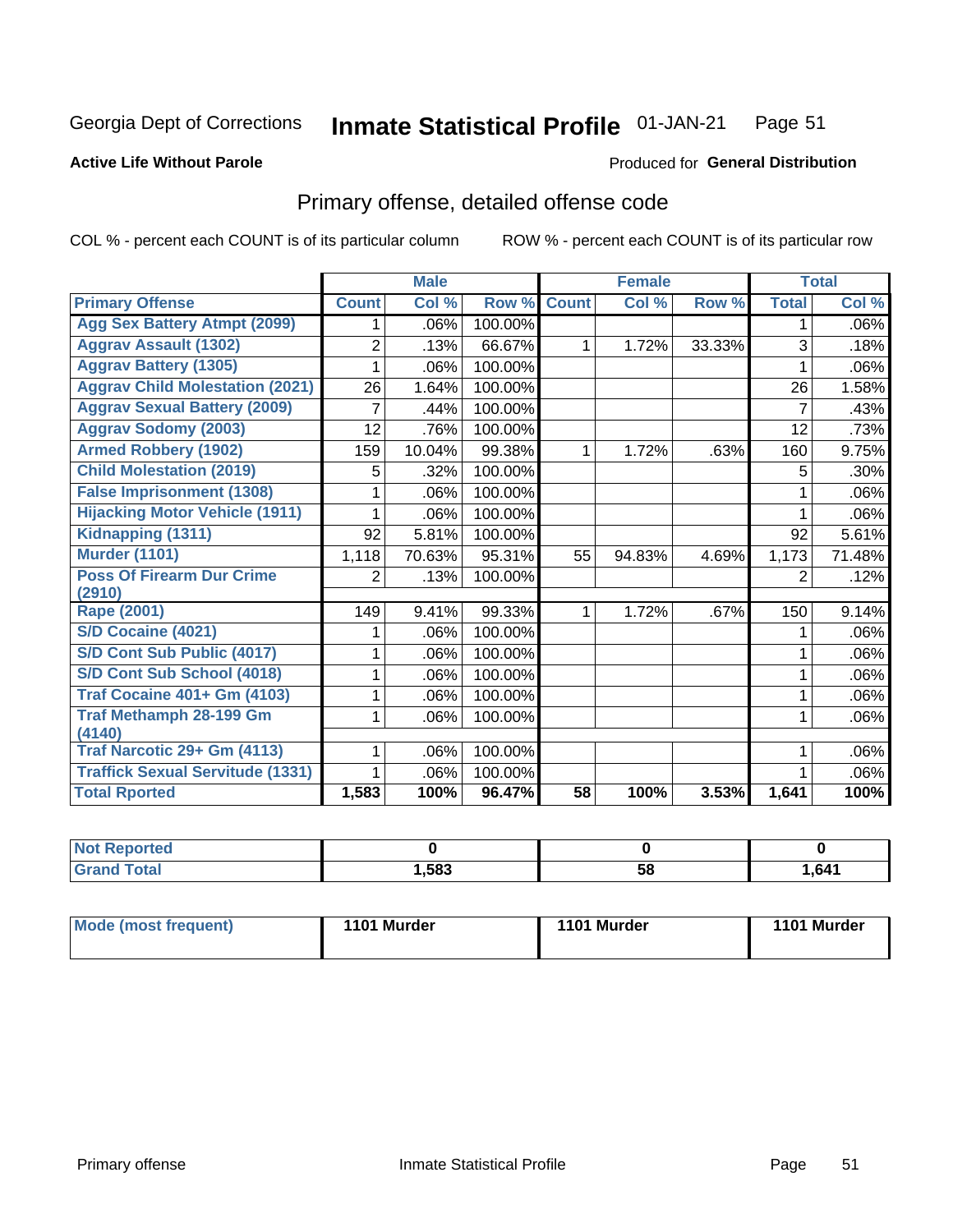Georgia Dept of Corrections **Inmate Statistical Profile** 01-JAN-21

**Active Life Without Parole**

Produced for **General Distribution**

## Primary offense, detailed offense code

COL % - percent each COUNT is of its particular column

ROW % - percent each COUNT is of its particular row

| | Male | | | Female | | | Total | |
|---|---|---|---|---|---|---|---|---|
| **Primary Offense** | **Count** | **Col %** | **Row %** | **Count** | **Col %** | **Row %** | **Total** | **Col %** |
| Agg Sex Battery Atmpt (2099) | 1 | .06% | 100.00% | | | | 1 | .06% |
| Aggrav Assault (1302) | 2 | .13% | 66.67% | 1 | 1.72% | 33.33% | 3 | .18% |
| Aggrav Battery (1305) | 1 | .06% | 100.00% | | | | 1 | .06% |
| Aggrav Child Molestation (2021) | 26 | 1.64% | 100.00% | | | | 26 | 1.58% |
| Aggrav Sexual Battery (2009) | 7 | .44% | 100.00% | | | | 7 | .43% |
| Aggrav Sodomy (2003) | 12 | .76% | 100.00% | | | | 12 | .73% |
| Armed Robbery (1902) | 159 | 10.04% | 99.38% | 1 | 1.72% | .63% | 160 | 9.75% |
| Child Molestation (2019) | 5 | .32% | 100.00% | | | | 5 | .30% |
| False Imprisonment (1308) | 1 | .06% | 100.00% | | | | 1 | .06% |
| Hijacking Motor Vehicle (1911) | 1 | .06% | 100.00% | | | | 1 | .06% |
| Kidnapping (1311) | 92 | 5.81% | 100.00% | | | | 92 | 5.61% |
| Murder (1101) | 1,118 | 70.63% | 95.31% | 55 | 94.83% | 4.69% | 1,173 | 71.48% |
| Poss Of Firearm Dur Crime (2910) | 2 | .13% | 100.00% | | | | 2 | .12% |
| Rape (2001) | 149 | 9.41% | 99.33% | 1 | 1.72% | .67% | 150 | 9.14% |
| S/D Cocaine (4021) | 1 | .06% | 100.00% | | | | 1 | .06% |
| S/D Cont Sub Public (4017) | 1 | .06% | 100.00% | | | | 1 | .06% |
| S/D Cont Sub School (4018) | 1 | .06% | 100.00% | | | | 1 | .06% |
| Traf Cocaine 401+ Gm (4103) | 1 | .06% | 100.00% | | | | 1 | .06% |
| Traf Methamph 28-199 Gm (4140) | 1 | .06% | 100.00% | | | | 1 | .06% |
| Traf Narcotic 29+ Gm (4113) | 1 | .06% | 100.00% | | | | 1 | .06% |
| Traffick Sexual Servitude (1331) | 1 | .06% | 100.00% | | | | 1 | .06% |
| **Total Rported** | **1,583** | **100%** | **96.47%** | **58** | **100%** | **3.53%** | **1,641** | **100%** |

| | Male | Female | Total |
|---|---|---|---|
| Not Reported | **0** | **0** | **0** |
| Grand Total | **1,583** | **58** | **1,641** |

| | Male | Female | Total |
|---|---|---|---|
| Mode (most frequent) | **1101 Murder** | **1101 Murder** | **1101 Murder** |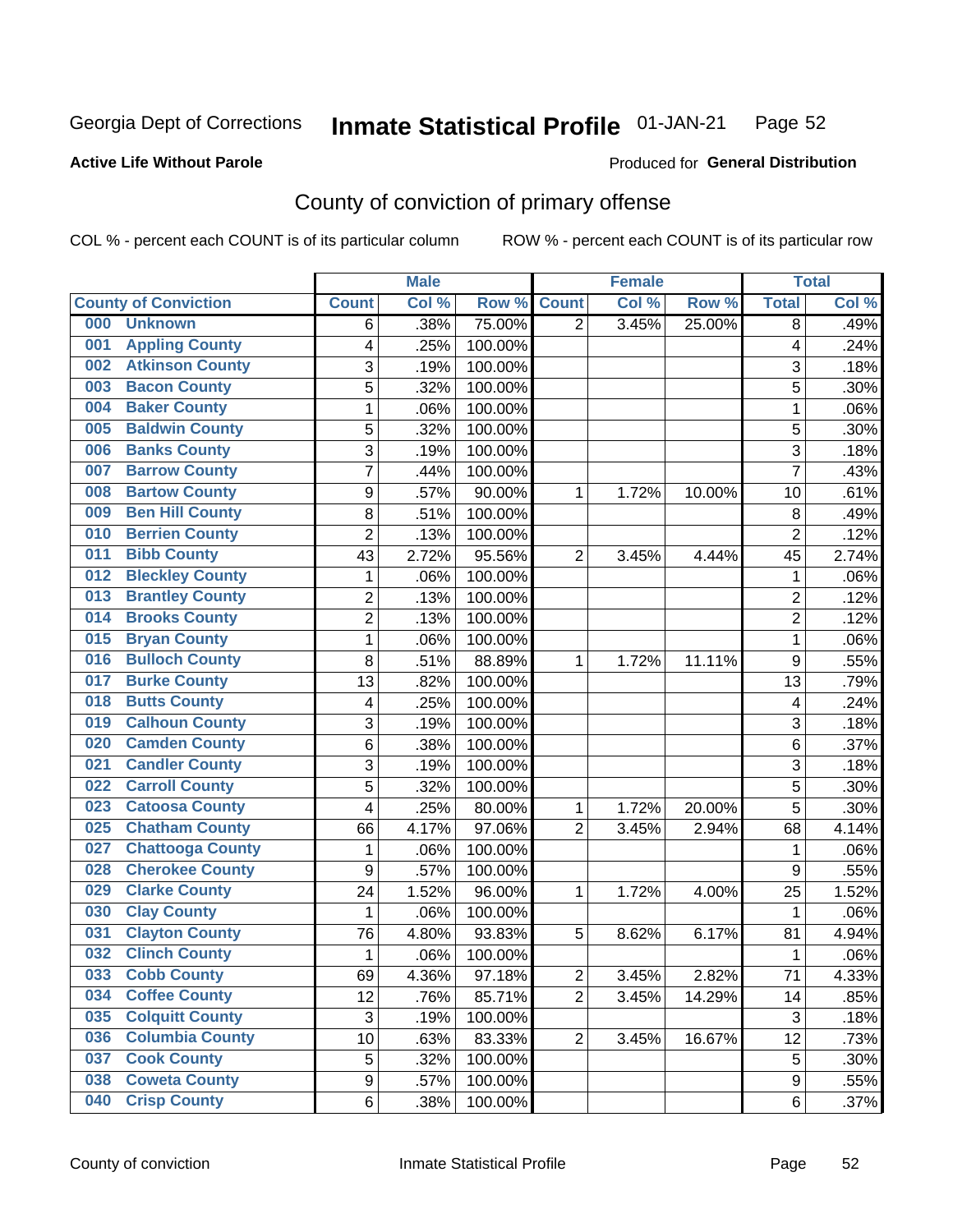Georgia Dept of Corrections **Inmate Statistical Profile** 01-JAN-21

**Active Life Without Parole** Produced for **General Distribution**

## County of conviction of primary offense

COL % - percent each COUNT is of its particular column ROW % - percent each COUNT is of its particular row

| County of Conviction | Male | | | Female | | | Total | |
|---|---|---|---|---|---|---|---|---|
| | Count | Col % | Row % | Count | Col % | Row % | Total | Col % |
| 000 Unknown | 6 | .38% | 75.00% | 2 | 3.45% | 25.00% | 8 | .49% |
| 001 Appling County | 4 | .25% | 100.00% | | | | 4 | .24% |
| 002 Atkinson County | 3 | .19% | 100.00% | | | | 3 | .18% |
| 003 Bacon County | 5 | .32% | 100.00% | | | | 5 | .30% |
| 004 Baker County | 1 | .06% | 100.00% | | | | 1 | .06% |
| 005 Baldwin County | 5 | .32% | 100.00% | | | | 5 | .30% |
| 006 Banks County | 3 | .19% | 100.00% | | | | 3 | .18% |
| 007 Barrow County | 7 | .44% | 100.00% | | | | 7 | .43% |
| 008 Bartow County | 9 | .57% | 90.00% | 1 | 1.72% | 10.00% | 10 | .61% |
| 009 Ben Hill County | 8 | .51% | 100.00% | | | | 8 | .49% |
| 010 Berrien County | 2 | .13% | 100.00% | | | | 2 | .12% |
| 011 Bibb County | 43 | 2.72% | 95.56% | 2 | 3.45% | 4.44% | 45 | 2.74% |
| 012 Bleckley County | 1 | .06% | 100.00% | | | | 1 | .06% |
| 013 Brantley County | 2 | .13% | 100.00% | | | | 2 | .12% |
| 014 Brooks County | 2 | .13% | 100.00% | | | | 2 | .12% |
| 015 Bryan County | 1 | .06% | 100.00% | | | | 1 | .06% |
| 016 Bulloch County | 8 | .51% | 88.89% | 1 | 1.72% | 11.11% | 9 | .55% |
| 017 Burke County | 13 | .82% | 100.00% | | | | 13 | .79% |
| 018 Butts County | 4 | .25% | 100.00% | | | | 4 | .24% |
| 019 Calhoun County | 3 | .19% | 100.00% | | | | 3 | .18% |
| 020 Camden County | 6 | .38% | 100.00% | | | | 6 | .37% |
| 021 Candler County | 3 | .19% | 100.00% | | | | 3 | .18% |
| 022 Carroll County | 5 | .32% | 100.00% | | | | 5 | .30% |
| 023 Catoosa County | 4 | .25% | 80.00% | 1 | 1.72% | 20.00% | 5 | .30% |
| 025 Chatham County | 66 | 4.17% | 97.06% | 2 | 3.45% | 2.94% | 68 | 4.14% |
| 027 Chattooga County | 1 | .06% | 100.00% | | | | 1 | .06% |
| 028 Cherokee County | 9 | .57% | 100.00% | | | | 9 | .55% |
| 029 Clarke County | 24 | 1.52% | 96.00% | 1 | 1.72% | 4.00% | 25 | 1.52% |
| 030 Clay County | 1 | .06% | 100.00% | | | | 1 | .06% |
| 031 Clayton County | 76 | 4.80% | 93.83% | 5 | 8.62% | 6.17% | 81 | 4.94% |
| 032 Clinch County | 1 | .06% | 100.00% | | | | 1 | .06% |
| 033 Cobb County | 69 | 4.36% | 97.18% | 2 | 3.45% | 2.82% | 71 | 4.33% |
| 034 Coffee County | 12 | .76% | 85.71% | 2 | 3.45% | 14.29% | 14 | .85% |
| 035 Colquitt County | 3 | .19% | 100.00% | | | | 3 | .18% |
| 036 Columbia County | 10 | .63% | 83.33% | 2 | 3.45% | 16.67% | 12 | .73% |
| 037 Cook County | 5 | .32% | 100.00% | | | | 5 | .30% |
| 038 Coweta County | 9 | .57% | 100.00% | | | | 9 | .55% |
| 040 Crisp County | 6 | .38% | 100.00% | | | | 6 | .37% |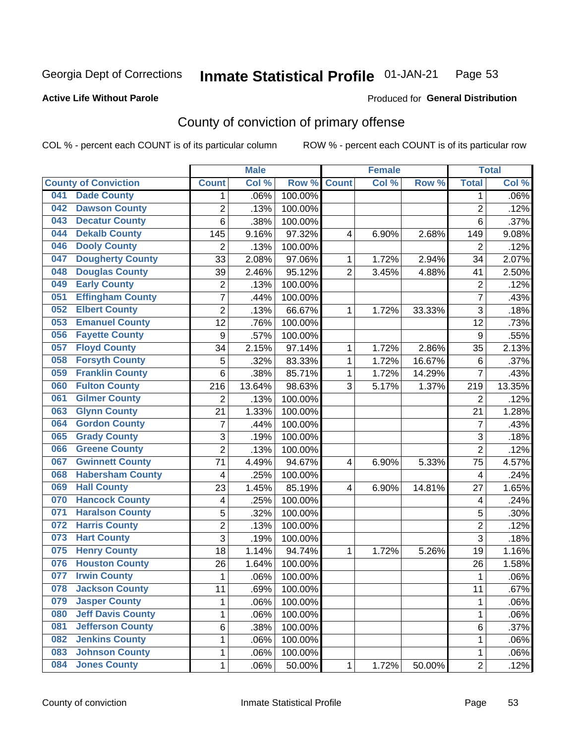Georgia Dept of Corrections **Inmate Statistical Profile** 01-JAN-21

**Active Life Without Parole**

Produced for **General Distribution**

## County of conviction of primary offense

COL % - percent each COUNT is of its particular column ROW % - percent each COUNT is of its particular row

| County of Conviction | Male | | | Female | | | Total | |
|---|---|---|---|---|---|---|---|---|
| | Count | Col % | Row % | Count | Col % | Row % | Total | Col % |
| 041 Dade County | 1 | .06% | 100.00% | | | | 1 | .06% |
| 042 Dawson County | 2 | .13% | 100.00% | | | | 2 | .12% |
| 043 Decatur County | 6 | .38% | 100.00% | | | | 6 | .37% |
| 044 Dekalb County | 145 | 9.16% | 97.32% | 4 | 6.90% | 2.68% | 149 | 9.08% |
| 046 Dooly County | 2 | .13% | 100.00% | | | | 2 | .12% |
| 047 Dougherty County | 33 | 2.08% | 97.06% | 1 | 1.72% | 2.94% | 34 | 2.07% |
| 048 Douglas County | 39 | 2.46% | 95.12% | 2 | 3.45% | 4.88% | 41 | 2.50% |
| 049 Early County | 2 | .13% | 100.00% | | | | 2 | .12% |
| 051 Effingham County | 7 | .44% | 100.00% | | | | 7 | .43% |
| 052 Elbert County | 2 | .13% | 66.67% | 1 | 1.72% | 33.33% | 3 | .18% |
| 053 Emanuel County | 12 | .76% | 100.00% | | | | 12 | .73% |
| 056 Fayette County | 9 | .57% | 100.00% | | | | 9 | .55% |
| 057 Floyd County | 34 | 2.15% | 97.14% | 1 | 1.72% | 2.86% | 35 | 2.13% |
| 058 Forsyth County | 5 | .32% | 83.33% | 1 | 1.72% | 16.67% | 6 | .37% |
| 059 Franklin County | 6 | .38% | 85.71% | 1 | 1.72% | 14.29% | 7 | .43% |
| 060 Fulton County | 216 | 13.64% | 98.63% | 3 | 5.17% | 1.37% | 219 | 13.35% |
| 061 Gilmer County | 2 | .13% | 100.00% | | | | 2 | .12% |
| 063 Glynn County | 21 | 1.33% | 100.00% | | | | 21 | 1.28% |
| 064 Gordon County | 7 | .44% | 100.00% | | | | 7 | .43% |
| 065 Grady County | 3 | .19% | 100.00% | | | | 3 | .18% |
| 066 Greene County | 2 | .13% | 100.00% | | | | 2 | .12% |
| 067 Gwinnett County | 71 | 4.49% | 94.67% | 4 | 6.90% | 5.33% | 75 | 4.57% |
| 068 Habersham County | 4 | .25% | 100.00% | | | | 4 | .24% |
| 069 Hall County | 23 | 1.45% | 85.19% | 4 | 6.90% | 14.81% | 27 | 1.65% |
| 070 Hancock County | 4 | .25% | 100.00% | | | | 4 | .24% |
| 071 Haralson County | 5 | .32% | 100.00% | | | | 5 | .30% |
| 072 Harris County | 2 | .13% | 100.00% | | | | 2 | .12% |
| 073 Hart County | 3 | .19% | 100.00% | | | | 3 | .18% |
| 075 Henry County | 18 | 1.14% | 94.74% | 1 | 1.72% | 5.26% | 19 | 1.16% |
| 076 Houston County | 26 | 1.64% | 100.00% | | | | 26 | 1.58% |
| 077 Irwin County | 1 | .06% | 100.00% | | | | 1 | .06% |
| 078 Jackson County | 11 | .69% | 100.00% | | | | 11 | .67% |
| 079 Jasper County | 1 | .06% | 100.00% | | | | 1 | .06% |
| 080 Jeff Davis County | 1 | .06% | 100.00% | | | | 1 | .06% |
| 081 Jefferson County | 6 | .38% | 100.00% | | | | 6 | .37% |
| 082 Jenkins County | 1 | .06% | 100.00% | | | | 1 | .06% |
| 083 Johnson County | 1 | .06% | 100.00% | | | | 1 | .06% |
| 084 Jones County | 1 | .06% | 50.00% | 1 | 1.72% | 50.00% | 2 | .12% |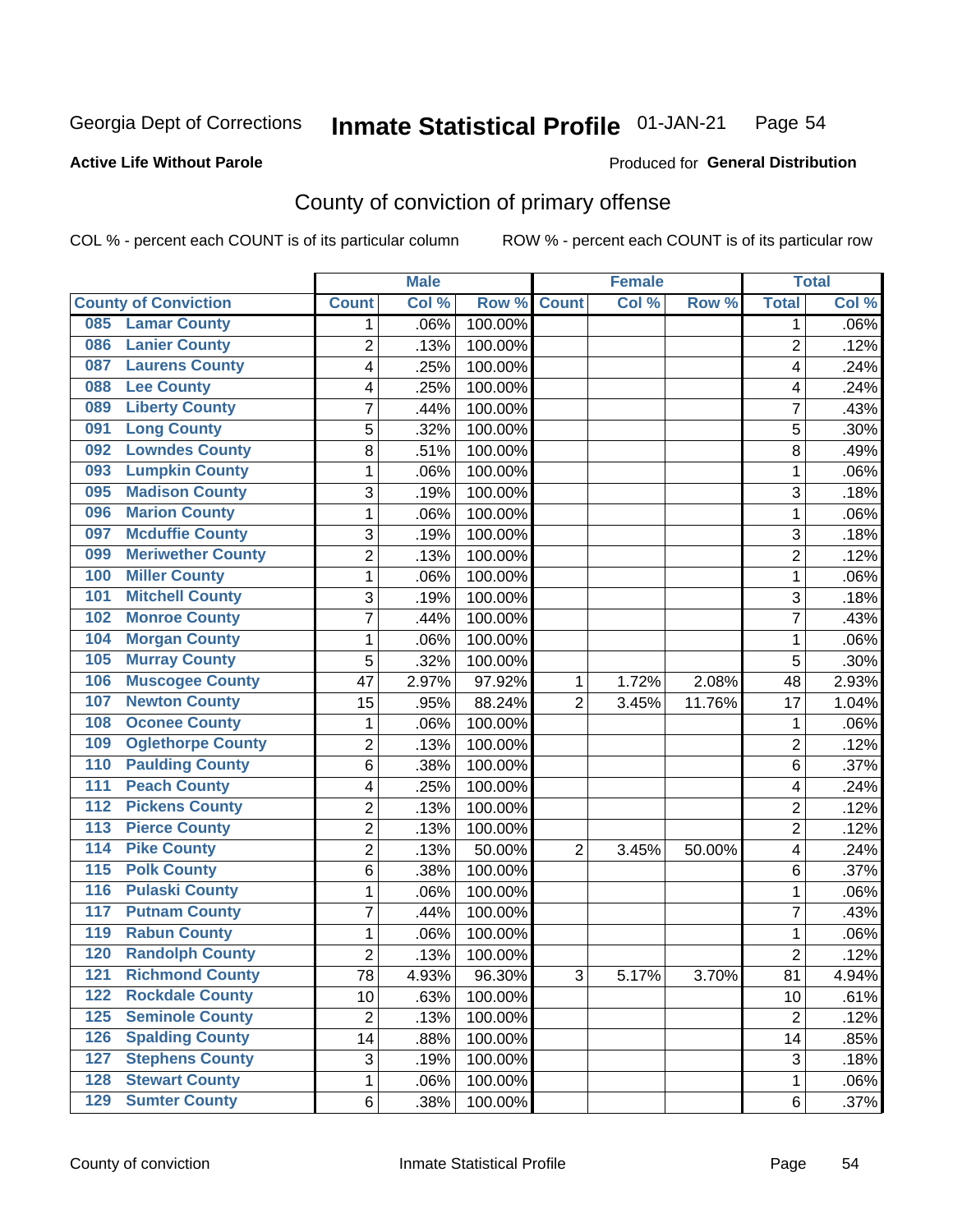Georgia Dept of Corrections **Inmate Statistical Profile** 01-JAN-21

**Active Life Without Parole**

Produced for **General Distribution**

## County of conviction of primary offense

COL % - percent each COUNT is of its particular column ROW % - percent each COUNT is of its particular row

| | Male | | | Female | | | Total | |
|---|---|---|---|---|---|---|---|---|
| **County of Conviction** | **Count** | **Col %** | **Row %** | **Count** | **Col %** | **Row %** | **Total** | **Col %** |
| 085 Lamar County | 1 | .06% | 100.00% | | | | 1 | .06% |
| 086 Lanier County | 2 | .13% | 100.00% | | | | 2 | .12% |
| 087 Laurens County | 4 | .25% | 100.00% | | | | 4 | .24% |
| 088 Lee County | 4 | .25% | 100.00% | | | | 4 | .24% |
| 089 Liberty County | 7 | .44% | 100.00% | | | | 7 | .43% |
| 091 Long County | 5 | .32% | 100.00% | | | | 5 | .30% |
| 092 Lowndes County | 8 | .51% | 100.00% | | | | 8 | .49% |
| 093 Lumpkin County | 1 | .06% | 100.00% | | | | 1 | .06% |
| 095 Madison County | 3 | .19% | 100.00% | | | | 3 | .18% |
| 096 Marion County | 1 | .06% | 100.00% | | | | 1 | .06% |
| 097 Mcduffie County | 3 | .19% | 100.00% | | | | 3 | .18% |
| 099 Meriwether County | 2 | .13% | 100.00% | | | | 2 | .12% |
| 100 Miller County | 1 | .06% | 100.00% | | | | 1 | .06% |
| 101 Mitchell County | 3 | .19% | 100.00% | | | | 3 | .18% |
| 102 Monroe County | 7 | .44% | 100.00% | | | | 7 | .43% |
| 104 Morgan County | 1 | .06% | 100.00% | | | | 1 | .06% |
| 105 Murray County | 5 | .32% | 100.00% | | | | 5 | .30% |
| 106 Muscogee County | 47 | 2.97% | 97.92% | 1 | 1.72% | 2.08% | 48 | 2.93% |
| 107 Newton County | 15 | .95% | 88.24% | 2 | 3.45% | 11.76% | 17 | 1.04% |
| 108 Oconee County | 1 | .06% | 100.00% | | | | 1 | .06% |
| 109 Oglethorpe County | 2 | .13% | 100.00% | | | | 2 | .12% |
| 110 Paulding County | 6 | .38% | 100.00% | | | | 6 | .37% |
| 111 Peach County | 4 | .25% | 100.00% | | | | 4 | .24% |
| 112 Pickens County | 2 | .13% | 100.00% | | | | 2 | .12% |
| 113 Pierce County | 2 | .13% | 100.00% | | | | 2 | .12% |
| 114 Pike County | 2 | .13% | 50.00% | 2 | 3.45% | 50.00% | 4 | .24% |
| 115 Polk County | 6 | .38% | 100.00% | | | | 6 | .37% |
| 116 Pulaski County | 1 | .06% | 100.00% | | | | 1 | .06% |
| 117 Putnam County | 7 | .44% | 100.00% | | | | 7 | .43% |
| 119 Rabun County | 1 | .06% | 100.00% | | | | 1 | .06% |
| 120 Randolph County | 2 | .13% | 100.00% | | | | 2 | .12% |
| 121 Richmond County | 78 | 4.93% | 96.30% | 3 | 5.17% | 3.70% | 81 | 4.94% |
| 122 Rockdale County | 10 | .63% | 100.00% | | | | 10 | .61% |
| 125 Seminole County | 2 | .13% | 100.00% | | | | 2 | .12% |
| 126 Spalding County | 14 | .88% | 100.00% | | | | 14 | .85% |
| 127 Stephens County | 3 | .19% | 100.00% | | | | 3 | .18% |
| 128 Stewart County | 1 | .06% | 100.00% | | | | 1 | .06% |
| 129 Sumter County | 6 | .38% | 100.00% | | | | 6 | .37% |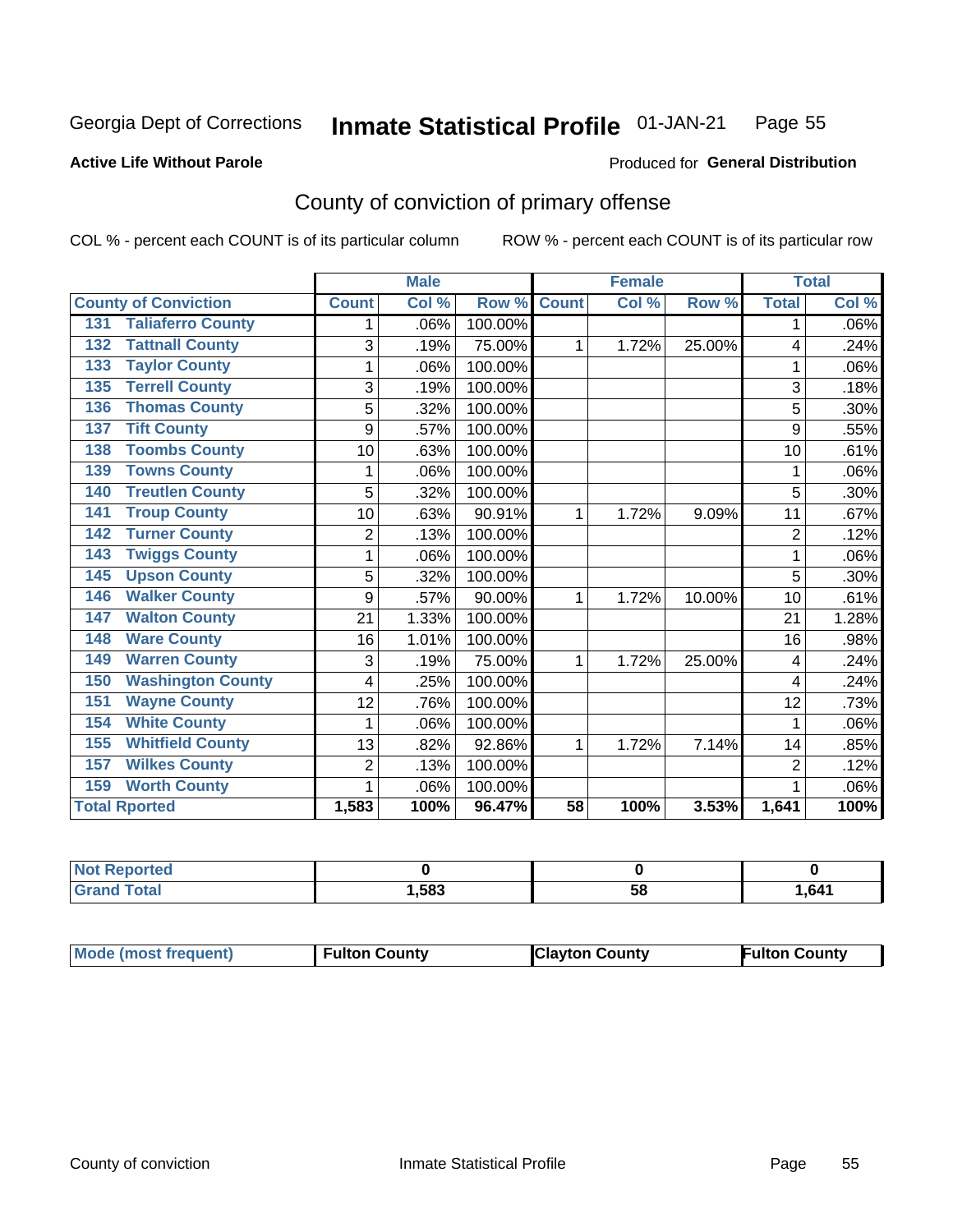Georgia Dept of Corrections **Inmate Statistical Profile** 01-JAN-21

**Active Life Without Parole**

Produced for **General Distribution**

## County of conviction of primary offense

COL % - percent each COUNT is of its particular column

ROW % - percent each COUNT is of its particular row

| County of Conviction | Male | | | Female | | | Total | |
|---|---|---|---|---|---|---|---|---|
| | Count | Col % | Row % | Count | Col % | Row % | Total | Col % |
| 131 Taliaferro County | 1 | .06% | 100.00% | | | | 1 | .06% |
| 132 Tattnall County | 3 | .19% | 75.00% | 1 | 1.72% | 25.00% | 4 | .24% |
| 133 Taylor County | 1 | .06% | 100.00% | | | | 1 | .06% |
| 135 Terrell County | 3 | .19% | 100.00% | | | | 3 | .18% |
| 136 Thomas County | 5 | .32% | 100.00% | | | | 5 | .30% |
| 137 Tift County | 9 | .57% | 100.00% | | | | 9 | .55% |
| 138 Toombs County | 10 | .63% | 100.00% | | | | 10 | .61% |
| 139 Towns County | 1 | .06% | 100.00% | | | | 1 | .06% |
| 140 Treutlen County | 5 | .32% | 100.00% | | | | 5 | .30% |
| 141 Troup County | 10 | .63% | 90.91% | 1 | 1.72% | 9.09% | 11 | .67% |
| 142 Turner County | 2 | .13% | 100.00% | | | | 2 | .12% |
| 143 Twiggs County | 1 | .06% | 100.00% | | | | 1 | .06% |
| 145 Upson County | 5 | .32% | 100.00% | | | | 5 | .30% |
| 146 Walker County | 9 | .57% | 90.00% | 1 | 1.72% | 10.00% | 10 | .61% |
| 147 Walton County | 21 | 1.33% | 100.00% | | | | 21 | 1.28% |
| 148 Ware County | 16 | 1.01% | 100.00% | | | | 16 | .98% |
| 149 Warren County | 3 | .19% | 75.00% | 1 | 1.72% | 25.00% | 4 | .24% |
| 150 Washington County | 4 | .25% | 100.00% | | | | 4 | .24% |
| 151 Wayne County | 12 | .76% | 100.00% | | | | 12 | .73% |
| 154 White County | 1 | .06% | 100.00% | | | | 1 | .06% |
| 155 Whitfield County | 13 | .82% | 92.86% | 1 | 1.72% | 7.14% | 14 | .85% |
| 157 Wilkes County | 2 | .13% | 100.00% | | | | 2 | .12% |
| 159 Worth County | 1 | .06% | 100.00% | | | | 1 | .06% |
| **Total Rported** | **1,583** | **100%** | **96.47%** | **58** | **100%** | **3.53%** | **1,641** | **100%** |

| | Male | Female | Total |
|---|---|---|---|
| Not Reported | 0 | 0 | 0 |
| Grand Total | 1,583 | 58 | 1,641 |

| | Male | Female | Total |
|---|---|---|---|
| Mode (most frequent) | Fulton County | Clayton County | Fulton County |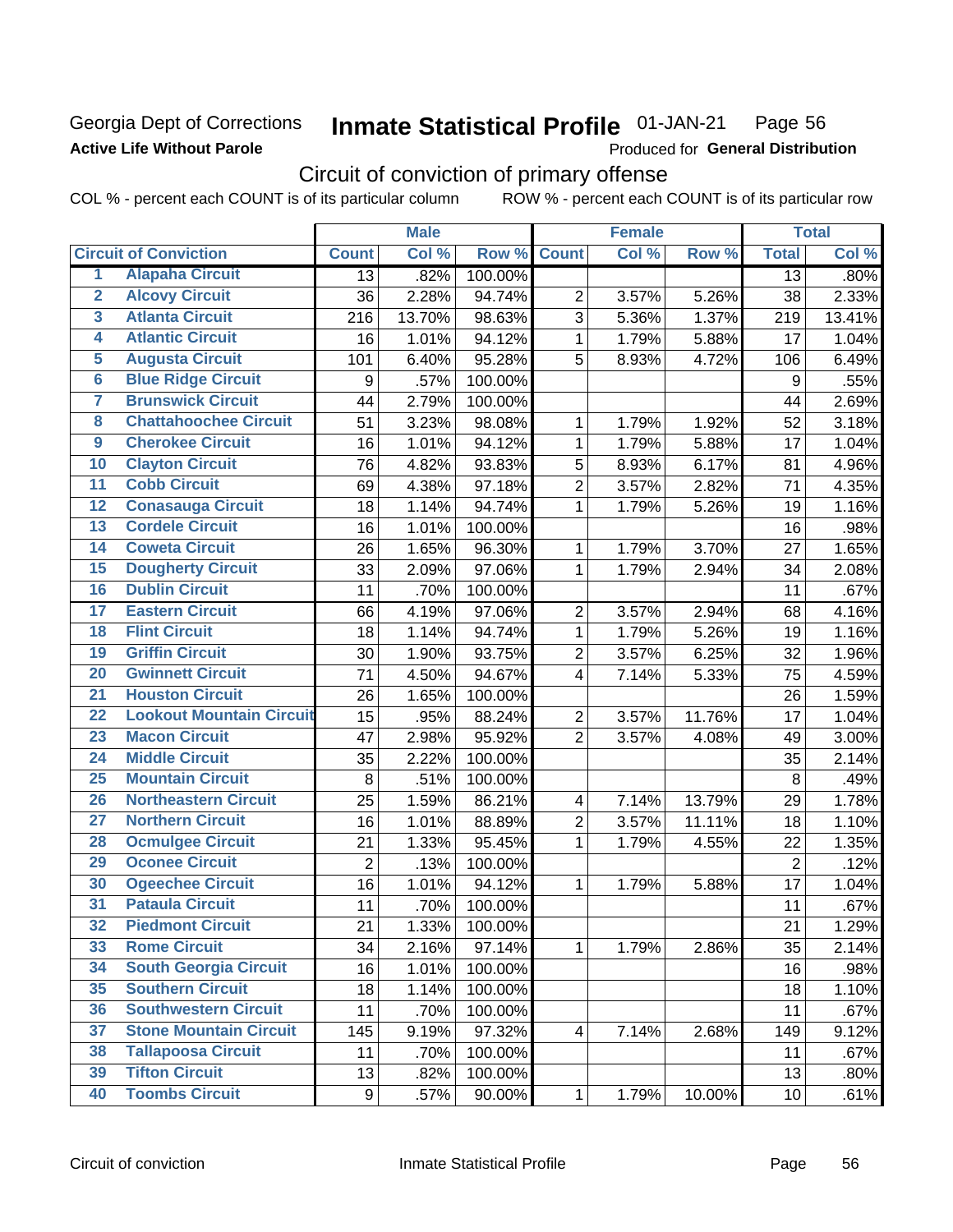Georgia Dept of Corrections
**Active Life Without Parole**

# Inmate Statistical Profile 01-JAN-21

Produced for **General Distribution**

## Circuit of conviction of primary offense

COL % - percent each COUNT is of its particular column     ROW % - percent each COUNT is of its particular row

| | | Male | | | Female | | | Total | |
|---|---|---|---|---|---|---|---|---|---|
| Circuit of Conviction | | Count | Col % | Row % | Count | Col % | Row % | Total | Col % |
| 1 | Alapaha Circuit | 13 | .82% | 100.00% | | | | 13 | .80% |
| 2 | Alcovy Circuit | 36 | 2.28% | 94.74% | 2 | 3.57% | 5.26% | 38 | 2.33% |
| 3 | Atlanta Circuit | 216 | 13.70% | 98.63% | 3 | 5.36% | 1.37% | 219 | 13.41% |
| 4 | Atlantic Circuit | 16 | 1.01% | 94.12% | 1 | 1.79% | 5.88% | 17 | 1.04% |
| 5 | Augusta Circuit | 101 | 6.40% | 95.28% | 5 | 8.93% | 4.72% | 106 | 6.49% |
| 6 | Blue Ridge Circuit | 9 | .57% | 100.00% | | | | 9 | .55% |
| 7 | Brunswick Circuit | 44 | 2.79% | 100.00% | | | | 44 | 2.69% |
| 8 | Chattahoochee Circuit | 51 | 3.23% | 98.08% | 1 | 1.79% | 1.92% | 52 | 3.18% |
| 9 | Cherokee Circuit | 16 | 1.01% | 94.12% | 1 | 1.79% | 5.88% | 17 | 1.04% |
| 10 | Clayton Circuit | 76 | 4.82% | 93.83% | 5 | 8.93% | 6.17% | 81 | 4.96% |
| 11 | Cobb Circuit | 69 | 4.38% | 97.18% | 2 | 3.57% | 2.82% | 71 | 4.35% |
| 12 | Conasauga Circuit | 18 | 1.14% | 94.74% | 1 | 1.79% | 5.26% | 19 | 1.16% |
| 13 | Cordele Circuit | 16 | 1.01% | 100.00% | | | | 16 | .98% |
| 14 | Coweta Circuit | 26 | 1.65% | 96.30% | 1 | 1.79% | 3.70% | 27 | 1.65% |
| 15 | Dougherty Circuit | 33 | 2.09% | 97.06% | 1 | 1.79% | 2.94% | 34 | 2.08% |
| 16 | Dublin Circuit | 11 | .70% | 100.00% | | | | 11 | .67% |
| 17 | Eastern Circuit | 66 | 4.19% | 97.06% | 2 | 3.57% | 2.94% | 68 | 4.16% |
| 18 | Flint Circuit | 18 | 1.14% | 94.74% | 1 | 1.79% | 5.26% | 19 | 1.16% |
| 19 | Griffin Circuit | 30 | 1.90% | 93.75% | 2 | 3.57% | 6.25% | 32 | 1.96% |
| 20 | Gwinnett Circuit | 71 | 4.50% | 94.67% | 4 | 7.14% | 5.33% | 75 | 4.59% |
| 21 | Houston Circuit | 26 | 1.65% | 100.00% | | | | 26 | 1.59% |
| 22 | Lookout Mountain Circuit | 15 | .95% | 88.24% | 2 | 3.57% | 11.76% | 17 | 1.04% |
| 23 | Macon Circuit | 47 | 2.98% | 95.92% | 2 | 3.57% | 4.08% | 49 | 3.00% |
| 24 | Middle Circuit | 35 | 2.22% | 100.00% | | | | 35 | 2.14% |
| 25 | Mountain Circuit | 8 | .51% | 100.00% | | | | 8 | .49% |
| 26 | Northeastern Circuit | 25 | 1.59% | 86.21% | 4 | 7.14% | 13.79% | 29 | 1.78% |
| 27 | Northern Circuit | 16 | 1.01% | 88.89% | 2 | 3.57% | 11.11% | 18 | 1.10% |
| 28 | Ocmulgee Circuit | 21 | 1.33% | 95.45% | 1 | 1.79% | 4.55% | 22 | 1.35% |
| 29 | Oconee Circuit | 2 | .13% | 100.00% | | | | 2 | .12% |
| 30 | Ogeechee Circuit | 16 | 1.01% | 94.12% | 1 | 1.79% | 5.88% | 17 | 1.04% |
| 31 | Pataula Circuit | 11 | .70% | 100.00% | | | | 11 | .67% |
| 32 | Piedmont Circuit | 21 | 1.33% | 100.00% | | | | 21 | 1.29% |
| 33 | Rome Circuit | 34 | 2.16% | 97.14% | 1 | 1.79% | 2.86% | 35 | 2.14% |
| 34 | South Georgia Circuit | 16 | 1.01% | 100.00% | | | | 16 | .98% |
| 35 | Southern Circuit | 18 | 1.14% | 100.00% | | | | 18 | 1.10% |
| 36 | Southwestern Circuit | 11 | .70% | 100.00% | | | | 11 | .67% |
| 37 | Stone Mountain Circuit | 145 | 9.19% | 97.32% | 4 | 7.14% | 2.68% | 149 | 9.12% |
| 38 | Tallapoosa Circuit | 11 | .70% | 100.00% | | | | 11 | .67% |
| 39 | Tifton Circuit | 13 | .82% | 100.00% | | | | 13 | .80% |
| 40 | Toombs Circuit | 9 | .57% | 90.00% | 1 | 1.79% | 10.00% | 10 | .61% |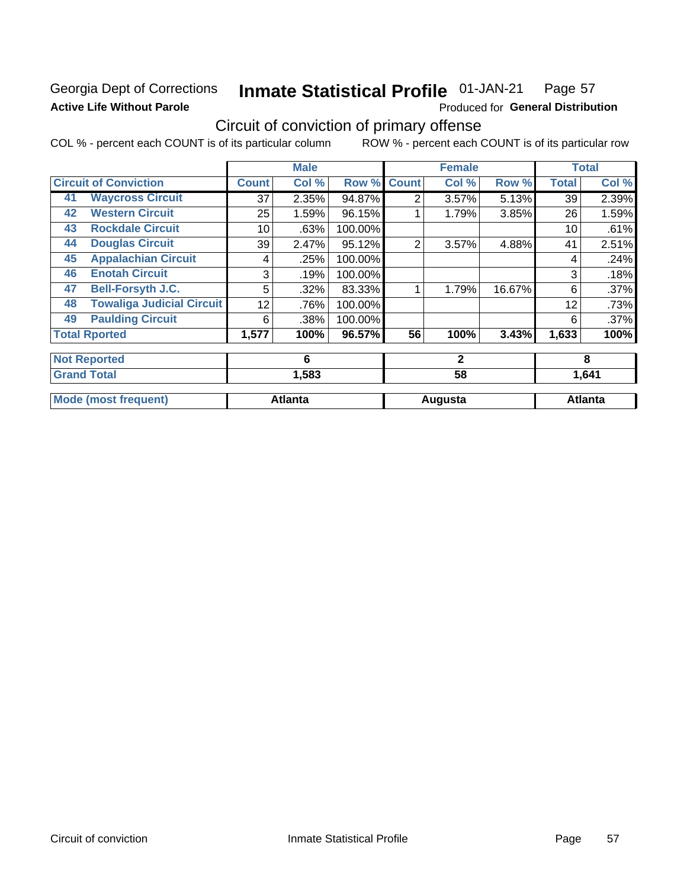Georgia Dept of Corrections

**Active Life Without Parole**

# Inmate Statistical Profile 01-JAN-21 Page 57

Produced for **General Distribution**

## Circuit of conviction of primary offense

COL % - percent each COUNT is of its particular column ROW % - percent each COUNT is of its particular row

| Circuit of Conviction | | Male | | | Female | | | Total | |
|---|---|---|---|---|---|---|---|---|---|
| | | Count | Col % | Row % | Count | Col % | Row % | Total | Col % |
| 41 | Waycross Circuit | 37 | 2.35% | 94.87% | 2 | 3.57% | 5.13% | 39 | 2.39% |
| 42 | Western Circuit | 25 | 1.59% | 96.15% | 1 | 1.79% | 3.85% | 26 | 1.59% |
| 43 | Rockdale Circuit | 10 | .63% | 100.00% | | | | 10 | .61% |
| 44 | Douglas Circuit | 39 | 2.47% | 95.12% | 2 | 3.57% | 4.88% | 41 | 2.51% |
| 45 | Appalachian Circuit | 4 | .25% | 100.00% | | | | 4 | .24% |
| 46 | Enotah Circuit | 3 | .19% | 100.00% | | | | 3 | .18% |
| 47 | Bell-Forsyth J.C. | 5 | .32% | 83.33% | 1 | 1.79% | 16.67% | 6 | .37% |
| 48 | Towaliga Judicial Circuit | 12 | .76% | 100.00% | | | | 12 | .73% |
| 49 | Paulding Circuit | 6 | .38% | 100.00% | | | | 6 | .37% |
| Total Rported | | 1,577 | 100% | 96.57% | 56 | 100% | 3.43% | 1,633 | 100% |
| Not Reported | | 6 | | | 2 | | | 8 | |
| Grand Total | | 1,583 | | | 58 | | | 1,641 | |
| Mode (most frequent) | | Atlanta | | | Augusta | | | Atlanta | |

Circuit of conviction Inmate Statistical Profile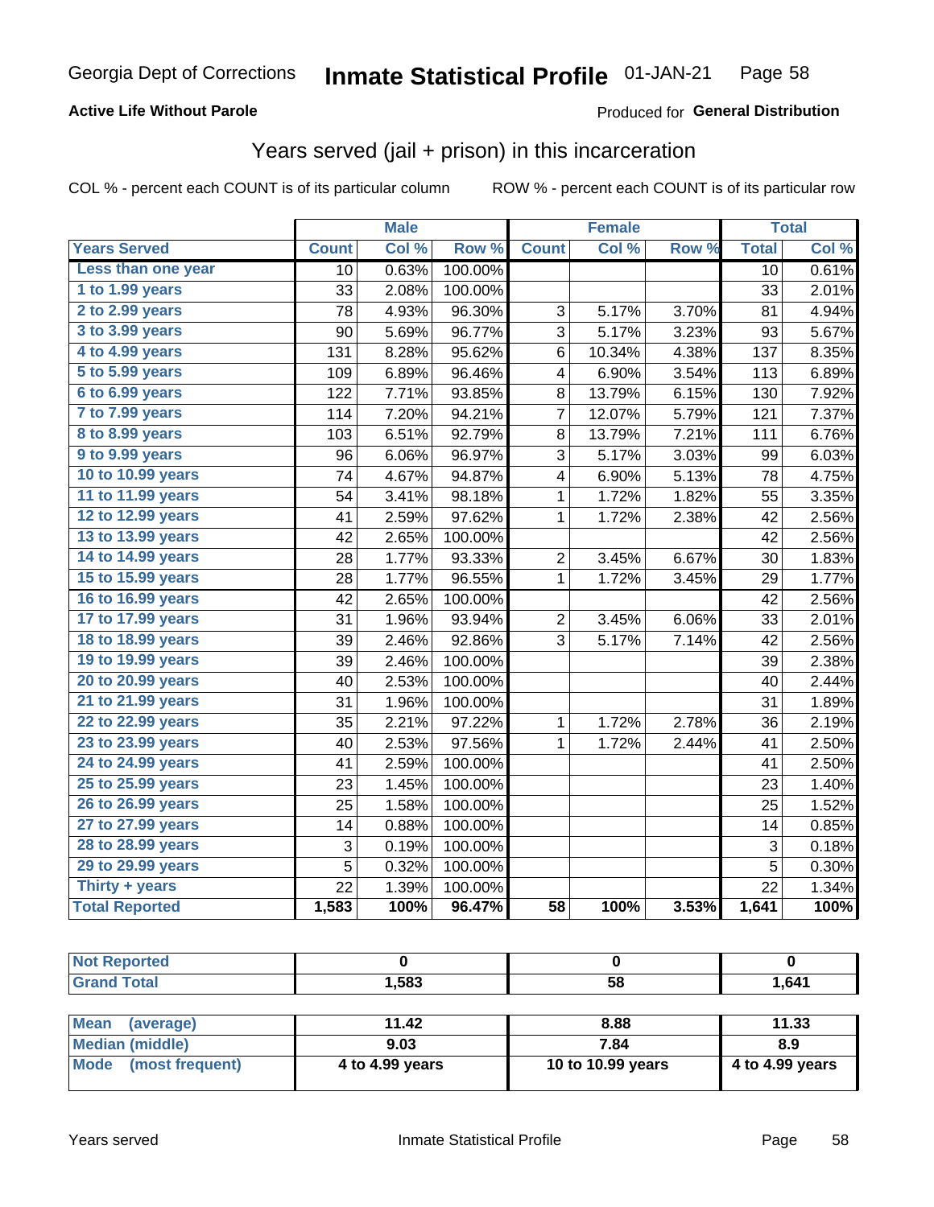Georgia Dept of Corrections **Inmate Statistical Profile** 01-JAN-21

**Active Life Without Parole**

Produced for **General Distribution**

## Years served (jail + prison) in this incarceration

COL % - percent each COUNT is of its particular column

ROW % - percent each COUNT is of its particular row

| | Male | | | Female | | | Total | |
|---|---|---|---|---|---|---|---|---|
| **Years Served** | **Count** | **Col %** | **Row %** | **Count** | **Col %** | **Row %** | **Total** | **Col %** |
| Less than one year | 10 | 0.63% | 100.00% | | | | 10 | 0.61% |
| 1 to 1.99 years | 33 | 2.08% | 100.00% | | | | 33 | 2.01% |
| 2 to 2.99 years | 78 | 4.93% | 96.30% | 3 | 5.17% | 3.70% | 81 | 4.94% |
| 3 to 3.99 years | 90 | 5.69% | 96.77% | 3 | 5.17% | 3.23% | 93 | 5.67% |
| 4 to 4.99 years | 131 | 8.28% | 95.62% | 6 | 10.34% | 4.38% | 137 | 8.35% |
| 5 to 5.99 years | 109 | 6.89% | 96.46% | 4 | 6.90% | 3.54% | 113 | 6.89% |
| 6 to 6.99 years | 122 | 7.71% | 93.85% | 8 | 13.79% | 6.15% | 130 | 7.92% |
| 7 to 7.99 years | 114 | 7.20% | 94.21% | 7 | 12.07% | 5.79% | 121 | 7.37% |
| 8 to 8.99 years | 103 | 6.51% | 92.79% | 8 | 13.79% | 7.21% | 111 | 6.76% |
| 9 to 9.99 years | 96 | 6.06% | 96.97% | 3 | 5.17% | 3.03% | 99 | 6.03% |
| 10 to 10.99 years | 74 | 4.67% | 94.87% | 4 | 6.90% | 5.13% | 78 | 4.75% |
| 11 to 11.99 years | 54 | 3.41% | 98.18% | 1 | 1.72% | 1.82% | 55 | 3.35% |
| 12 to 12.99 years | 41 | 2.59% | 97.62% | 1 | 1.72% | 2.38% | 42 | 2.56% |
| 13 to 13.99 years | 42 | 2.65% | 100.00% | | | | 42 | 2.56% |
| 14 to 14.99 years | 28 | 1.77% | 93.33% | 2 | 3.45% | 6.67% | 30 | 1.83% |
| 15 to 15.99 years | 28 | 1.77% | 96.55% | 1 | 1.72% | 3.45% | 29 | 1.77% |
| 16 to 16.99 years | 42 | 2.65% | 100.00% | | | | 42 | 2.56% |
| 17 to 17.99 years | 31 | 1.96% | 93.94% | 2 | 3.45% | 6.06% | 33 | 2.01% |
| 18 to 18.99 years | 39 | 2.46% | 92.86% | 3 | 5.17% | 7.14% | 42 | 2.56% |
| 19 to 19.99 years | 39 | 2.46% | 100.00% | | | | 39 | 2.38% |
| 20 to 20.99 years | 40 | 2.53% | 100.00% | | | | 40 | 2.44% |
| 21 to 21.99 years | 31 | 1.96% | 100.00% | | | | 31 | 1.89% |
| 22 to 22.99 years | 35 | 2.21% | 97.22% | 1 | 1.72% | 2.78% | 36 | 2.19% |
| 23 to 23.99 years | 40 | 2.53% | 97.56% | 1 | 1.72% | 2.44% | 41 | 2.50% |
| 24 to 24.99 years | 41 | 2.59% | 100.00% | | | | 41 | 2.50% |
| 25 to 25.99 years | 23 | 1.45% | 100.00% | | | | 23 | 1.40% |
| 26 to 26.99 years | 25 | 1.58% | 100.00% | | | | 25 | 1.52% |
| 27 to 27.99 years | 14 | 0.88% | 100.00% | | | | 14 | 0.85% |
| 28 to 28.99 years | 3 | 0.19% | 100.00% | | | | 3 | 0.18% |
| 29 to 29.99 years | 5 | 0.32% | 100.00% | | | | 5 | 0.30% |
| Thirty + years | 22 | 1.39% | 100.00% | | | | 22 | 1.34% |
| **Total Reported** | **1,583** | **100%** | **96.47%** | **58** | **100%** | **3.53%** | **1,641** | **100%** |

| | Male | Female | Total |
|---|---|---|---|
| Not Reported | 0 | 0 | 0 |
| Grand Total | 1,583 | 58 | 1,641 |

| | Male | Female | Total |
|---|---|---|---|
| Mean (average) | 11.42 | 8.88 | 11.33 |
| Median (middle) | 9.03 | 7.84 | 8.9 |
| Mode (most frequent) | 4 to 4.99 years | 10 to 10.99 years | 4 to 4.99 years |

Years served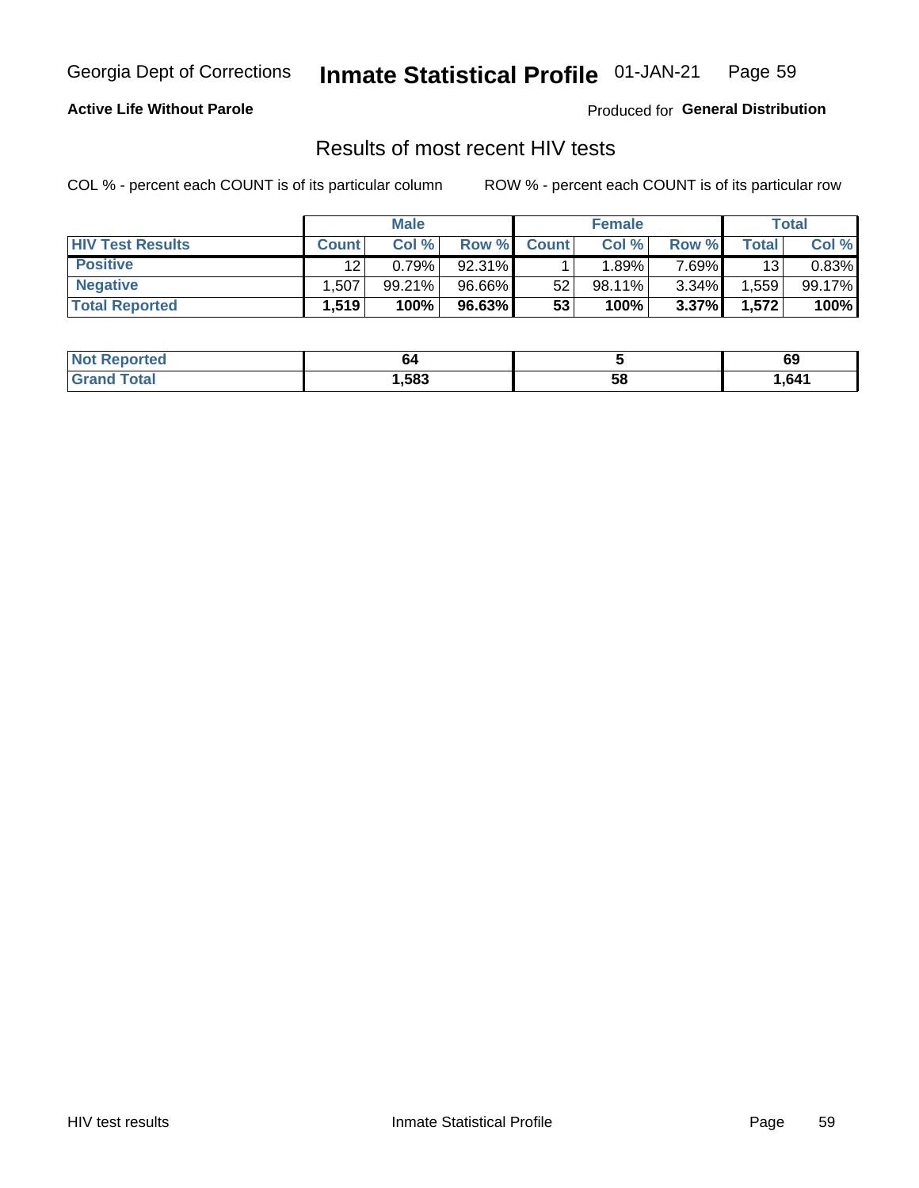Georgia Dept of Corrections **Inmate Statistical Profile** 01-JAN-21

**Active Life Without Parole**

Produced for **General Distribution**

## Results of most recent HIV tests

COL % - percent each COUNT is of its particular column ROW % - percent each COUNT is of its particular row

| | Male | | | Female | | | Total | |
|---|---|---|---|---|---|---|---|---|
| **HIV Test Results** | **Count** | **Col %** | **Row %** | **Count** | **Col %** | **Row %** | **Total** | **Col %** |
| **Positive** | 12 | 0.79% | 92.31% | 1 | 1.89% | 7.69% | 13 | 0.83% |
| **Negative** | 1,507 | 99.21% | 96.66% | 52 | 98.11% | 3.34% | 1,559 | 99.17% |
| **Total Reported** | **1,519** | **100%** | **96.63%** | **53** | **100%** | **3.37%** | **1,572** | **100%** |

| | Male | Female | Total |
|---|---|---|---|
| **Not Reported** | **64** | **5** | **69** |
| **Grand Total** | **1,583** | **58** | **1,641** |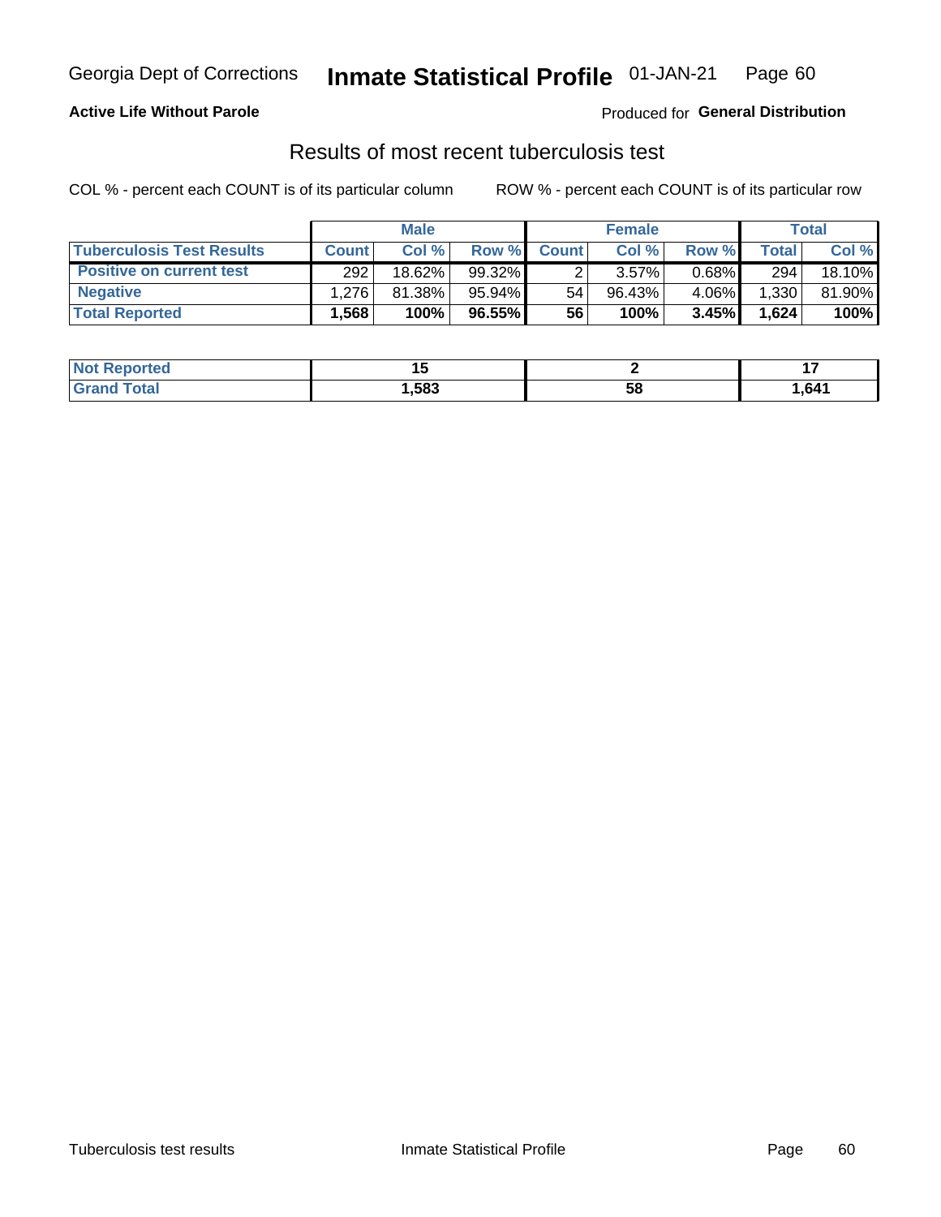Georgia Dept of Corrections **Inmate Statistical Profile** 01-JAN-21

**Active Life Without Parole**

Produced for **General Distribution**

## Results of most recent tuberculosis test

COL % - percent each COUNT is of its particular column

ROW % - percent each COUNT is of its particular row

| | Male | | | Female | | | Total | |
|---|---|---|---|---|---|---|---|---|
| **Tuberculosis Test Results** | **Count** | **Col %** | **Row %** | **Count** | **Col %** | **Row %** | **Total** | **Col %** |
| **Positive on current test** | 292 | 18.62% | 99.32% | 2 | 3.57% | 0.68% | 294 | 18.10% |
| **Negative** | 1,276 | 81.38% | 95.94% | 54 | 96.43% | 4.06% | 1,330 | 81.90% |
| **Total Reported** | **1,568** | **100%** | **96.55%** | **56** | **100%** | **3.45%** | **1,624** | **100%** |

| | Male | Female | Total |
|---|---|---|---|
| **Not Reported** | **15** | **2** | **17** |
| **Grand Total** | **1,583** | **58** | **1,641** |

Tuberculosis test results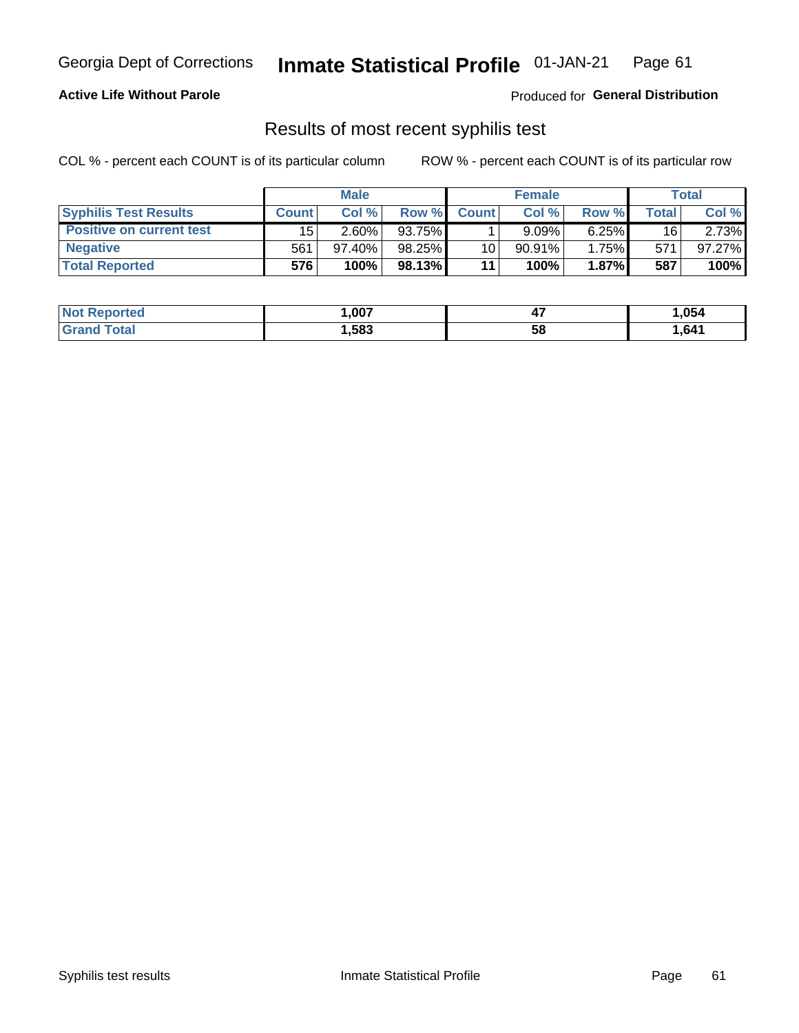Georgia Dept of Corrections **Inmate Statistical Profile** 01-JAN-21

**Active Life Without Parole**

Produced for **General Distribution**

## Results of most recent syphilis test

COL % - percent each COUNT is of its particular column

ROW % - percent each COUNT is of its particular row

| | Male | | | Female | | | Total | |
|---|---|---|---|---|---|---|---|---|
| **Syphilis Test Results** | **Count** | **Col %** | **Row %** | **Count** | **Col %** | **Row %** | **Total** | **Col %** |
| **Positive on current test** | 15 | 2.60% | 93.75% | 1 | 9.09% | 6.25% | 16 | 2.73% |
| **Negative** | 561 | 97.40% | 98.25% | 10 | 90.91% | 1.75% | 571 | 97.27% |
| **Total Reported** | **576** | **100%** | **98.13%** | **11** | **100%** | **1.87%** | **587** | **100%** |

| | Male | Female | Total |
|---|---|---|---|
| **Not Reported** | **1,007** | **47** | **1,054** |
| **Grand Total** | **1,583** | **58** | **1,641** |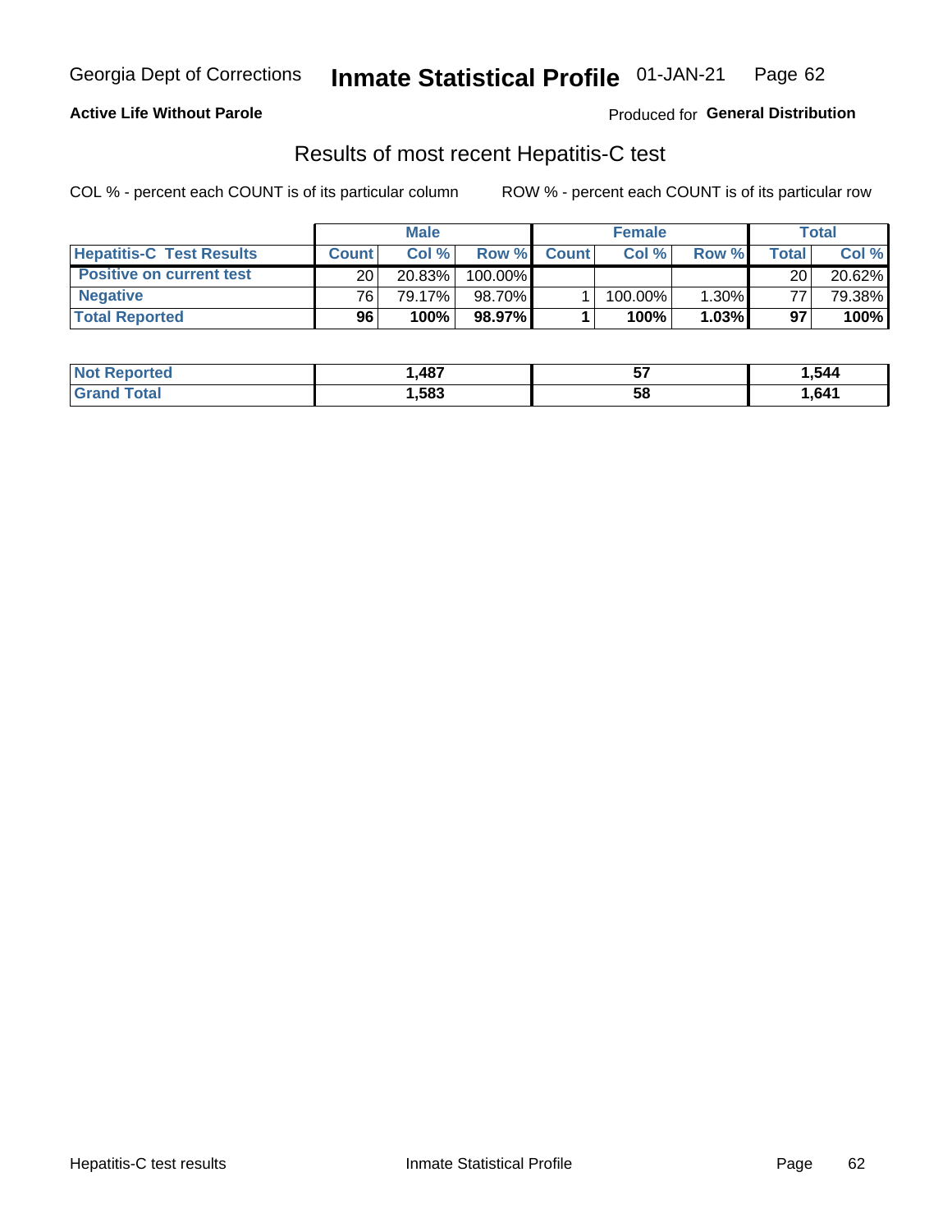Georgia Dept of Corrections **Inmate Statistical Profile** 01-JAN-21

**Active Life Without Parole**

Produced for **General Distribution**

## Results of most recent Hepatitis-C test

COL % - percent each COUNT is of its particular column ROW % - percent each COUNT is of its particular row

| | Male | | | Female | | | Total | |
|---|---|---|---|---|---|---|---|---|
| **Hepatitis-C Test Results** | **Count** | **Col %** | **Row %** | **Count** | **Col %** | **Row %** | **Total** | **Col %** |
| **Positive on current test** | 20 | 20.83% | 100.00% | | | | 20 | 20.62% |
| **Negative** | 76 | 79.17% | 98.70% | 1 | 100.00% | 1.30% | 77 | 79.38% |
| **Total Reported** | **96** | **100%** | **98.97%** | **1** | **100%** | **1.03%** | **97** | **100%** |

| | Male | Female | Total |
|---|---|---|---|
| **Not Reported** | **1,487** | **57** | **1,544** |
| **Grand Total** | **1,583** | **58** | **1,641** |

Hepatitis-C test results Inmate Statistical Profile